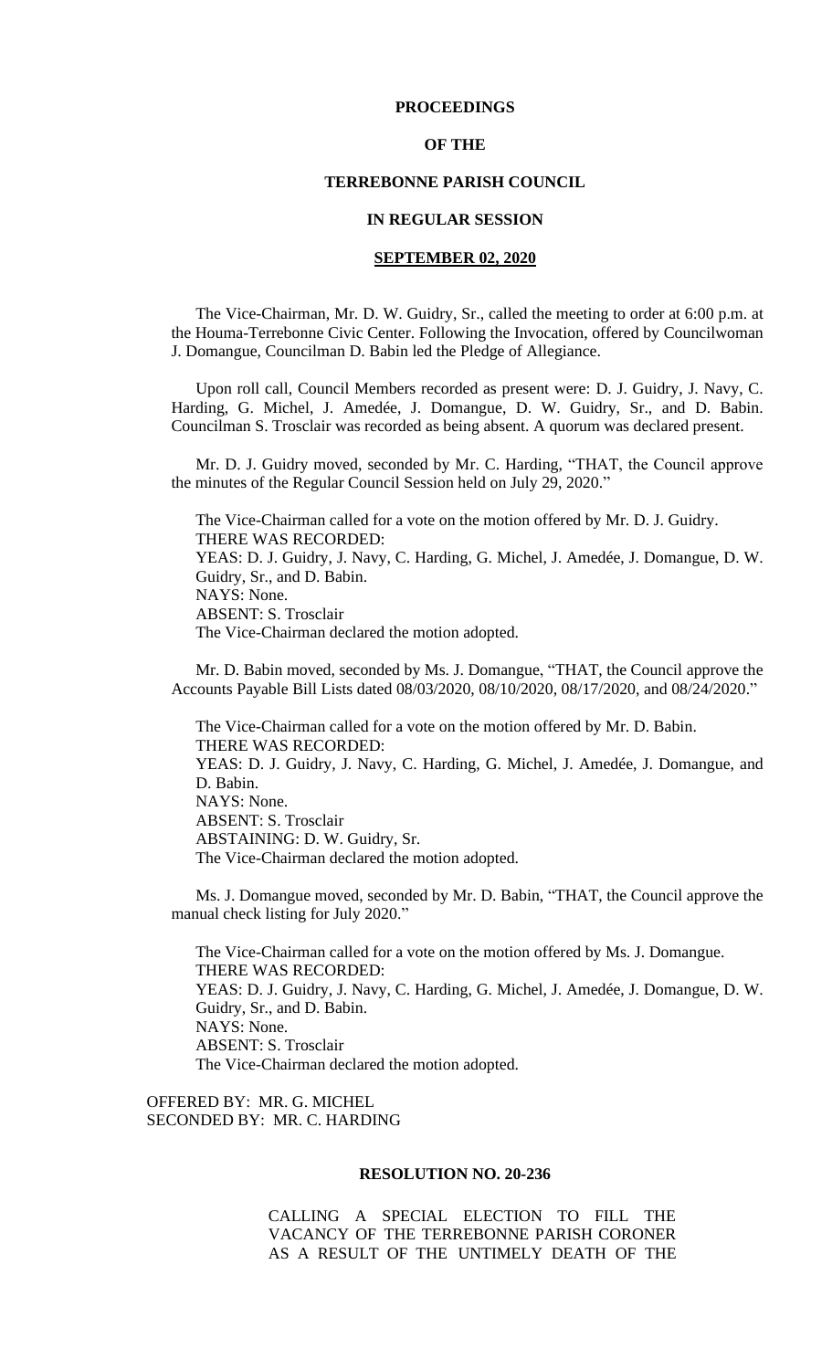# PROCEEDINGS

# OF THE

# TERREBONNE PARISH COUNCIL

# IN REGULAR SESSION

## SEPTEMBER 02, 2020

The Vice-Chairman, Mr. D. W. Guidry, Sr., called the meeting to order at 6:00 p.m. at the Houma-Terrebonne Civic Center. Following the Invocation, offered by Councilwoman J. Domangue, Councilman D. Babin led the Pledge of Allegiance.

Upon roll call, Council Members recorded as present were: D. J. Guidry, J. Navy, C. Harding, G. Michel, J. Amedée, J. Domangue, D. W. Guidry, Sr., and D. Babin. Councilman S. Trosclair was recorded as being absent. A quorum was declared present.

Mr. D. J. Guidry moved, seconded by Mr. C. Harding, "THAT, the Council approve the minutes of the Regular Council Session held on July 29, 2020."

The Vice-Chairman called for a vote on the motion offered by Mr. D. J. Guidry.
THERE WAS RECORDED:
YEAS: D. J. Guidry, J. Navy, C. Harding, G. Michel, J. Amedée, J. Domangue, D. W. Guidry, Sr., and D. Babin.
NAYS: None.
ABSENT: S. Trosclair
The Vice-Chairman declared the motion adopted.

Mr. D. Babin moved, seconded by Ms. J. Domangue, "THAT, the Council approve the Accounts Payable Bill Lists dated 08/03/2020, 08/10/2020, 08/17/2020, and 08/24/2020."

The Vice-Chairman called for a vote on the motion offered by Mr. D. Babin.
THERE WAS RECORDED:
YEAS: D. J. Guidry, J. Navy, C. Harding, G. Michel, J. Amedée, J. Domangue, and D. Babin.
NAYS: None.
ABSENT: S. Trosclair
ABSTAINING: D. W. Guidry, Sr.
The Vice-Chairman declared the motion adopted.

Ms. J. Domangue moved, seconded by Mr. D. Babin, "THAT, the Council approve the manual check listing for July 2020."

The Vice-Chairman called for a vote on the motion offered by Ms. J. Domangue.
THERE WAS RECORDED:
YEAS: D. J. Guidry, J. Navy, C. Harding, G. Michel, J. Amedée, J. Domangue, D. W. Guidry, Sr., and D. Babin.
NAYS: None.
ABSENT: S. Trosclair
The Vice-Chairman declared the motion adopted.

OFFERED BY: MR. G. MICHEL
SECONDED BY: MR. C. HARDING

**RESOLUTION NO. 20-236**

CALLING A SPECIAL ELECTION TO FILL THE VACANCY OF THE TERREBONNE PARISH CORONER AS A RESULT OF THE UNTIMELY DEATH OF THE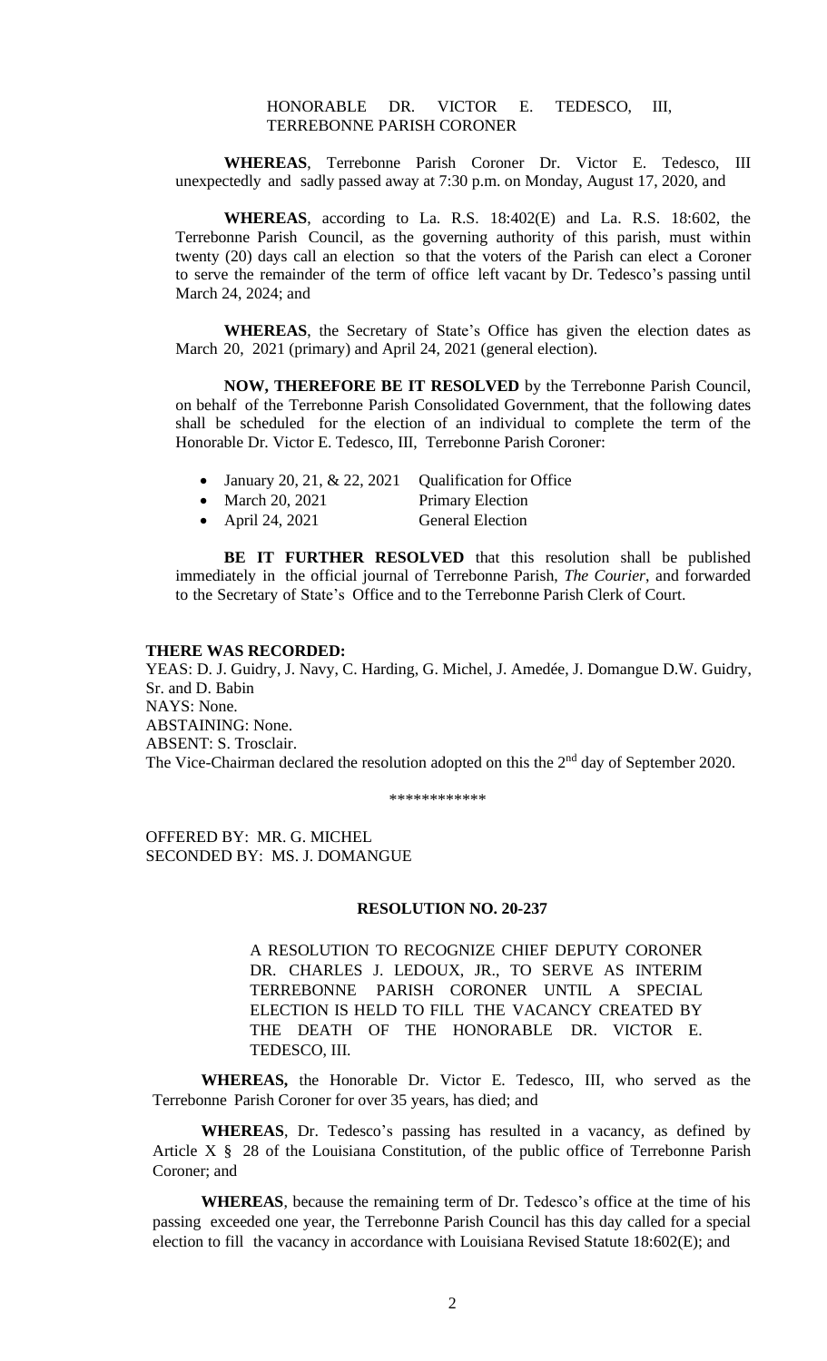HONORABLE DR. VICTOR E. TEDESCO, III, TERREBONNE PARISH CORONER

**WHEREAS**, Terrebonne Parish Coroner Dr. Victor E. Tedesco, III unexpectedly and sadly passed away at 7:30 p.m. on Monday, August 17, 2020, and

**WHEREAS**, according to La. R.S. 18:402(E) and La. R.S. 18:602, the Terrebonne Parish Council, as the governing authority of this parish, must within twenty (20) days call an election so that the voters of the Parish can elect a Coroner to serve the remainder of the term of office left vacant by Dr. Tedesco's passing until March 24, 2024; and

**WHEREAS**, the Secretary of State's Office has given the election dates as March 20, 2021 (primary) and April 24, 2021 (general election).

**NOW, THEREFORE BE IT RESOLVED** by the Terrebonne Parish Council, on behalf of the Terrebonne Parish Consolidated Government, that the following dates shall be scheduled for the election of an individual to complete the term of the Honorable Dr. Victor E. Tedesco, III, Terrebonne Parish Coroner:

- January 20, 21, & 22, 2021 Qualification for Office
- March 20, 2021 Primary Election
- April 24, 2021 General Election

**BE IT FURTHER RESOLVED** that this resolution shall be published immediately in the official journal of Terrebonne Parish, *The Courier*, and forwarded to the Secretary of State's Office and to the Terrebonne Parish Clerk of Court.

**THERE WAS RECORDED:**
YEAS: D. J. Guidry, J. Navy, C. Harding, G. Michel, J. Amedée, J. Domangue D.W. Guidry, Sr. and D. Babin
NAYS: None.
ABSTAINING: None.
ABSENT: S. Trosclair.
The Vice-Chairman declared the resolution adopted on this the 2nd day of September 2020.

\*\*\*\*\*\*\*\*\*\*\*\*

OFFERED BY: MR. G. MICHEL
SECONDED BY: MS. J. DOMANGUE

**RESOLUTION NO. 20-237**

A RESOLUTION TO RECOGNIZE CHIEF DEPUTY CORONER DR. CHARLES J. LEDOUX, JR., TO SERVE AS INTERIM TERREBONNE PARISH CORONER UNTIL A SPECIAL ELECTION IS HELD TO FILL THE VACANCY CREATED BY THE DEATH OF THE HONORABLE DR. VICTOR E. TEDESCO, III.

**WHEREAS,** the Honorable Dr. Victor E. Tedesco, III, who served as the Terrebonne Parish Coroner for over 35 years, has died; and

**WHEREAS**, Dr. Tedesco's passing has resulted in a vacancy, as defined by Article X § 28 of the Louisiana Constitution, of the public office of Terrebonne Parish Coroner; and

**WHEREAS**, because the remaining term of Dr. Tedesco's office at the time of his passing exceeded one year, the Terrebonne Parish Council has this day called for a special election to fill the vacancy in accordance with Louisiana Revised Statute 18:602(E); and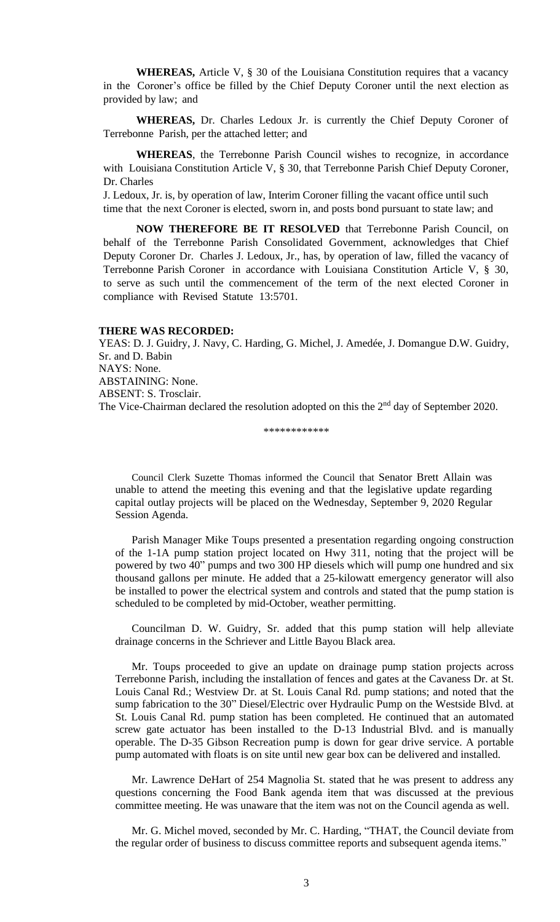**WHEREAS,** Article V, § 30 of the Louisiana Constitution requires that a vacancy in the Coroner's office be filled by the Chief Deputy Coroner until the next election as provided by law; and

**WHEREAS,** Dr. Charles Ledoux Jr. is currently the Chief Deputy Coroner of Terrebonne Parish, per the attached letter; and

**WHEREAS**, the Terrebonne Parish Council wishes to recognize, in accordance with Louisiana Constitution Article V, § 30, that Terrebonne Parish Chief Deputy Coroner, Dr. Charles J. Ledoux, Jr. is, by operation of law, Interim Coroner filling the vacant office until such time that the next Coroner is elected, sworn in, and posts bond pursuant to state law; and

**NOW THEREFORE BE IT RESOLVED** that Terrebonne Parish Council, on behalf of the Terrebonne Parish Consolidated Government, acknowledges that Chief Deputy Coroner Dr. Charles J. Ledoux, Jr., has, by operation of law, filled the vacancy of Terrebonne Parish Coroner in accordance with Louisiana Constitution Article V, § 30, to serve as such until the commencement of the term of the next elected Coroner in compliance with Revised Statute 13:5701.

**THERE WAS RECORDED:**

YEAS: D. J. Guidry, J. Navy, C. Harding, G. Michel, J. Amedée, J. Domangue D.W. Guidry, Sr. and D. Babin
NAYS: None.
ABSTAINING: None.
ABSENT: S. Trosclair.
The Vice-Chairman declared the resolution adopted on this the 2nd day of September 2020.

\*\*\*\*\*\*\*\*\*\*\*\*

Council Clerk Suzette Thomas informed the Council that Senator Brett Allain was unable to attend the meeting this evening and that the legislative update regarding capital outlay projects will be placed on the Wednesday, September 9, 2020 Regular Session Agenda.

Parish Manager Mike Toups presented a presentation regarding ongoing construction of the 1-1A pump station project located on Hwy 311, noting that the project will be powered by two 40" pumps and two 300 HP diesels which will pump one hundred and six thousand gallons per minute. He added that a 25-kilowatt emergency generator will also be installed to power the electrical system and controls and stated that the pump station is scheduled to be completed by mid-October, weather permitting.

Councilman D. W. Guidry, Sr. added that this pump station will help alleviate drainage concerns in the Schriever and Little Bayou Black area.

Mr. Toups proceeded to give an update on drainage pump station projects across Terrebonne Parish, including the installation of fences and gates at the Cavaness Dr. at St. Louis Canal Rd.; Westview Dr. at St. Louis Canal Rd. pump stations; and noted that the sump fabrication to the 30" Diesel/Electric over Hydraulic Pump on the Westside Blvd. at St. Louis Canal Rd. pump station has been completed. He continued that an automated screw gate actuator has been installed to the D-13 Industrial Blvd. and is manually operable. The D-35 Gibson Recreation pump is down for gear drive service. A portable pump automated with floats is on site until new gear box can be delivered and installed.

Mr. Lawrence DeHart of 254 Magnolia St. stated that he was present to address any questions concerning the Food Bank agenda item that was discussed at the previous committee meeting. He was unaware that the item was not on the Council agenda as well.

Mr. G. Michel moved, seconded by Mr. C. Harding, "THAT, the Council deviate from the regular order of business to discuss committee reports and subsequent agenda items."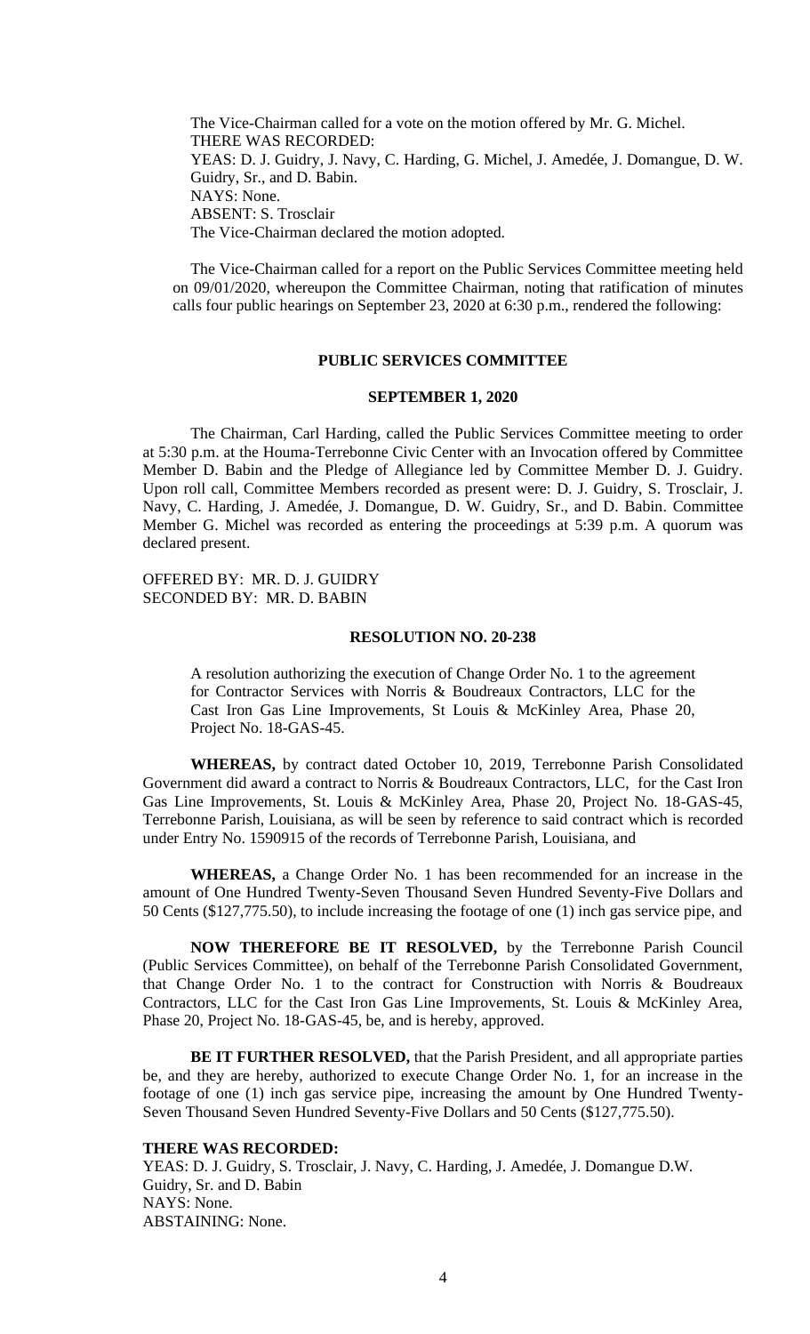The Vice-Chairman called for a vote on the motion offered by Mr. G. Michel.
THERE WAS RECORDED:
YEAS: D. J. Guidry, J. Navy, C. Harding, G. Michel, J. Amedée, J. Domangue, D. W. Guidry, Sr., and D. Babin.
NAYS: None.
ABSENT: S. Trosclair
The Vice-Chairman declared the motion adopted.

The Vice-Chairman called for a report on the Public Services Committee meeting held on 09/01/2020, whereupon the Committee Chairman, noting that ratification of minutes calls four public hearings on September 23, 2020 at 6:30 p.m., rendered the following:

**PUBLIC SERVICES COMMITTEE**

**SEPTEMBER 1, 2020**

The Chairman, Carl Harding, called the Public Services Committee meeting to order at 5:30 p.m. at the Houma-Terrebonne Civic Center with an Invocation offered by Committee Member D. Babin and the Pledge of Allegiance led by Committee Member D. J. Guidry. Upon roll call, Committee Members recorded as present were: D. J. Guidry, S. Trosclair, J. Navy, C. Harding, J. Amedée, J. Domangue, D. W. Guidry, Sr., and D. Babin. Committee Member G. Michel was recorded as entering the proceedings at 5:39 p.m. A quorum was declared present.

OFFERED BY: MR. D. J. GUIDRY
SECONDED BY: MR. D. BABIN

**RESOLUTION NO. 20-238**

A resolution authorizing the execution of Change Order No. 1 to the agreement for Contractor Services with Norris & Boudreaux Contractors, LLC for the Cast Iron Gas Line Improvements, St Louis & McKinley Area, Phase 20, Project No. 18-GAS-45.

**WHEREAS,** by contract dated October 10, 2019, Terrebonne Parish Consolidated Government did award a contract to Norris & Boudreaux Contractors, LLC, for the Cast Iron Gas Line Improvements, St. Louis & McKinley Area, Phase 20, Project No. 18-GAS-45, Terrebonne Parish, Louisiana, as will be seen by reference to said contract which is recorded under Entry No. 1590915 of the records of Terrebonne Parish, Louisiana, and

**WHEREAS,** a Change Order No. 1 has been recommended for an increase in the amount of One Hundred Twenty-Seven Thousand Seven Hundred Seventy-Five Dollars and 50 Cents ($127,775.50), to include increasing the footage of one (1) inch gas service pipe, and

**NOW THEREFORE BE IT RESOLVED,** by the Terrebonne Parish Council (Public Services Committee), on behalf of the Terrebonne Parish Consolidated Government, that Change Order No. 1 to the contract for Construction with Norris & Boudreaux Contractors, LLC for the Cast Iron Gas Line Improvements, St. Louis & McKinley Area, Phase 20, Project No. 18-GAS-45, be, and is hereby, approved.

**BE IT FURTHER RESOLVED,** that the Parish President, and all appropriate parties be, and they are hereby, authorized to execute Change Order No. 1, for an increase in the footage of one (1) inch gas service pipe, increasing the amount by One Hundred Twenty-Seven Thousand Seven Hundred Seventy-Five Dollars and 50 Cents ($127,775.50).

**THERE WAS RECORDED:**
YEAS: D. J. Guidry, S. Trosclair, J. Navy, C. Harding, J. Amedée, J. Domangue D.W. Guidry, Sr. and D. Babin
NAYS: None.
ABSTAINING: None.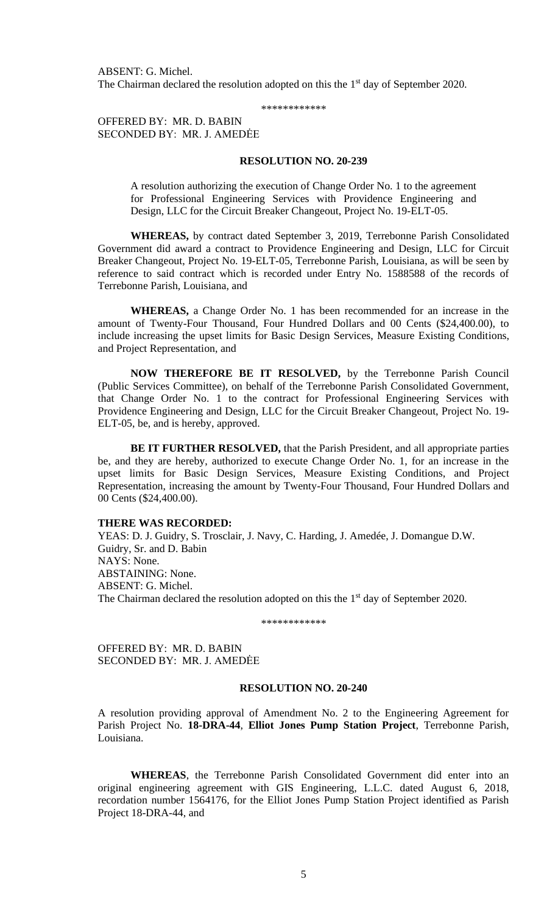ABSENT: G. Michel.
The Chairman declared the resolution adopted on this the 1st day of September 2020.

\*\*\*\*\*\*\*\*\*\*\*\*

OFFERED BY: MR. D. BABIN
SECONDED BY: MR. J. AMEDĖE

**RESOLUTION NO. 20-239**

A resolution authorizing the execution of Change Order No. 1 to the agreement for Professional Engineering Services with Providence Engineering and Design, LLC for the Circuit Breaker Changeout, Project No. 19-ELT-05.

**WHEREAS,** by contract dated September 3, 2019, Terrebonne Parish Consolidated Government did award a contract to Providence Engineering and Design, LLC for Circuit Breaker Changeout, Project No. 19-ELT-05, Terrebonne Parish, Louisiana, as will be seen by reference to said contract which is recorded under Entry No. 1588588 of the records of Terrebonne Parish, Louisiana, and

**WHEREAS,** a Change Order No. 1 has been recommended for an increase in the amount of Twenty-Four Thousand, Four Hundred Dollars and 00 Cents ($24,400.00), to include increasing the upset limits for Basic Design Services, Measure Existing Conditions, and Project Representation, and

**NOW THEREFORE BE IT RESOLVED,** by the Terrebonne Parish Council (Public Services Committee), on behalf of the Terrebonne Parish Consolidated Government, that Change Order No. 1 to the contract for Professional Engineering Services with Providence Engineering and Design, LLC for the Circuit Breaker Changeout, Project No. 19-ELT-05, be, and is hereby, approved.

**BE IT FURTHER RESOLVED,** that the Parish President, and all appropriate parties be, and they are hereby, authorized to execute Change Order No. 1, for an increase in the upset limits for Basic Design Services, Measure Existing Conditions, and Project Representation, increasing the amount by Twenty-Four Thousand, Four Hundred Dollars and 00 Cents ($24,400.00).

**THERE WAS RECORDED:**
YEAS: D. J. Guidry, S. Trosclair, J. Navy, C. Harding, J. Amedée, J. Domangue D.W. Guidry, Sr. and D. Babin
NAYS: None.
ABSTAINING: None.
ABSENT: G. Michel.
The Chairman declared the resolution adopted on this the 1st day of September 2020.

\*\*\*\*\*\*\*\*\*\*\*\*

OFFERED BY: MR. D. BABIN
SECONDED BY: MR. J. AMEDĖE

**RESOLUTION NO. 20-240**

A resolution providing approval of Amendment No. 2 to the Engineering Agreement for Parish Project No. **18-DRA-44**, **Elliot Jones Pump Station Project**, Terrebonne Parish, Louisiana.

**WHEREAS**, the Terrebonne Parish Consolidated Government did enter into an original engineering agreement with GIS Engineering, L.L.C. dated August 6, 2018, recordation number 1564176, for the Elliot Jones Pump Station Project identified as Parish Project 18-DRA-44, and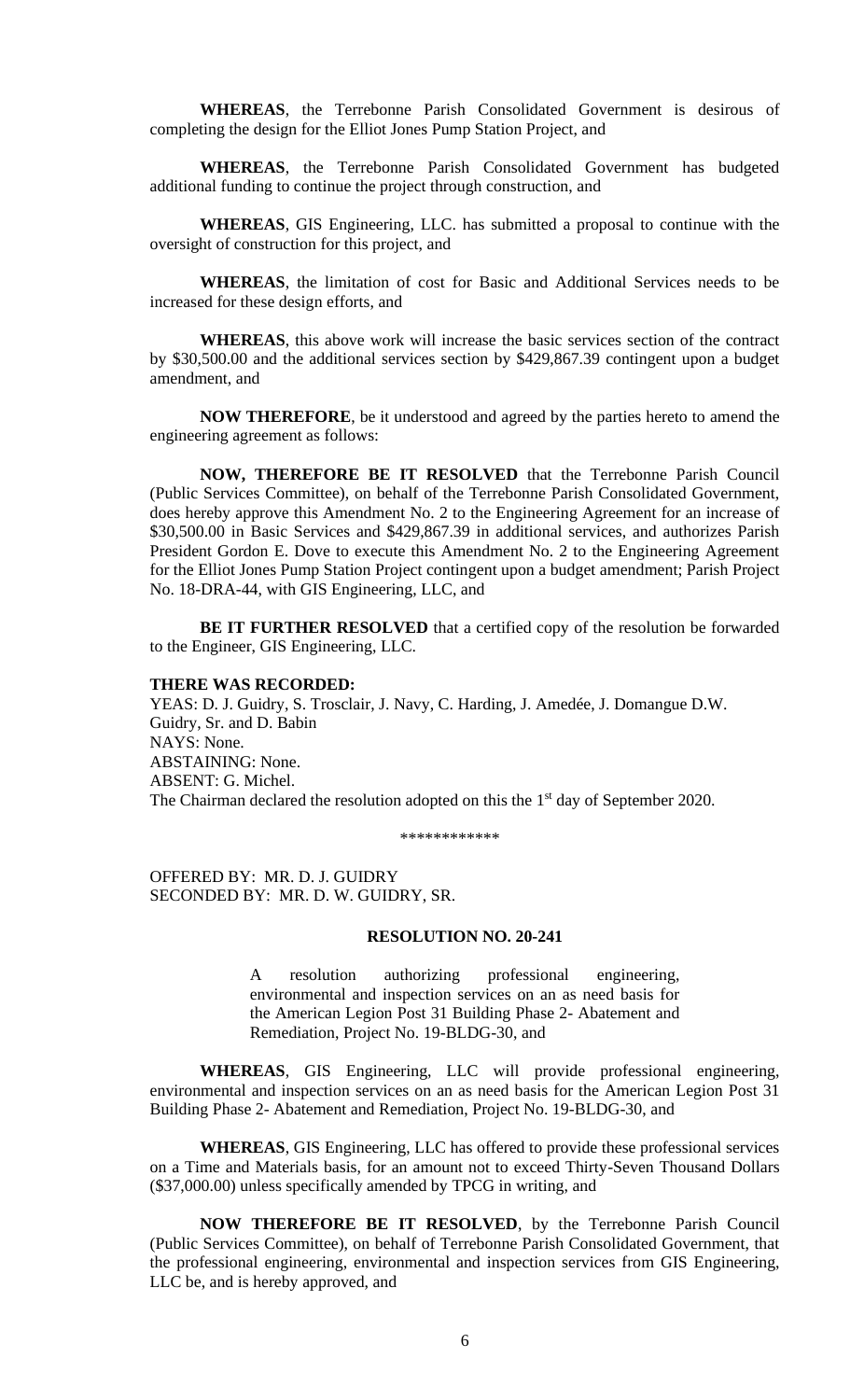**WHEREAS**, the Terrebonne Parish Consolidated Government is desirous of completing the design for the Elliot Jones Pump Station Project, and

**WHEREAS**, the Terrebonne Parish Consolidated Government has budgeted additional funding to continue the project through construction, and

**WHEREAS**, GIS Engineering, LLC. has submitted a proposal to continue with the oversight of construction for this project, and

**WHEREAS**, the limitation of cost for Basic and Additional Services needs to be increased for these design efforts, and

**WHEREAS**, this above work will increase the basic services section of the contract by $30,500.00 and the additional services section by $429,867.39 contingent upon a budget amendment, and

**NOW THEREFORE**, be it understood and agreed by the parties hereto to amend the engineering agreement as follows:

**NOW, THEREFORE BE IT RESOLVED** that the Terrebonne Parish Council (Public Services Committee), on behalf of the Terrebonne Parish Consolidated Government, does hereby approve this Amendment No. 2 to the Engineering Agreement for an increase of $30,500.00 in Basic Services and $429,867.39 in additional services, and authorizes Parish President Gordon E. Dove to execute this Amendment No. 2 to the Engineering Agreement for the Elliot Jones Pump Station Project contingent upon a budget amendment; Parish Project No. 18-DRA-44, with GIS Engineering, LLC, and

**BE IT FURTHER RESOLVED** that a certified copy of the resolution be forwarded to the Engineer, GIS Engineering, LLC.

**THERE WAS RECORDED:**
YEAS: D. J. Guidry, S. Trosclair, J. Navy, C. Harding, J. Amedée, J. Domangue D.W. Guidry, Sr. and D. Babin
NAYS: None.
ABSTAINING: None.
ABSENT: G. Michel.
The Chairman declared the resolution adopted on this the 1st day of September 2020.

\*\*\*\*\*\*\*\*\*\*\*\*

OFFERED BY: MR. D. J. GUIDRY
SECONDED BY: MR. D. W. GUIDRY, SR.

## RESOLUTION NO. 20-241

A resolution authorizing professional engineering, environmental and inspection services on an as need basis for the American Legion Post 31 Building Phase 2- Abatement and Remediation, Project No. 19-BLDG-30, and

**WHEREAS**, GIS Engineering, LLC will provide professional engineering, environmental and inspection services on an as need basis for the American Legion Post 31 Building Phase 2- Abatement and Remediation, Project No. 19-BLDG-30, and

**WHEREAS**, GIS Engineering, LLC has offered to provide these professional services on a Time and Materials basis, for an amount not to exceed Thirty-Seven Thousand Dollars ($37,000.00) unless specifically amended by TPCG in writing, and

**NOW THEREFORE BE IT RESOLVED**, by the Terrebonne Parish Council (Public Services Committee), on behalf of Terrebonne Parish Consolidated Government, that the professional engineering, environmental and inspection services from GIS Engineering, LLC be, and is hereby approved, and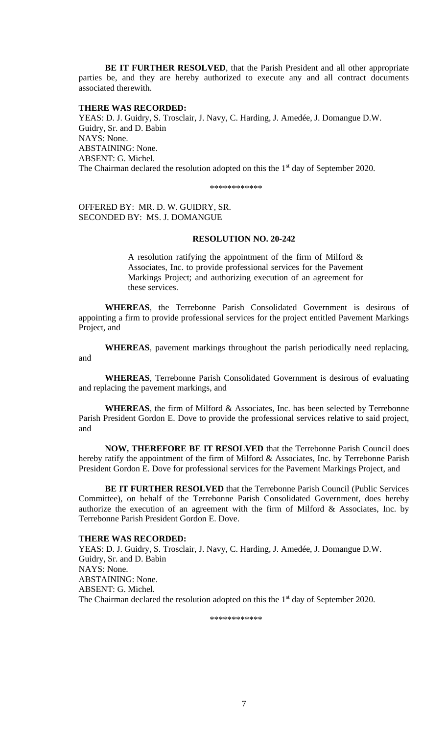**BE IT FURTHER RESOLVED**, that the Parish President and all other appropriate parties be, and they are hereby authorized to execute any and all contract documents associated therewith.

**THERE WAS RECORDED:**
YEAS: D. J. Guidry, S. Trosclair, J. Navy, C. Harding, J. Amedée, J. Domangue D.W. Guidry, Sr. and D. Babin
NAYS: None.
ABSTAINING: None.
ABSENT: G. Michel.
The Chairman declared the resolution adopted on this the 1st day of September 2020.

\*\*\*\*\*\*\*\*\*\*\*\*

OFFERED BY: MR. D. W. GUIDRY, SR.
SECONDED BY: MS. J. DOMANGUE

**RESOLUTION NO. 20-242**

A resolution ratifying the appointment of the firm of Milford & Associates, Inc. to provide professional services for the Pavement Markings Project; and authorizing execution of an agreement for these services.

**WHEREAS**, the Terrebonne Parish Consolidated Government is desirous of appointing a firm to provide professional services for the project entitled Pavement Markings Project, and

**WHEREAS**, pavement markings throughout the parish periodically need replacing, and

**WHEREAS**, Terrebonne Parish Consolidated Government is desirous of evaluating and replacing the pavement markings, and

**WHEREAS**, the firm of Milford & Associates, Inc. has been selected by Terrebonne Parish President Gordon E. Dove to provide the professional services relative to said project, and

**NOW, THEREFORE BE IT RESOLVED** that the Terrebonne Parish Council does hereby ratify the appointment of the firm of Milford & Associates, Inc. by Terrebonne Parish President Gordon E. Dove for professional services for the Pavement Markings Project, and

**BE IT FURTHER RESOLVED** that the Terrebonne Parish Council (Public Services Committee), on behalf of the Terrebonne Parish Consolidated Government, does hereby authorize the execution of an agreement with the firm of Milford & Associates, Inc. by Terrebonne Parish President Gordon E. Dove.

**THERE WAS RECORDED:**
YEAS: D. J. Guidry, S. Trosclair, J. Navy, C. Harding, J. Amedée, J. Domangue D.W. Guidry, Sr. and D. Babin
NAYS: None.
ABSTAINING: None.
ABSENT: G. Michel.
The Chairman declared the resolution adopted on this the 1st day of September 2020.

\*\*\*\*\*\*\*\*\*\*\*\*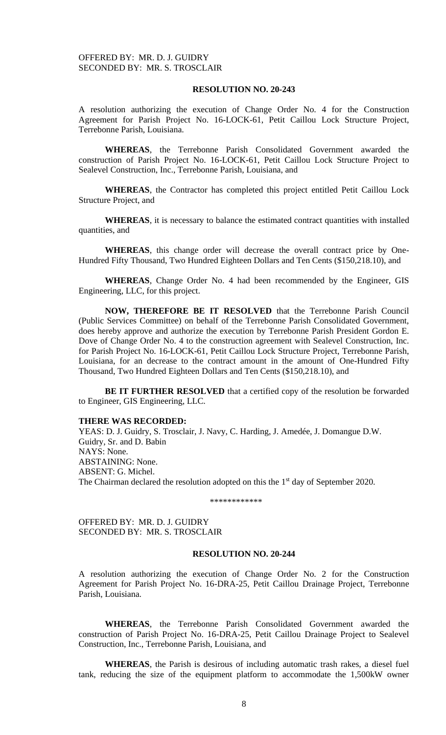OFFERED BY: MR. D. J. GUIDRY
SECONDED BY: MR. S. TROSCLAIR

**RESOLUTION NO. 20-243**

A resolution authorizing the execution of Change Order No. 4 for the Construction Agreement for Parish Project No. 16-LOCK-61, Petit Caillou Lock Structure Project, Terrebonne Parish, Louisiana.

**WHEREAS**, the Terrebonne Parish Consolidated Government awarded the construction of Parish Project No. 16-LOCK-61, Petit Caillou Lock Structure Project to Sealevel Construction, Inc., Terrebonne Parish, Louisiana, and

**WHEREAS**, the Contractor has completed this project entitled Petit Caillou Lock Structure Project, and

**WHEREAS**, it is necessary to balance the estimated contract quantities with installed quantities, and

**WHEREAS**, this change order will decrease the overall contract price by One-Hundred Fifty Thousand, Two Hundred Eighteen Dollars and Ten Cents ($150,218.10), and

**WHEREAS**, Change Order No. 4 had been recommended by the Engineer, GIS Engineering, LLC, for this project.

**NOW, THEREFORE BE IT RESOLVED** that the Terrebonne Parish Council (Public Services Committee) on behalf of the Terrebonne Parish Consolidated Government, does hereby approve and authorize the execution by Terrebonne Parish President Gordon E. Dove of Change Order No. 4 to the construction agreement with Sealevel Construction, Inc. for Parish Project No. 16-LOCK-61, Petit Caillou Lock Structure Project, Terrebonne Parish, Louisiana, for an decrease to the contract amount in the amount of One-Hundred Fifty Thousand, Two Hundred Eighteen Dollars and Ten Cents ($150,218.10), and

**BE IT FURTHER RESOLVED** that a certified copy of the resolution be forwarded to Engineer, GIS Engineering, LLC.

**THERE WAS RECORDED:**
YEAS: D. J. Guidry, S. Trosclair, J. Navy, C. Harding, J. Amedée, J. Domangue D.W. Guidry, Sr. and D. Babin
NAYS: None.
ABSTAINING: None.
ABSENT: G. Michel.
The Chairman declared the resolution adopted on this the 1st day of September 2020.

************

OFFERED BY: MR. D. J. GUIDRY
SECONDED BY: MR. S. TROSCLAIR

**RESOLUTION NO. 20-244**

A resolution authorizing the execution of Change Order No. 2 for the Construction Agreement for Parish Project No. 16-DRA-25, Petit Caillou Drainage Project, Terrebonne Parish, Louisiana.

**WHEREAS**, the Terrebonne Parish Consolidated Government awarded the construction of Parish Project No. 16-DRA-25, Petit Caillou Drainage Project to Sealevel Construction, Inc., Terrebonne Parish, Louisiana, and

**WHEREAS**, the Parish is desirous of including automatic trash rakes, a diesel fuel tank, reducing the size of the equipment platform to accommodate the 1,500kW owner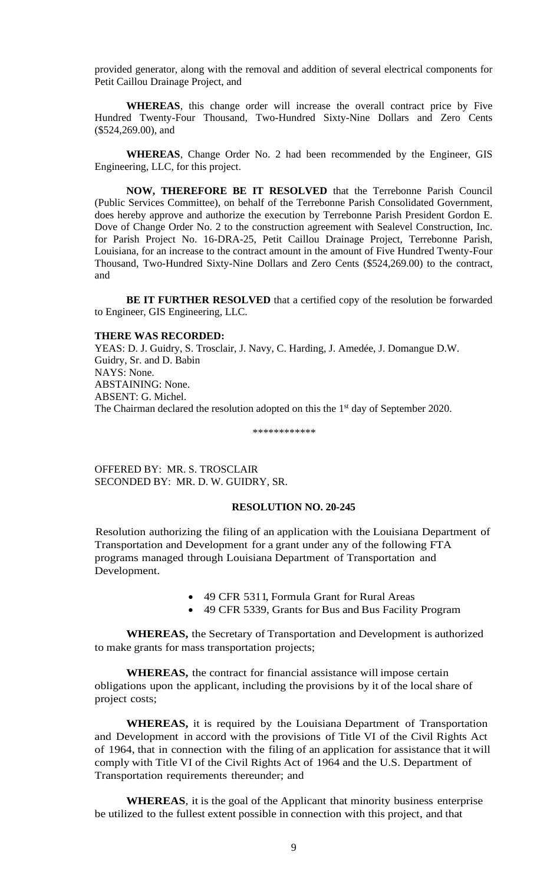provided generator, along with the removal and addition of several electrical components for Petit Caillou Drainage Project, and

**WHEREAS**, this change order will increase the overall contract price by Five Hundred Twenty-Four Thousand, Two-Hundred Sixty-Nine Dollars and Zero Cents ($524,269.00), and

**WHEREAS**, Change Order No. 2 had been recommended by the Engineer, GIS Engineering, LLC, for this project.

**NOW, THEREFORE BE IT RESOLVED** that the Terrebonne Parish Council (Public Services Committee), on behalf of the Terrebonne Parish Consolidated Government, does hereby approve and authorize the execution by Terrebonne Parish President Gordon E. Dove of Change Order No. 2 to the construction agreement with Sealevel Construction, Inc. for Parish Project No. 16-DRA-25, Petit Caillou Drainage Project, Terrebonne Parish, Louisiana, for an increase to the contract amount in the amount of Five Hundred Twenty-Four Thousand, Two-Hundred Sixty-Nine Dollars and Zero Cents ($524,269.00) to the contract, and

**BE IT FURTHER RESOLVED** that a certified copy of the resolution be forwarded to Engineer, GIS Engineering, LLC.

**THERE WAS RECORDED:**
YEAS: D. J. Guidry, S. Trosclair, J. Navy, C. Harding, J. Amedée, J. Domangue D.W. Guidry, Sr. and D. Babin
NAYS: None.
ABSTAINING: None.
ABSENT: G. Michel.
The Chairman declared the resolution adopted on this the 1st day of September 2020.

\*\*\*\*\*\*\*\*\*\*\*\*

OFFERED BY: MR. S. TROSCLAIR
SECONDED BY: MR. D. W. GUIDRY, SR.

**RESOLUTION NO. 20-245**

Resolution authorizing the filing of an application with the Louisiana Department of Transportation and Development for a grant under any of the following FTA programs managed through Louisiana Department of Transportation and Development.

- 49 CFR 5311, Formula Grant for Rural Areas
- 49 CFR 5339, Grants for Bus and Bus Facility Program

**WHEREAS,** the Secretary of Transportation and Development is authorized to make grants for mass transportation projects;

**WHEREAS,** the contract for financial assistance will impose certain obligations upon the applicant, including the provisions by it of the local share of project costs;

**WHEREAS,** it is required by the Louisiana Department of Transportation and Development in accord with the provisions of Title VI of the Civil Rights Act of 1964, that in connection with the filing of an application for assistance that it will comply with Title VI of the Civil Rights Act of 1964 and the U.S. Department of Transportation requirements thereunder; and

**WHEREAS**, it is the goal of the Applicant that minority business enterprise be utilized to the fullest extent possible in connection with this project, and that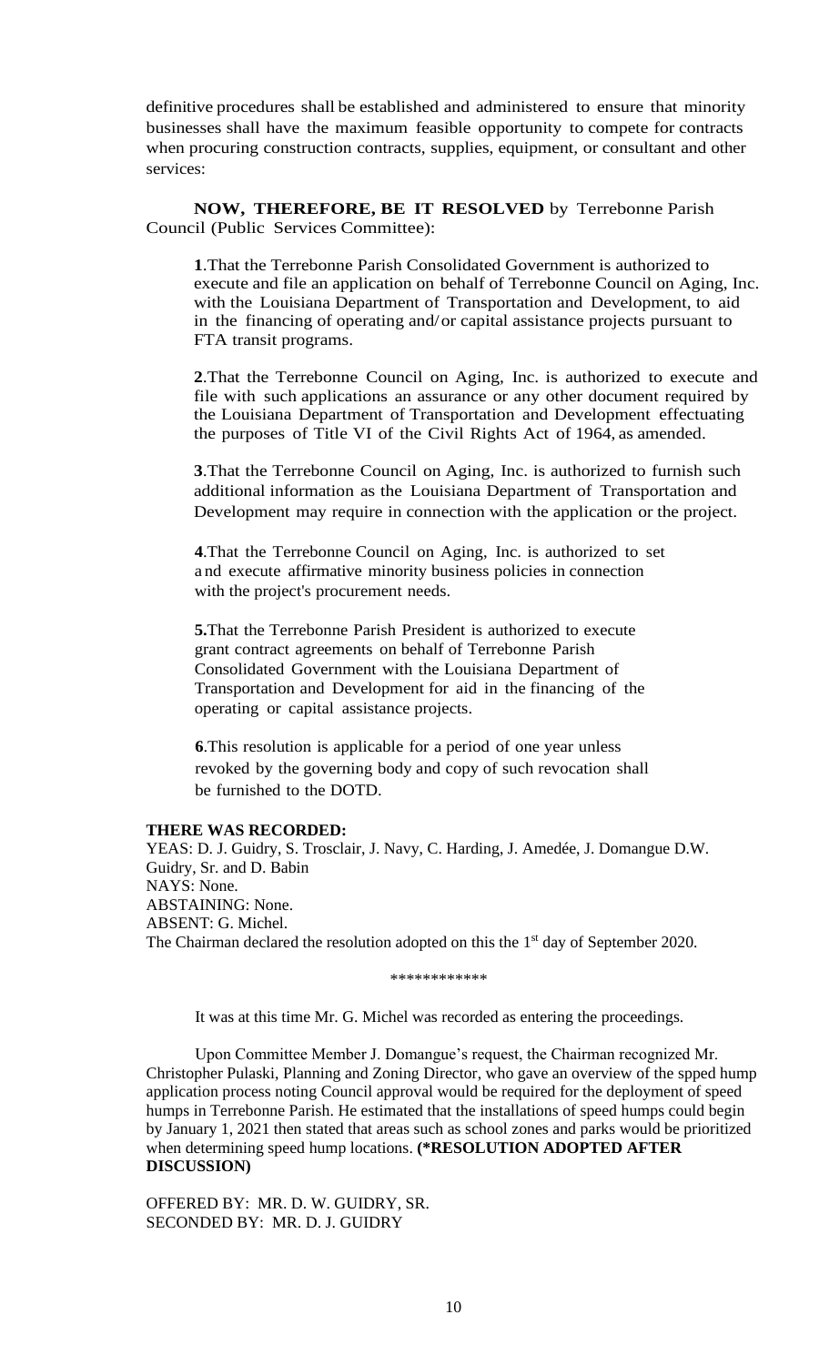definitive procedures shall be established and administered to ensure that minority businesses shall have the maximum feasible opportunity to compete for contracts when procuring construction contracts, supplies, equipment, or consultant and other services:

**NOW, THEREFORE, BE IT RESOLVED** by Terrebonne Parish Council (Public Services Committee):

**1**.That the Terrebonne Parish Consolidated Government is authorized to execute and file an application on behalf of Terrebonne Council on Aging, Inc. with the Louisiana Department of Transportation and Development, to aid in the financing of operating and/or capital assistance projects pursuant to FTA transit programs.

**2**.That the Terrebonne Council on Aging, Inc. is authorized to execute and file with such applications an assurance or any other document required by the Louisiana Department of Transportation and Development effectuating the purposes of Title VI of the Civil Rights Act of 1964, as amended.

**3**.That the Terrebonne Council on Aging, Inc. is authorized to furnish such additional information as the Louisiana Department of Transportation and Development may require in connection with the application or the project.

**4**.That the Terrebonne Council on Aging, Inc. is authorized to set and execute affirmative minority business policies in connection with the project's procurement needs.

**5.**That the Terrebonne Parish President is authorized to execute grant contract agreements on behalf of Terrebonne Parish Consolidated Government with the Louisiana Department of Transportation and Development for aid in the financing of the operating or capital assistance projects.

**6**.This resolution is applicable for a period of one year unless revoked by the governing body and copy of such revocation shall be furnished to the DOTD.

**THERE WAS RECORDED:**
YEAS: D. J. Guidry, S. Trosclair, J. Navy, C. Harding, J. Amedée, J. Domangue D.W. Guidry, Sr. and D. Babin
NAYS: None.
ABSTAINING: None.
ABSENT: G. Michel.
The Chairman declared the resolution adopted on this the 1st day of September 2020.

\*\*\*\*\*\*\*\*\*\*\*\*

It was at this time Mr. G. Michel was recorded as entering the proceedings.

Upon Committee Member J. Domangue's request, the Chairman recognized Mr. Christopher Pulaski, Planning and Zoning Director, who gave an overview of the spped hump application process noting Council approval would be required for the deployment of speed humps in Terrebonne Parish. He estimated that the installations of speed humps could begin by January 1, 2021 then stated that areas such as school zones and parks would be prioritized when determining speed hump locations. **(\*RESOLUTION ADOPTED AFTER DISCUSSION)**

OFFERED BY: MR. D. W. GUIDRY, SR.
SECONDED BY: MR. D. J. GUIDRY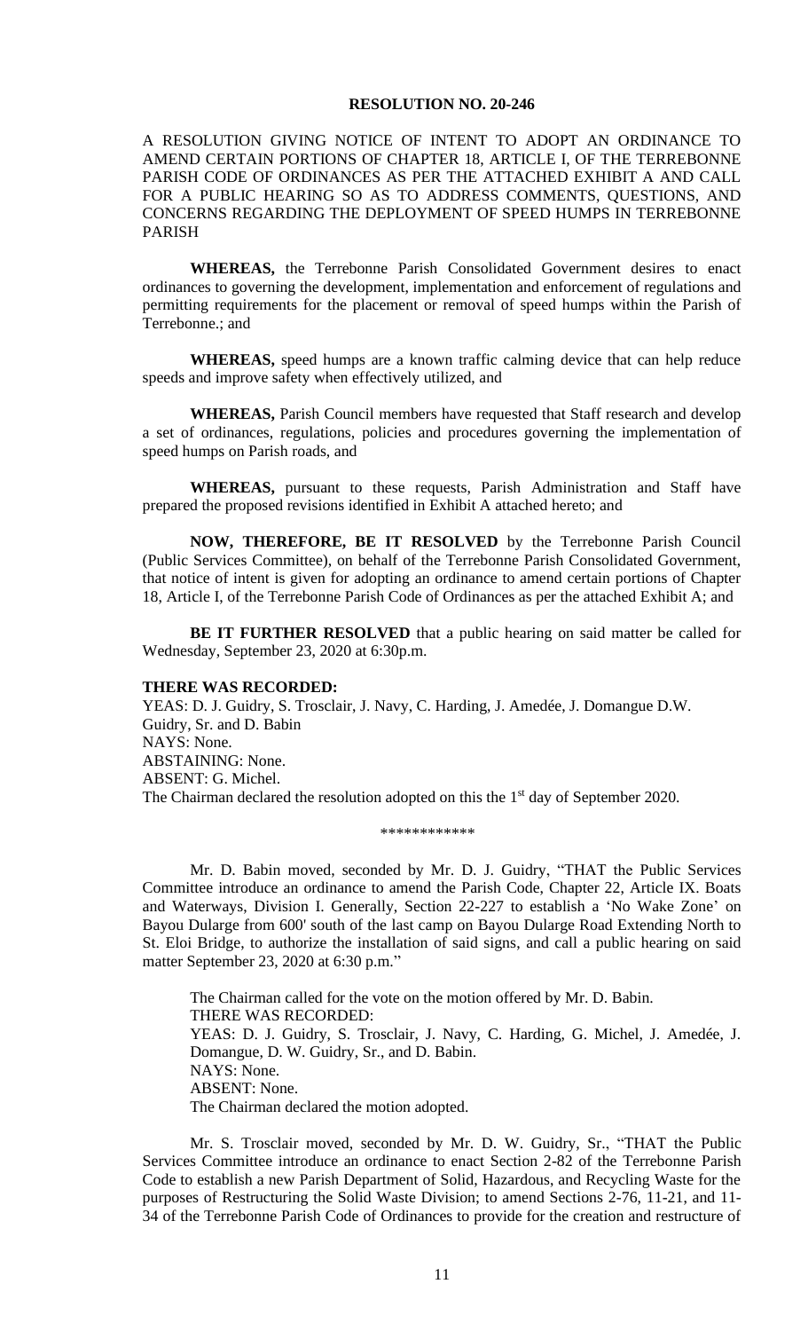**RESOLUTION NO. 20-246**

A RESOLUTION GIVING NOTICE OF INTENT TO ADOPT AN ORDINANCE TO AMEND CERTAIN PORTIONS OF CHAPTER 18, ARTICLE I, OF THE TERREBONNE PARISH CODE OF ORDINANCES AS PER THE ATTACHED EXHIBIT A AND CALL FOR A PUBLIC HEARING SO AS TO ADDRESS COMMENTS, QUESTIONS, AND CONCERNS REGARDING THE DEPLOYMENT OF SPEED HUMPS IN TERREBONNE PARISH

**WHEREAS,** the Terrebonne Parish Consolidated Government desires to enact ordinances to governing the development, implementation and enforcement of regulations and permitting requirements for the placement or removal of speed humps within the Parish of Terrebonne.; and

**WHEREAS,** speed humps are a known traffic calming device that can help reduce speeds and improve safety when effectively utilized, and

**WHEREAS,** Parish Council members have requested that Staff research and develop a set of ordinances, regulations, policies and procedures governing the implementation of speed humps on Parish roads, and

**WHEREAS,** pursuant to these requests, Parish Administration and Staff have prepared the proposed revisions identified in Exhibit A attached hereto; and

**NOW, THEREFORE, BE IT RESOLVED** by the Terrebonne Parish Council (Public Services Committee), on behalf of the Terrebonne Parish Consolidated Government, that notice of intent is given for adopting an ordinance to amend certain portions of Chapter 18, Article I, of the Terrebonne Parish Code of Ordinances as per the attached Exhibit A; and

**BE IT FURTHER RESOLVED** that a public hearing on said matter be called for Wednesday, September 23, 2020 at 6:30p.m.

**THERE WAS RECORDED:**
YEAS: D. J. Guidry, S. Trosclair, J. Navy, C. Harding, J. Amedée, J. Domangue D.W. Guidry, Sr. and D. Babin
NAYS: None.
ABSTAINING: None.
ABSENT: G. Michel.
The Chairman declared the resolution adopted on this the 1st day of September 2020.

\*\*\*\*\*\*\*\*\*\*\*\*

Mr. D. Babin moved, seconded by Mr. D. J. Guidry, "THAT the Public Services Committee introduce an ordinance to amend the Parish Code, Chapter 22, Article IX. Boats and Waterways, Division I. Generally, Section 22-227 to establish a 'No Wake Zone' on Bayou Dularge from 600' south of the last camp on Bayou Dularge Road Extending North to St. Eloi Bridge, to authorize the installation of said signs, and call a public hearing on said matter September 23, 2020 at 6:30 p.m."

The Chairman called for the vote on the motion offered by Mr. D. Babin.
THERE WAS RECORDED:
YEAS: D. J. Guidry, S. Trosclair, J. Navy, C. Harding, G. Michel, J. Amedée, J. Domangue, D. W. Guidry, Sr., and D. Babin.
NAYS: None.
ABSENT: None.
The Chairman declared the motion adopted.

Mr. S. Trosclair moved, seconded by Mr. D. W. Guidry, Sr., "THAT the Public Services Committee introduce an ordinance to enact Section 2-82 of the Terrebonne Parish Code to establish a new Parish Department of Solid, Hazardous, and Recycling Waste for the purposes of Restructuring the Solid Waste Division; to amend Sections 2-76, 11-21, and 11-34 of the Terrebonne Parish Code of Ordinances to provide for the creation and restructure of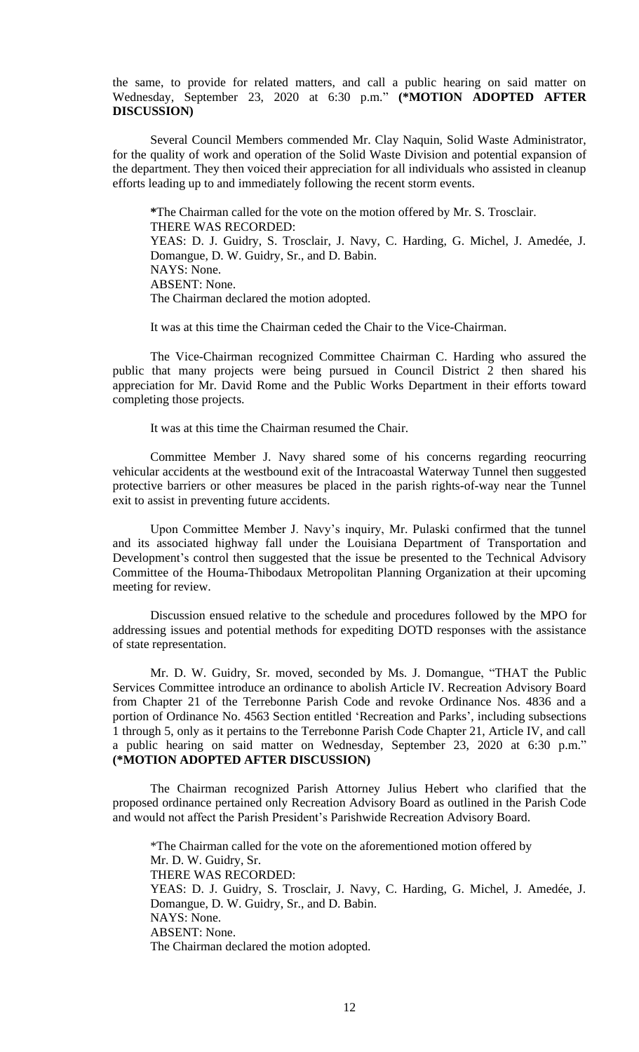the same, to provide for related matters, and call a public hearing on said matter on Wednesday, September 23, 2020 at 6:30 p.m." **(*MOTION ADOPTED AFTER DISCUSSION)**

Several Council Members commended Mr. Clay Naquin, Solid Waste Administrator, for the quality of work and operation of the Solid Waste Division and potential expansion of the department. They then voiced their appreciation for all individuals who assisted in cleanup efforts leading up to and immediately following the recent storm events.

**\***The Chairman called for the vote on the motion offered by Mr. S. Trosclair.
THERE WAS RECORDED:
YEAS: D. J. Guidry, S. Trosclair, J. Navy, C. Harding, G. Michel, J. Amedée, J. Domangue, D. W. Guidry, Sr., and D. Babin.
NAYS: None.
ABSENT: None.
The Chairman declared the motion adopted.

It was at this time the Chairman ceded the Chair to the Vice-Chairman.

The Vice-Chairman recognized Committee Chairman C. Harding who assured the public that many projects were being pursued in Council District 2 then shared his appreciation for Mr. David Rome and the Public Works Department in their efforts toward completing those projects.

It was at this time the Chairman resumed the Chair.

Committee Member J. Navy shared some of his concerns regarding reocurring vehicular accidents at the westbound exit of the Intracoastal Waterway Tunnel then suggested protective barriers or other measures be placed in the parish rights-of-way near the Tunnel exit to assist in preventing future accidents.

Upon Committee Member J. Navy's inquiry, Mr. Pulaski confirmed that the tunnel and its associated highway fall under the Louisiana Department of Transportation and Development's control then suggested that the issue be presented to the Technical Advisory Committee of the Houma-Thibodaux Metropolitan Planning Organization at their upcoming meeting for review.

Discussion ensued relative to the schedule and procedures followed by the MPO for addressing issues and potential methods for expediting DOTD responses with the assistance of state representation.

Mr. D. W. Guidry, Sr. moved, seconded by Ms. J. Domangue, "THAT the Public Services Committee introduce an ordinance to abolish Article IV. Recreation Advisory Board from Chapter 21 of the Terrebonne Parish Code and revoke Ordinance Nos. 4836 and a portion of Ordinance No. 4563 Section entitled 'Recreation and Parks', including subsections 1 through 5, only as it pertains to the Terrebonne Parish Code Chapter 21, Article IV, and call a public hearing on said matter on Wednesday, September 23, 2020 at 6:30 p.m." **(*MOTION ADOPTED AFTER DISCUSSION)**

The Chairman recognized Parish Attorney Julius Hebert who clarified that the proposed ordinance pertained only Recreation Advisory Board as outlined in the Parish Code and would not affect the Parish President's Parishwide Recreation Advisory Board.

\*The Chairman called for the vote on the aforementioned motion offered by Mr. D. W. Guidry, Sr.
THERE WAS RECORDED:
YEAS: D. J. Guidry, S. Trosclair, J. Navy, C. Harding, G. Michel, J. Amedée, J. Domangue, D. W. Guidry, Sr., and D. Babin.
NAYS: None.
ABSENT: None.
The Chairman declared the motion adopted.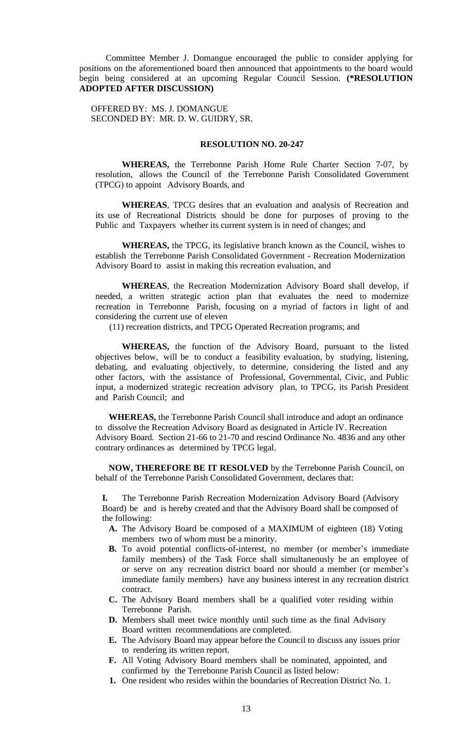Committee Member J. Domangue encouraged the public to consider applying for positions on the aforementioned board then announced that appointments to the board would begin being considered at an upcoming Regular Council Session. **(*RESOLUTION ADOPTED AFTER DISCUSSION)**

OFFERED BY: MS. J. DOMANGUE
SECONDED BY: MR. D. W. GUIDRY, SR.

**RESOLUTION NO. 20-247**

**WHEREAS,** the Terrebonne Parish Home Rule Charter Section 7-07, by resolution, allows the Council of the Terrebonne Parish Consolidated Government (TPCG) to appoint Advisory Boards, and

**WHEREAS**, TPCG desires that an evaluation and analysis of Recreation and its use of Recreational Districts should be done for purposes of proving to the Public and Taxpayers whether its current system is in need of changes; and

**WHEREAS,** the TPCG, its legislative branch known as the Council, wishes to establish the Terrebonne Parish Consolidated Government - Recreation Modernization Advisory Board to assist in making this recreation evaluation, and

**WHEREAS**, the Recreation Modernization Advisory Board shall develop, if needed, a written strategic action plan that evaluates the need to modernize recreation in Terrebonne Parish, focusing on a myriad of factors in light of and considering the current use of eleven (11) recreation districts, and TPCG Operated Recreation programs; and

**WHEREAS,** the function of the Advisory Board, pursuant to the listed objectives below, will be to conduct a feasibility evaluation, by studying, listening, debating, and evaluating objectively, to determine, considering the listed and any other factors, with the assistance of Professional, Governmental, Civic, and Public input, a modernized strategic recreation advisory plan, to TPCG, its Parish President and Parish Council; and

**WHEREAS,** the Terrebonne Parish Council shall introduce and adopt an ordinance to dissolve the Recreation Advisory Board as designated in Article IV. Recreation Advisory Board. Section 21-66 to 21-70 and rescind Ordinance No. 4836 and any other contrary ordinances as determined by TPCG legal.

**NOW, THEREFORE BE IT RESOLVED** by the Terrebonne Parish Council, on behalf of the Terrebonne Parish Consolidated Government, declares that:

**I.** The Terrebonne Parish Recreation Modernization Advisory Board (Advisory Board) be and is hereby created and that the Advisory Board shall be composed of the following:

- **A.** The Advisory Board be composed of a MAXIMUM of eighteen (18) Voting members two of whom must be a minority.
- **B.** To avoid potential conflicts-of-interest, no member (or member's immediate family members) of the Task Force shall simultaneously be an employee of or serve on any recreation district board nor should a member (or member's immediate family members) have any business interest in any recreation district contract.
- **C.** The Advisory Board members shall be a qualified voter residing within Terrebonne Parish.
- **D.** Members shall meet twice monthly until such time as the final Advisory Board written recommendations are completed.
- **E.** The Advisory Board may appear before the Council to discuss any issues prior to rendering its written report.
- **F.** All Voting Advisory Board members shall be nominated, appointed, and confirmed by the Terrebonne Parish Council as listed below:
  1. One resident who resides within the boundaries of Recreation District No. 1.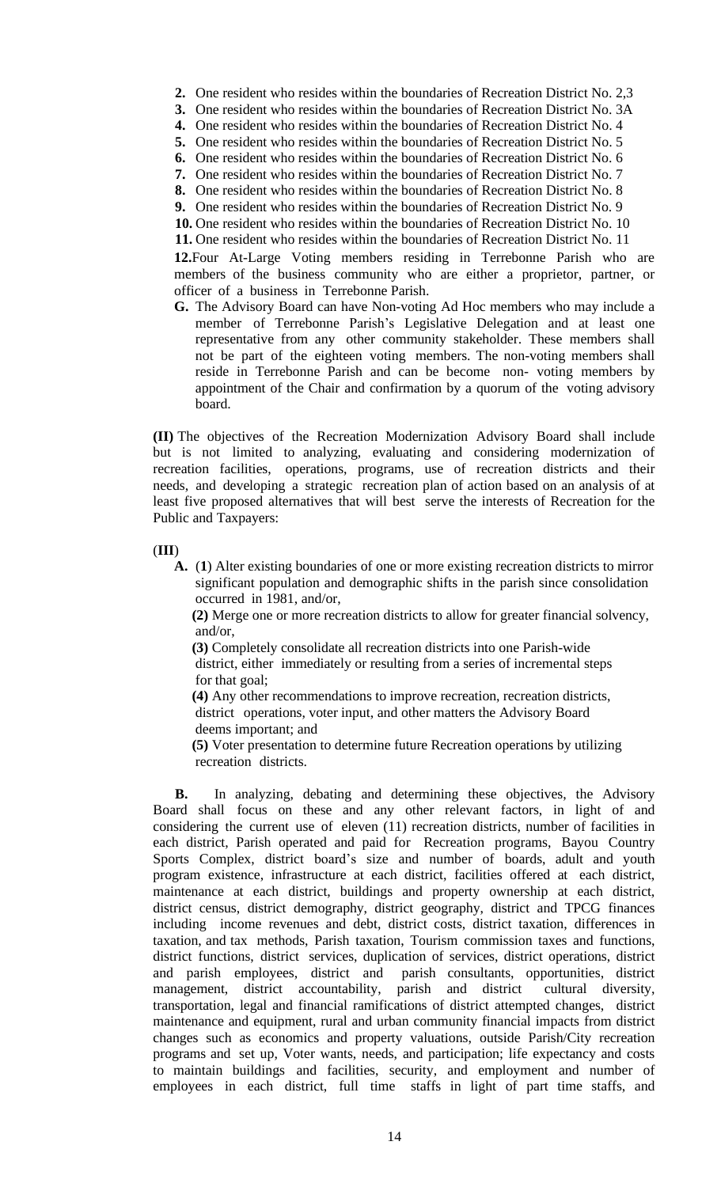2. One resident who resides within the boundaries of Recreation District No. 2,3
3. One resident who resides within the boundaries of Recreation District No. 3A
4. One resident who resides within the boundaries of Recreation District No. 4
5. One resident who resides within the boundaries of Recreation District No. 5
6. One resident who resides within the boundaries of Recreation District No. 6
7. One resident who resides within the boundaries of Recreation District No. 7
8. One resident who resides within the boundaries of Recreation District No. 8
9. One resident who resides within the boundaries of Recreation District No. 9
10. One resident who resides within the boundaries of Recreation District No. 10
11. One resident who resides within the boundaries of Recreation District No. 11
12. Four At-Large Voting members residing in Terrebonne Parish who are members of the business community who are either a proprietor, partner, or officer of a business in Terrebonne Parish.

**G.** The Advisory Board can have Non-voting Ad Hoc members who may include a member of Terrebonne Parish's Legislative Delegation and at least one representative from any other community stakeholder. These members shall not be part of the eighteen voting members. The non-voting members shall reside in Terrebonne Parish and can be become non- voting members by appointment of the Chair and confirmation by a quorum of the voting advisory board.

**(II)** The objectives of the Recreation Modernization Advisory Board shall include but is not limited to analyzing, evaluating and considering modernization of recreation facilities, operations, programs, use of recreation districts and their needs, and developing a strategic recreation plan of action based on an analysis of at least five proposed alternatives that will best serve the interests of Recreation for the Public and Taxpayers:

(**III**)

**A.** (**1**) Alter existing boundaries of one or more existing recreation districts to mirror significant population and demographic shifts in the parish since consolidation occurred in 1981, and/or,

**(2)** Merge one or more recreation districts to allow for greater financial solvency, and/or,

**(3)** Completely consolidate all recreation districts into one Parish-wide district, either immediately or resulting from a series of incremental steps for that goal;

**(4)** Any other recommendations to improve recreation, recreation districts, district operations, voter input, and other matters the Advisory Board deems important; and

**(5)** Voter presentation to determine future Recreation operations by utilizing recreation districts.

**B.** In analyzing, debating and determining these objectives, the Advisory Board shall focus on these and any other relevant factors, in light of and considering the current use of eleven (11) recreation districts, number of facilities in each district, Parish operated and paid for Recreation programs, Bayou Country Sports Complex, district board's size and number of boards, adult and youth program existence, infrastructure at each district, facilities offered at each district, maintenance at each district, buildings and property ownership at each district, district census, district demography, district geography, district and TPCG finances including income revenues and debt, district costs, district taxation, differences in taxation, and tax methods, Parish taxation, Tourism commission taxes and functions, district functions, district services, duplication of services, district operations, district and parish employees, district and parish consultants, opportunities, district management, district accountability, parish and district cultural diversity, transportation, legal and financial ramifications of district attempted changes, district maintenance and equipment, rural and urban community financial impacts from district changes such as economics and property valuations, outside Parish/City recreation programs and set up, Voter wants, needs, and participation; life expectancy and costs to maintain buildings and facilities, security, and employment and number of employees in each district, full time staffs in light of part time staffs, and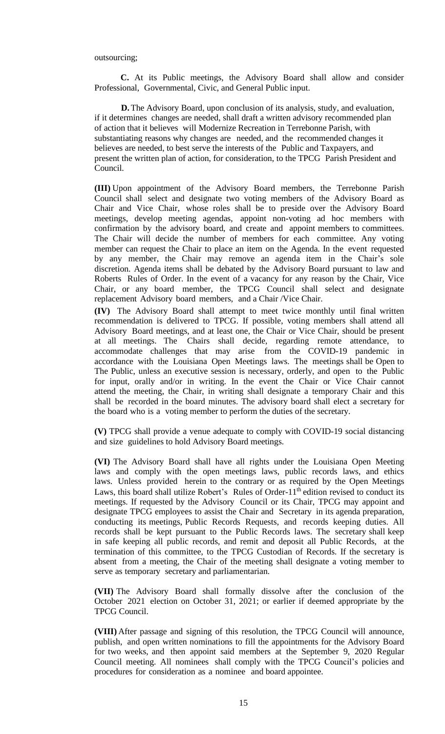outsourcing;

**C.** At its Public meetings, the Advisory Board shall allow and consider Professional, Governmental, Civic, and General Public input.

**D.** The Advisory Board, upon conclusion of its analysis, study, and evaluation, if it determines changes are needed, shall draft a written advisory recommended plan of action that it believes will Modernize Recreation in Terrebonne Parish, with substantiating reasons why changes are needed, and the recommended changes it believes are needed, to best serve the interests of the Public and Taxpayers, and present the written plan of action, for consideration, to the TPCG Parish President and Council.

**(III)** Upon appointment of the Advisory Board members, the Terrebonne Parish Council shall select and designate two voting members of the Advisory Board as Chair and Vice Chair, whose roles shall be to preside over the Advisory Board meetings, develop meeting agendas, appoint non-voting ad hoc members with confirmation by the advisory board, and create and appoint members to committees. The Chair will decide the number of members for each committee. Any voting member can request the Chair to place an item on the Agenda. In the event requested by any member, the Chair may remove an agenda item in the Chair's sole discretion. Agenda items shall be debated by the Advisory Board pursuant to law and Roberts Rules of Order. In the event of a vacancy for any reason by the Chair, Vice Chair, or any board member, the TPCG Council shall select and designate replacement Advisory board members, and a Chair /Vice Chair.

**(IV)** The Advisory Board shall attempt to meet twice monthly until final written recommendation is delivered to TPCG. If possible, voting members shall attend all Advisory Board meetings, and at least one, the Chair or Vice Chair, should be present at all meetings. The Chairs shall decide, regarding remote attendance, to accommodate challenges that may arise from the COVID-19 pandemic in accordance with the Louisiana Open Meetings laws. The meetings shall be Open to The Public, unless an executive session is necessary, orderly, and open to the Public for input, orally and/or in writing. In the event the Chair or Vice Chair cannot attend the meeting, the Chair, in writing shall designate a temporary Chair and this shall be recorded in the board minutes. The advisory board shall elect a secretary for the board who is a voting member to perform the duties of the secretary.

**(V)** TPCG shall provide a venue adequate to comply with COVID-19 social distancing and size guidelines to hold Advisory Board meetings.

**(VI)** The Advisory Board shall have all rights under the Louisiana Open Meeting laws and comply with the open meetings laws, public records laws, and ethics laws. Unless provided herein to the contrary or as required by the Open Meetings Laws, this board shall utilize Robert's Rules of Order-11th edition revised to conduct its meetings. If requested by the Advisory Council or its Chair, TPCG may appoint and designate TPCG employees to assist the Chair and Secretary in its agenda preparation, conducting its meetings, Public Records Requests, and records keeping duties. All records shall be kept pursuant to the Public Records laws. The secretary shall keep in safe keeping all public records, and remit and deposit all Public Records, at the termination of this committee, to the TPCG Custodian of Records. If the secretary is absent from a meeting, the Chair of the meeting shall designate a voting member to serve as temporary secretary and parliamentarian.

**(VII)** The Advisory Board shall formally dissolve after the conclusion of the October 2021 election on October 31, 2021; or earlier if deemed appropriate by the TPCG Council.

**(VIII)** After passage and signing of this resolution, the TPCG Council will announce, publish, and open written nominations to fill the appointments for the Advisory Board for two weeks, and then appoint said members at the September 9, 2020 Regular Council meeting. All nominees shall comply with the TPCG Council's policies and procedures for consideration as a nominee and board appointee.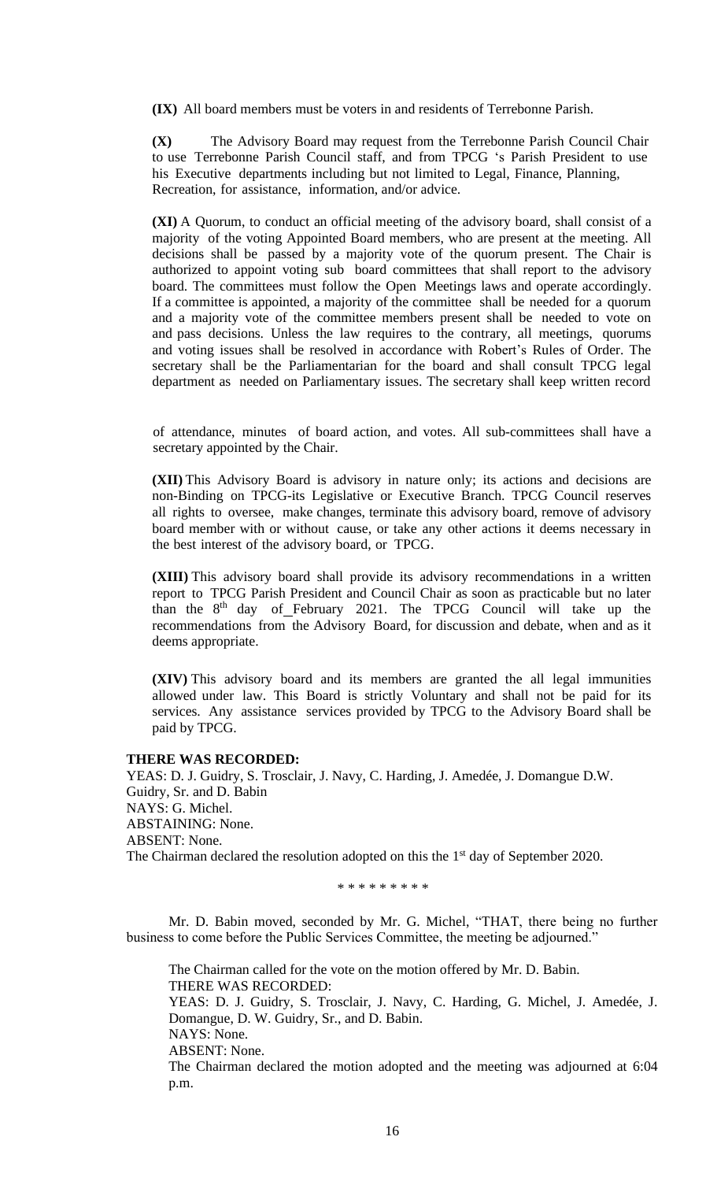**(IX)** All board members must be voters in and residents of Terrebonne Parish.

**(X)** The Advisory Board may request from the Terrebonne Parish Council Chair to use Terrebonne Parish Council staff, and from TPCG 's Parish President to use his Executive departments including but not limited to Legal, Finance, Planning, Recreation, for assistance, information, and/or advice.

**(XI)** A Quorum, to conduct an official meeting of the advisory board, shall consist of a majority of the voting Appointed Board members, who are present at the meeting. All decisions shall be passed by a majority vote of the quorum present. The Chair is authorized to appoint voting sub board committees that shall report to the advisory board. The committees must follow the Open Meetings laws and operate accordingly. If a committee is appointed, a majority of the committee shall be needed for a quorum and a majority vote of the committee members present shall be needed to vote on and pass decisions. Unless the law requires to the contrary, all meetings, quorums and voting issues shall be resolved in accordance with Robert's Rules of Order. The secretary shall be the Parliamentarian for the board and shall consult TPCG legal department as needed on Parliamentary issues. The secretary shall keep written record of attendance, minutes of board action, and votes. All sub-committees shall have a secretary appointed by the Chair.

**(XII)** This Advisory Board is advisory in nature only; its actions and decisions are non-Binding on TPCG-its Legislative or Executive Branch. TPCG Council reserves all rights to oversee, make changes, terminate this advisory board, remove of advisory board member with or without cause, or take any other actions it deems necessary in the best interest of the advisory board, or TPCG.

**(XIII)** This advisory board shall provide its advisory recommendations in a written report to TPCG Parish President and Council Chair as soon as practicable but no later than the 8th day of February 2021. The TPCG Council will take up the recommendations from the Advisory Board, for discussion and debate, when and as it deems appropriate.

**(XIV)** This advisory board and its members are granted the all legal immunities allowed under law. This Board is strictly Voluntary and shall not be paid for its services. Any assistance services provided by TPCG to the Advisory Board shall be paid by TPCG.

**THERE WAS RECORDED:**
YEAS: D. J. Guidry, S. Trosclair, J. Navy, C. Harding, J. Amedée, J. Domangue D.W. Guidry, Sr. and D. Babin
NAYS: G. Michel.
ABSTAINING: None.
ABSENT: None.
The Chairman declared the resolution adopted on this the 1st day of September 2020.

\* \* \* \* \* \* \* \* \*

Mr. D. Babin moved, seconded by Mr. G. Michel, "THAT, there being no further business to come before the Public Services Committee, the meeting be adjourned."

The Chairman called for the vote on the motion offered by Mr. D. Babin.
THERE WAS RECORDED:
YEAS: D. J. Guidry, S. Trosclair, J. Navy, C. Harding, G. Michel, J. Amedée, J. Domangue, D. W. Guidry, Sr., and D. Babin.
NAYS: None.
ABSENT: None.
The Chairman declared the motion adopted and the meeting was adjourned at 6:04 p.m.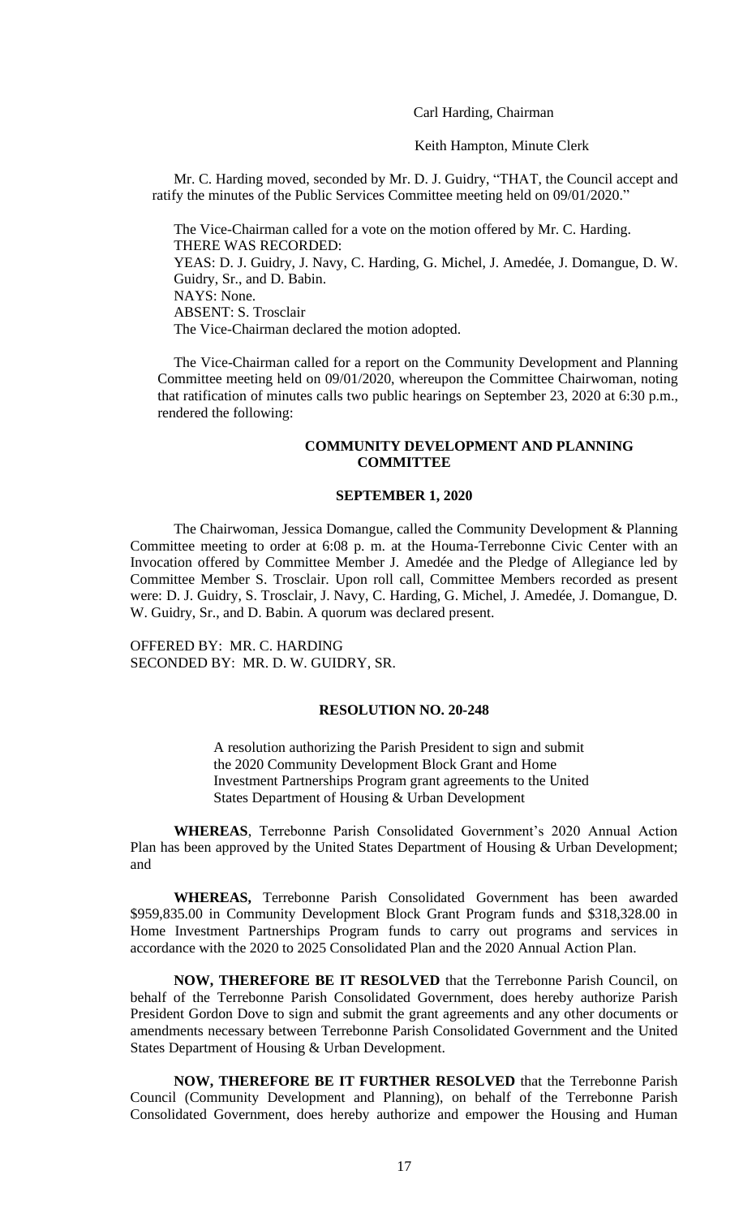Carl Harding, Chairman

Keith Hampton, Minute Clerk

Mr. C. Harding moved, seconded by Mr. D. J. Guidry, "THAT, the Council accept and ratify the minutes of the Public Services Committee meeting held on 09/01/2020."

The Vice-Chairman called for a vote on the motion offered by Mr. C. Harding.
THERE WAS RECORDED:
YEAS: D. J. Guidry, J. Navy, C. Harding, G. Michel, J. Amedée, J. Domangue, D. W. Guidry, Sr., and D. Babin.
NAYS: None.
ABSENT: S. Trosclair
The Vice-Chairman declared the motion adopted.

The Vice-Chairman called for a report on the Community Development and Planning Committee meeting held on 09/01/2020, whereupon the Committee Chairwoman, noting that ratification of minutes calls two public hearings on September 23, 2020 at 6:30 p.m., rendered the following:

**COMMUNITY DEVELOPMENT AND PLANNING COMMITTEE**

**SEPTEMBER 1, 2020**

The Chairwoman, Jessica Domangue, called the Community Development & Planning Committee meeting to order at 6:08 p. m. at the Houma-Terrebonne Civic Center with an Invocation offered by Committee Member J. Amedée and the Pledge of Allegiance led by Committee Member S. Trosclair. Upon roll call, Committee Members recorded as present were: D. J. Guidry, S. Trosclair, J. Navy, C. Harding, G. Michel, J. Amedée, J. Domangue, D. W. Guidry, Sr., and D. Babin. A quorum was declared present.

OFFERED BY: MR. C. HARDING
SECONDED BY: MR. D. W. GUIDRY, SR.

**RESOLUTION NO. 20-248**

A resolution authorizing the Parish President to sign and submit the 2020 Community Development Block Grant and Home Investment Partnerships Program grant agreements to the United States Department of Housing & Urban Development

**WHEREAS**, Terrebonne Parish Consolidated Government's 2020 Annual Action Plan has been approved by the United States Department of Housing & Urban Development; and

**WHEREAS,** Terrebonne Parish Consolidated Government has been awarded $959,835.00 in Community Development Block Grant Program funds and $318,328.00 in Home Investment Partnerships Program funds to carry out programs and services in accordance with the 2020 to 2025 Consolidated Plan and the 2020 Annual Action Plan.

**NOW, THEREFORE BE IT RESOLVED** that the Terrebonne Parish Council, on behalf of the Terrebonne Parish Consolidated Government, does hereby authorize Parish President Gordon Dove to sign and submit the grant agreements and any other documents or amendments necessary between Terrebonne Parish Consolidated Government and the United States Department of Housing & Urban Development.

**NOW, THEREFORE BE IT FURTHER RESOLVED** that the Terrebonne Parish Council (Community Development and Planning), on behalf of the Terrebonne Parish Consolidated Government, does hereby authorize and empower the Housing and Human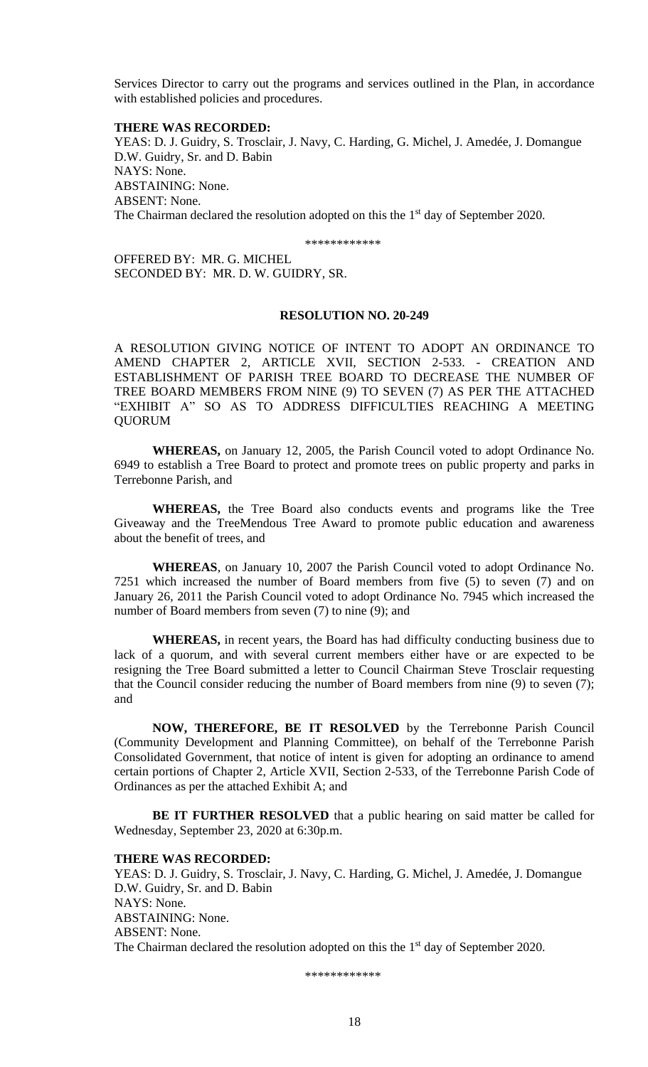Services Director to carry out the programs and services outlined in the Plan, in accordance with established policies and procedures.

**THERE WAS RECORDED:**
YEAS: D. J. Guidry, S. Trosclair, J. Navy, C. Harding, G. Michel, J. Amedée, J. Domangue D.W. Guidry, Sr. and D. Babin
NAYS: None.
ABSTAINING: None.
ABSENT: None.
The Chairman declared the resolution adopted on this the 1st day of September 2020.

\*\*\*\*\*\*\*\*\*\*\*\*

OFFERED BY: MR. G. MICHEL
SECONDED BY: MR. D. W. GUIDRY, SR.

**RESOLUTION NO. 20-249**

A RESOLUTION GIVING NOTICE OF INTENT TO ADOPT AN ORDINANCE TO AMEND CHAPTER 2, ARTICLE XVII, SECTION 2-533. - CREATION AND ESTABLISHMENT OF PARISH TREE BOARD TO DECREASE THE NUMBER OF TREE BOARD MEMBERS FROM NINE (9) TO SEVEN (7) AS PER THE ATTACHED "EXHIBIT A" SO AS TO ADDRESS DIFFICULTIES REACHING A MEETING QUORUM

**WHEREAS,** on January 12, 2005, the Parish Council voted to adopt Ordinance No. 6949 to establish a Tree Board to protect and promote trees on public property and parks in Terrebonne Parish, and

**WHEREAS,** the Tree Board also conducts events and programs like the Tree Giveaway and the TreeMendous Tree Award to promote public education and awareness about the benefit of trees, and

**WHEREAS**, on January 10, 2007 the Parish Council voted to adopt Ordinance No. 7251 which increased the number of Board members from five (5) to seven (7) and on January 26, 2011 the Parish Council voted to adopt Ordinance No. 7945 which increased the number of Board members from seven (7) to nine (9); and

**WHEREAS,** in recent years, the Board has had difficulty conducting business due to lack of a quorum, and with several current members either have or are expected to be resigning the Tree Board submitted a letter to Council Chairman Steve Trosclair requesting that the Council consider reducing the number of Board members from nine (9) to seven (7); and

**NOW, THEREFORE, BE IT RESOLVED** by the Terrebonne Parish Council (Community Development and Planning Committee), on behalf of the Terrebonne Parish Consolidated Government, that notice of intent is given for adopting an ordinance to amend certain portions of Chapter 2, Article XVII, Section 2-533, of the Terrebonne Parish Code of Ordinances as per the attached Exhibit A; and

**BE IT FURTHER RESOLVED** that a public hearing on said matter be called for Wednesday, September 23, 2020 at 6:30p.m.

**THERE WAS RECORDED:**
YEAS: D. J. Guidry, S. Trosclair, J. Navy, C. Harding, G. Michel, J. Amedée, J. Domangue D.W. Guidry, Sr. and D. Babin
NAYS: None.
ABSTAINING: None.
ABSENT: None.
The Chairman declared the resolution adopted on this the 1st day of September 2020.

\*\*\*\*\*\*\*\*\*\*\*\*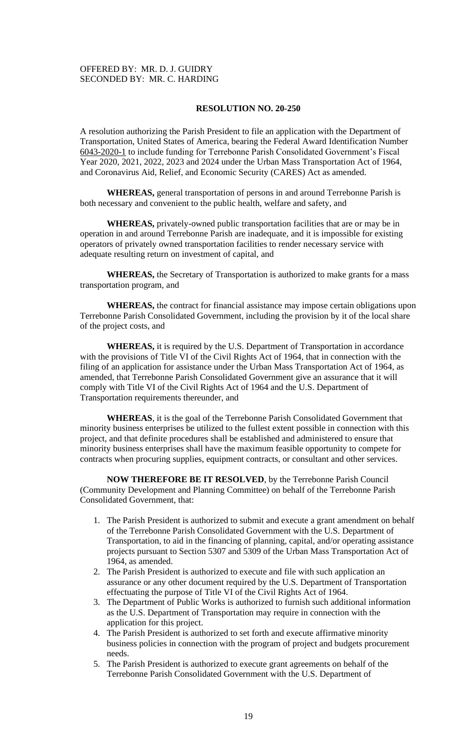OFFERED BY: MR. D. J. GUIDRY
SECONDED BY: MR. C. HARDING

**RESOLUTION NO. 20-250**

A resolution authorizing the Parish President to file an application with the Department of Transportation, United States of America, bearing the Federal Award Identification Number 6043-2020-1 to include funding for Terrebonne Parish Consolidated Government's Fiscal Year 2020, 2021, 2022, 2023 and 2024 under the Urban Mass Transportation Act of 1964, and Coronavirus Aid, Relief, and Economic Security (CARES) Act as amended.

**WHEREAS,** general transportation of persons in and around Terrebonne Parish is both necessary and convenient to the public health, welfare and safety, and

**WHEREAS,** privately-owned public transportation facilities that are or may be in operation in and around Terrebonne Parish are inadequate, and it is impossible for existing operators of privately owned transportation facilities to render necessary service with adequate resulting return on investment of capital, and

**WHEREAS,** the Secretary of Transportation is authorized to make grants for a mass transportation program, and

**WHEREAS,** the contract for financial assistance may impose certain obligations upon Terrebonne Parish Consolidated Government, including the provision by it of the local share of the project costs, and

**WHEREAS,** it is required by the U.S. Department of Transportation in accordance with the provisions of Title VI of the Civil Rights Act of 1964, that in connection with the filing of an application for assistance under the Urban Mass Transportation Act of 1964, as amended, that Terrebonne Parish Consolidated Government give an assurance that it will comply with Title VI of the Civil Rights Act of 1964 and the U.S. Department of Transportation requirements thereunder, and

**WHEREAS**, it is the goal of the Terrebonne Parish Consolidated Government that minority business enterprises be utilized to the fullest extent possible in connection with this project, and that definite procedures shall be established and administered to ensure that minority business enterprises shall have the maximum feasible opportunity to compete for contracts when procuring supplies, equipment contracts, or consultant and other services.

**NOW THEREFORE BE IT RESOLVED**, by the Terrebonne Parish Council (Community Development and Planning Committee) on behalf of the Terrebonne Parish Consolidated Government, that:

1. The Parish President is authorized to submit and execute a grant amendment on behalf of the Terrebonne Parish Consolidated Government with the U.S. Department of Transportation, to aid in the financing of planning, capital, and/or operating assistance projects pursuant to Section 5307 and 5309 of the Urban Mass Transportation Act of 1964, as amended.
2. The Parish President is authorized to execute and file with such application an assurance or any other document required by the U.S. Department of Transportation effectuating the purpose of Title VI of the Civil Rights Act of 1964.
3. The Department of Public Works is authorized to furnish such additional information as the U.S. Department of Transportation may require in connection with the application for this project.
4. The Parish President is authorized to set forth and execute affirmative minority business policies in connection with the program of project and budgets procurement needs.
5. The Parish President is authorized to execute grant agreements on behalf of the Terrebonne Parish Consolidated Government with the U.S. Department of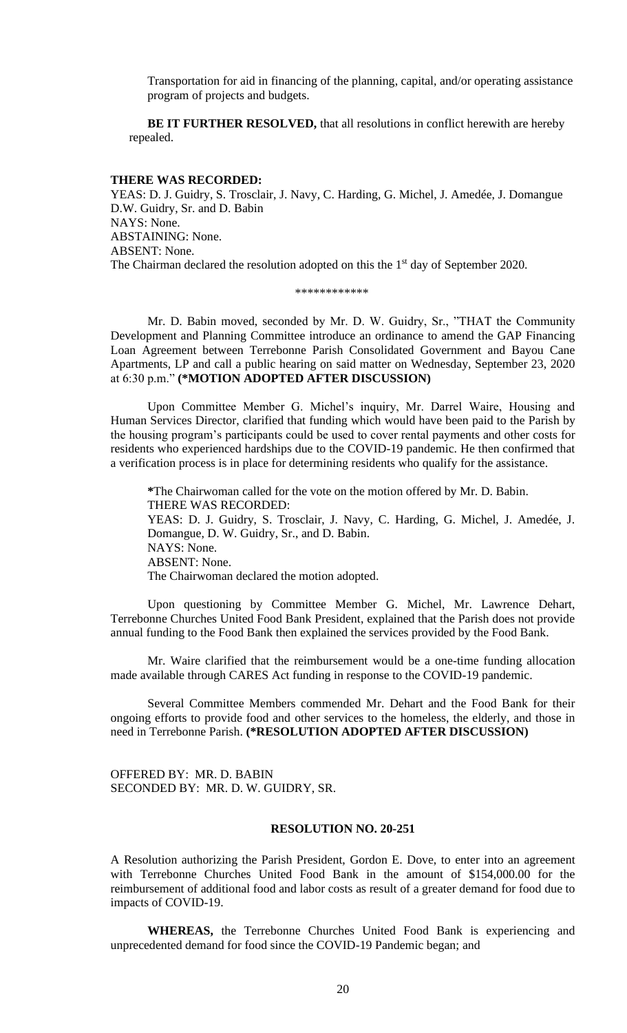Transportation for aid in financing of the planning, capital, and/or operating assistance program of projects and budgets.

**BE IT FURTHER RESOLVED,** that all resolutions in conflict herewith are hereby repealed.

**THERE WAS RECORDED:**
YEAS: D. J. Guidry, S. Trosclair, J. Navy, C. Harding, G. Michel, J. Amedée, J. Domangue D.W. Guidry, Sr. and D. Babin
NAYS: None.
ABSTAINING: None.
ABSENT: None.
The Chairman declared the resolution adopted on this the 1st day of September 2020.

\*\*\*\*\*\*\*\*\*\*\*\*

Mr. D. Babin moved, seconded by Mr. D. W. Guidry, Sr., "THAT the Community Development and Planning Committee introduce an ordinance to amend the GAP Financing Loan Agreement between Terrebonne Parish Consolidated Government and Bayou Cane Apartments, LP and call a public hearing on said matter on Wednesday, September 23, 2020 at 6:30 p.m." **(\*MOTION ADOPTED AFTER DISCUSSION)**

Upon Committee Member G. Michel's inquiry, Mr. Darrel Waire, Housing and Human Services Director, clarified that funding which would have been paid to the Parish by the housing program's participants could be used to cover rental payments and other costs for residents who experienced hardships due to the COVID-19 pandemic. He then confirmed that a verification process is in place for determining residents who qualify for the assistance.

**\***The Chairwoman called for the vote on the motion offered by Mr. D. Babin.
THERE WAS RECORDED:
YEAS: D. J. Guidry, S. Trosclair, J. Navy, C. Harding, G. Michel, J. Amedée, J. Domangue, D. W. Guidry, Sr., and D. Babin.
NAYS: None.
ABSENT: None.
The Chairwoman declared the motion adopted.

Upon questioning by Committee Member G. Michel, Mr. Lawrence Dehart, Terrebonne Churches United Food Bank President, explained that the Parish does not provide annual funding to the Food Bank then explained the services provided by the Food Bank.

Mr. Waire clarified that the reimbursement would be a one-time funding allocation made available through CARES Act funding in response to the COVID-19 pandemic.

Several Committee Members commended Mr. Dehart and the Food Bank for their ongoing efforts to provide food and other services to the homeless, the elderly, and those in need in Terrebonne Parish. **(\*RESOLUTION ADOPTED AFTER DISCUSSION)**

OFFERED BY: MR. D. BABIN
SECONDED BY: MR. D. W. GUIDRY, SR.

**RESOLUTION NO. 20-251**

A Resolution authorizing the Parish President, Gordon E. Dove, to enter into an agreement with Terrebonne Churches United Food Bank in the amount of $154,000.00 for the reimbursement of additional food and labor costs as result of a greater demand for food due to impacts of COVID-19.

**WHEREAS,** the Terrebonne Churches United Food Bank is experiencing and unprecedented demand for food since the COVID-19 Pandemic began; and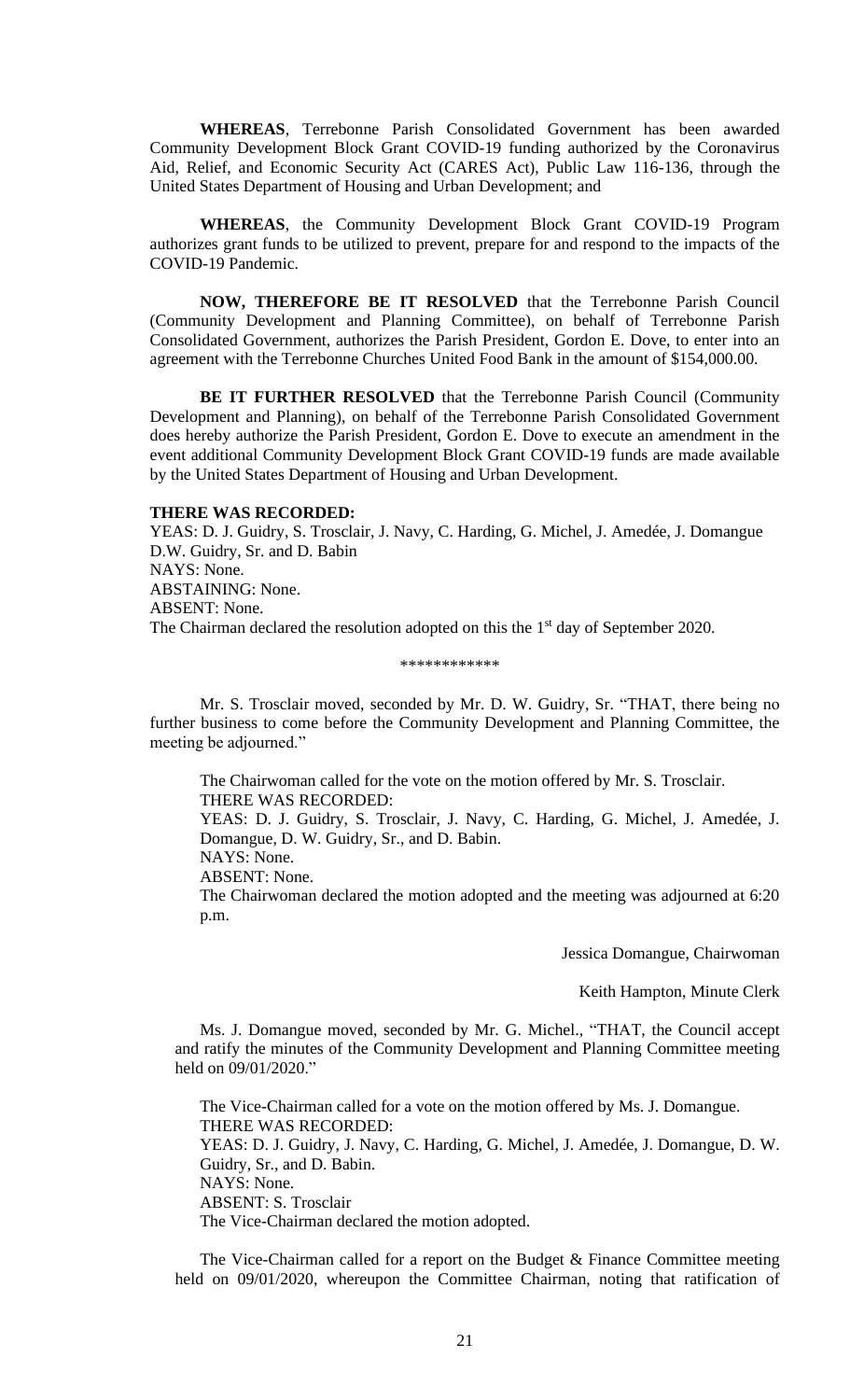**WHEREAS**, Terrebonne Parish Consolidated Government has been awarded Community Development Block Grant COVID-19 funding authorized by the Coronavirus Aid, Relief, and Economic Security Act (CARES Act), Public Law 116-136, through the United States Department of Housing and Urban Development; and

**WHEREAS**, the Community Development Block Grant COVID-19 Program authorizes grant funds to be utilized to prevent, prepare for and respond to the impacts of the COVID-19 Pandemic.

**NOW, THEREFORE BE IT RESOLVED** that the Terrebonne Parish Council (Community Development and Planning Committee), on behalf of Terrebonne Parish Consolidated Government, authorizes the Parish President, Gordon E. Dove, to enter into an agreement with the Terrebonne Churches United Food Bank in the amount of $154,000.00.

**BE IT FURTHER RESOLVED** that the Terrebonne Parish Council (Community Development and Planning), on behalf of the Terrebonne Parish Consolidated Government does hereby authorize the Parish President, Gordon E. Dove to execute an amendment in the event additional Community Development Block Grant COVID-19 funds are made available by the United States Department of Housing and Urban Development.

**THERE WAS RECORDED:**
YEAS: D. J. Guidry, S. Trosclair, J. Navy, C. Harding, G. Michel, J. Amedée, J. Domangue D.W. Guidry, Sr. and D. Babin
NAYS: None.
ABSTAINING: None.
ABSENT: None.
The Chairman declared the resolution adopted on this the 1st day of September 2020.

\*\*\*\*\*\*\*\*\*\*\*\*

Mr. S. Trosclair moved, seconded by Mr. D. W. Guidry, Sr. "THAT, there being no further business to come before the Community Development and Planning Committee, the meeting be adjourned."

The Chairwoman called for the vote on the motion offered by Mr. S. Trosclair.
THERE WAS RECORDED:
YEAS: D. J. Guidry, S. Trosclair, J. Navy, C. Harding, G. Michel, J. Amedée, J. Domangue, D. W. Guidry, Sr., and D. Babin.
NAYS: None.
ABSENT: None.
The Chairwoman declared the motion adopted and the meeting was adjourned at 6:20 p.m.

Jessica Domangue, Chairwoman

Keith Hampton, Minute Clerk

Ms. J. Domangue moved, seconded by Mr. G. Michel., "THAT, the Council accept and ratify the minutes of the Community Development and Planning Committee meeting held on 09/01/2020."

The Vice-Chairman called for a vote on the motion offered by Ms. J. Domangue.
THERE WAS RECORDED:
YEAS: D. J. Guidry, J. Navy, C. Harding, G. Michel, J. Amedée, J. Domangue, D. W. Guidry, Sr., and D. Babin.
NAYS: None.
ABSENT: S. Trosclair
The Vice-Chairman declared the motion adopted.

The Vice-Chairman called for a report on the Budget & Finance Committee meeting held on 09/01/2020, whereupon the Committee Chairman, noting that ratification of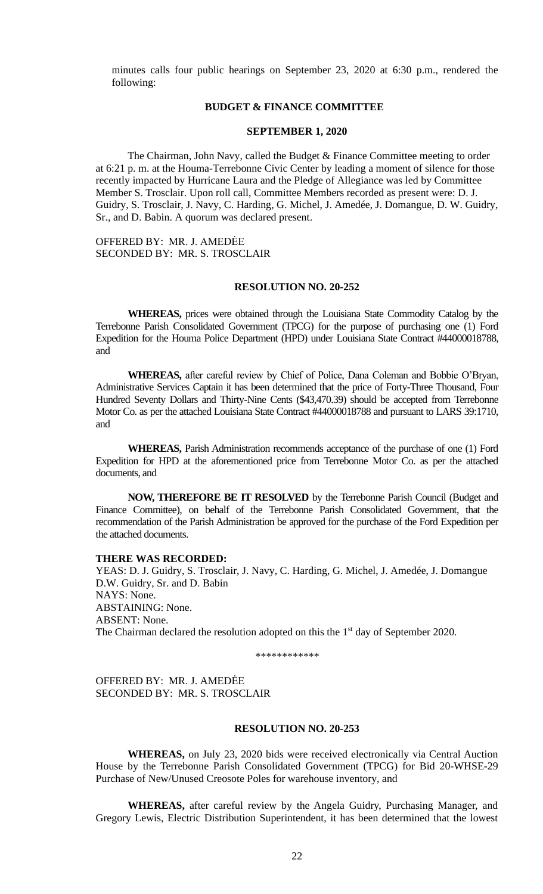minutes calls four public hearings on September 23, 2020 at 6:30 p.m., rendered the following:

**BUDGET & FINANCE COMMITTEE**

**SEPTEMBER 1, 2020**

The Chairman, John Navy, called the Budget & Finance Committee meeting to order at 6:21 p. m. at the Houma-Terrebonne Civic Center by leading a moment of silence for those recently impacted by Hurricane Laura and the Pledge of Allegiance was led by Committee Member S. Trosclair. Upon roll call, Committee Members recorded as present were: D. J. Guidry, S. Trosclair, J. Navy, C. Harding, G. Michel, J. Amedée, J. Domangue, D. W. Guidry, Sr., and D. Babin. A quorum was declared present.

OFFERED BY: MR. J. AMEDĖE
SECONDED BY: MR. S. TROSCLAIR

**RESOLUTION NO. 20-252**

**WHEREAS,** prices were obtained through the Louisiana State Commodity Catalog by the Terrebonne Parish Consolidated Government (TPCG) for the purpose of purchasing one (1) Ford Expedition for the Houma Police Department (HPD) under Louisiana State Contract #44000018788, and

**WHEREAS,** after careful review by Chief of Police, Dana Coleman and Bobbie O'Bryan, Administrative Services Captain it has been determined that the price of Forty-Three Thousand, Four Hundred Seventy Dollars and Thirty-Nine Cents ($43,470.39) should be accepted from Terrebonne Motor Co. as per the attached Louisiana State Contract #44000018788 and pursuant to LARS 39:1710, and

**WHEREAS,** Parish Administration recommends acceptance of the purchase of one (1) Ford Expedition for HPD at the aforementioned price from Terrebonne Motor Co. as per the attached documents, and

**NOW, THEREFORE BE IT RESOLVED** by the Terrebonne Parish Council (Budget and Finance Committee), on behalf of the Terrebonne Parish Consolidated Government, that the recommendation of the Parish Administration be approved for the purchase of the Ford Expedition per the attached documents.

**THERE WAS RECORDED:**
YEAS: D. J. Guidry, S. Trosclair, J. Navy, C. Harding, G. Michel, J. Amedée, J. Domangue D.W. Guidry, Sr. and D. Babin
NAYS: None.
ABSTAINING: None.
ABSENT: None.
The Chairman declared the resolution adopted on this the 1st day of September 2020.

\*\*\*\*\*\*\*\*\*\*\*\*

OFFERED BY: MR. J. AMEDĖE
SECONDED BY: MR. S. TROSCLAIR

**RESOLUTION NO. 20-253**

**WHEREAS,** on July 23, 2020 bids were received electronically via Central Auction House by the Terrebonne Parish Consolidated Government (TPCG) for Bid 20-WHSE-29 Purchase of New/Unused Creosote Poles for warehouse inventory, and

**WHEREAS,** after careful review by the Angela Guidry, Purchasing Manager, and Gregory Lewis, Electric Distribution Superintendent, it has been determined that the lowest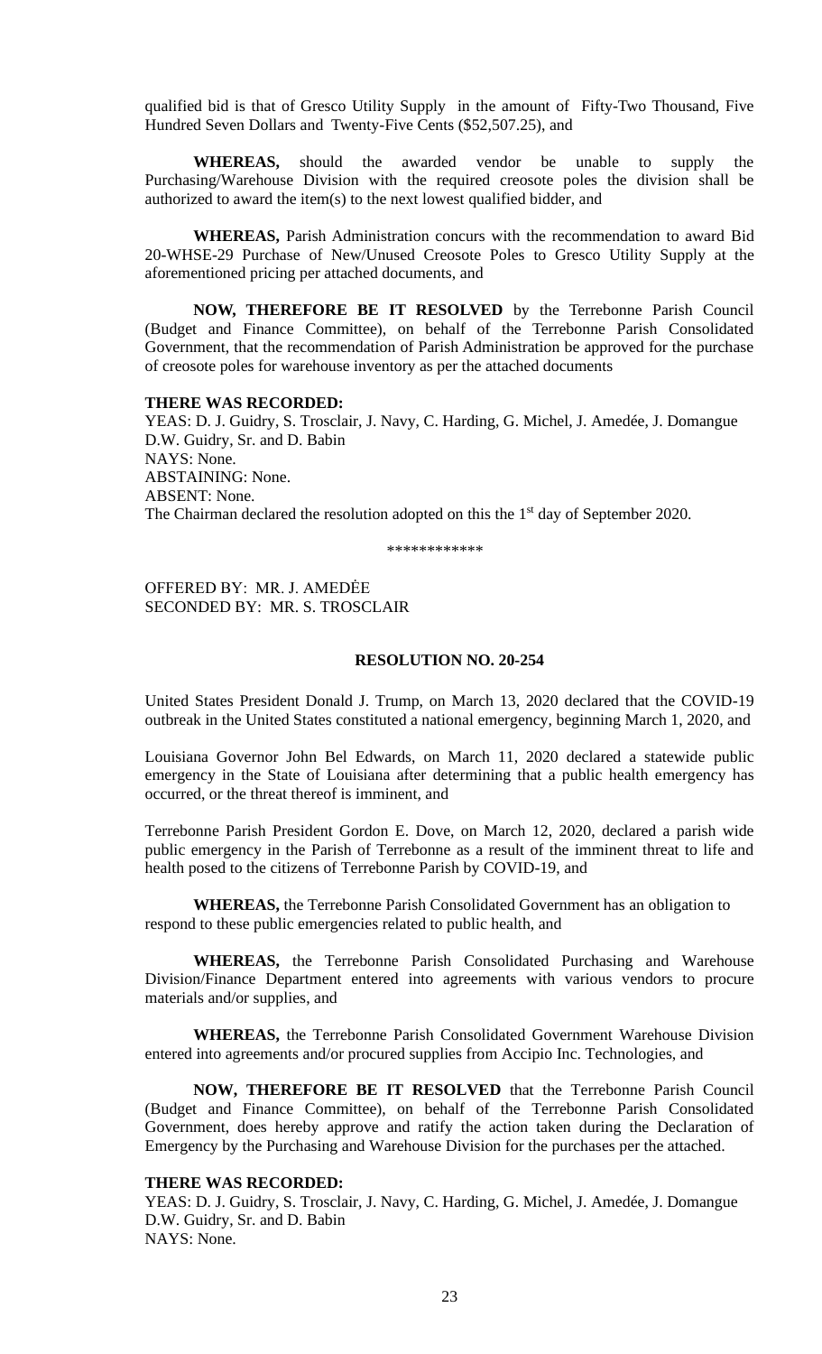qualified bid is that of Gresco Utility Supply in the amount of Fifty-Two Thousand, Five Hundred Seven Dollars and Twenty-Five Cents ($52,507.25), and

**WHEREAS,** should the awarded vendor be unable to supply the Purchasing/Warehouse Division with the required creosote poles the division shall be authorized to award the item(s) to the next lowest qualified bidder, and

**WHEREAS,** Parish Administration concurs with the recommendation to award Bid 20-WHSE-29 Purchase of New/Unused Creosote Poles to Gresco Utility Supply at the aforementioned pricing per attached documents, and

**NOW, THEREFORE BE IT RESOLVED** by the Terrebonne Parish Council (Budget and Finance Committee), on behalf of the Terrebonne Parish Consolidated Government, that the recommendation of Parish Administration be approved for the purchase of creosote poles for warehouse inventory as per the attached documents

**THERE WAS RECORDED:**
YEAS: D. J. Guidry, S. Trosclair, J. Navy, C. Harding, G. Michel, J. Amedée, J. Domangue D.W. Guidry, Sr. and D. Babin
NAYS: None.
ABSTAINING: None.
ABSENT: None.
The Chairman declared the resolution adopted on this the 1st day of September 2020.

\*\*\*\*\*\*\*\*\*\*\*\*

OFFERED BY: MR. J. AMEDĖE
SECONDED BY: MR. S. TROSCLAIR

**RESOLUTION NO. 20-254**

United States President Donald J. Trump, on March 13, 2020 declared that the COVID-19 outbreak in the United States constituted a national emergency, beginning March 1, 2020, and

Louisiana Governor John Bel Edwards, on March 11, 2020 declared a statewide public emergency in the State of Louisiana after determining that a public health emergency has occurred, or the threat thereof is imminent, and

Terrebonne Parish President Gordon E. Dove, on March 12, 2020, declared a parish wide public emergency in the Parish of Terrebonne as a result of the imminent threat to life and health posed to the citizens of Terrebonne Parish by COVID-19, and

**WHEREAS,** the Terrebonne Parish Consolidated Government has an obligation to respond to these public emergencies related to public health, and

**WHEREAS,** the Terrebonne Parish Consolidated Purchasing and Warehouse Division/Finance Department entered into agreements with various vendors to procure materials and/or supplies, and

**WHEREAS,** the Terrebonne Parish Consolidated Government Warehouse Division entered into agreements and/or procured supplies from Accipio Inc. Technologies, and

**NOW, THEREFORE BE IT RESOLVED** that the Terrebonne Parish Council (Budget and Finance Committee), on behalf of the Terrebonne Parish Consolidated Government, does hereby approve and ratify the action taken during the Declaration of Emergency by the Purchasing and Warehouse Division for the purchases per the attached.

**THERE WAS RECORDED:**
YEAS: D. J. Guidry, S. Trosclair, J. Navy, C. Harding, G. Michel, J. Amedée, J. Domangue D.W. Guidry, Sr. and D. Babin
NAYS: None.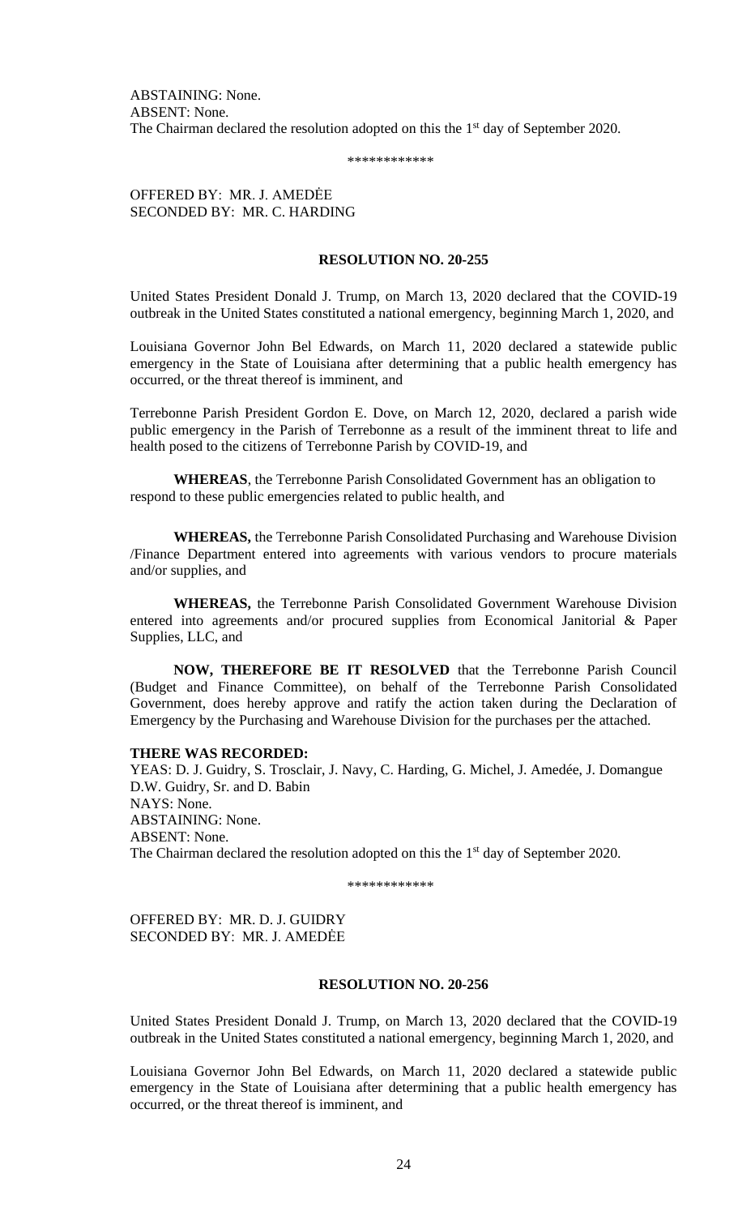ABSTAINING: None.
ABSENT: None.
The Chairman declared the resolution adopted on this the 1st day of September 2020.

\*\*\*\*\*\*\*\*\*\*\*\*

OFFERED BY: MR. J. AMEDĖE
SECONDED BY: MR. C. HARDING

**RESOLUTION NO. 20-255**

United States President Donald J. Trump, on March 13, 2020 declared that the COVID-19 outbreak in the United States constituted a national emergency, beginning March 1, 2020, and

Louisiana Governor John Bel Edwards, on March 11, 2020 declared a statewide public emergency in the State of Louisiana after determining that a public health emergency has occurred, or the threat thereof is imminent, and

Terrebonne Parish President Gordon E. Dove, on March 12, 2020, declared a parish wide public emergency in the Parish of Terrebonne as a result of the imminent threat to life and health posed to the citizens of Terrebonne Parish by COVID-19, and

**WHEREAS**, the Terrebonne Parish Consolidated Government has an obligation to respond to these public emergencies related to public health, and

**WHEREAS,** the Terrebonne Parish Consolidated Purchasing and Warehouse Division /Finance Department entered into agreements with various vendors to procure materials and/or supplies, and

**WHEREAS,** the Terrebonne Parish Consolidated Government Warehouse Division entered into agreements and/or procured supplies from Economical Janitorial & Paper Supplies, LLC, and

**NOW, THEREFORE BE IT RESOLVED** that the Terrebonne Parish Council (Budget and Finance Committee), on behalf of the Terrebonne Parish Consolidated Government, does hereby approve and ratify the action taken during the Declaration of Emergency by the Purchasing and Warehouse Division for the purchases per the attached.

**THERE WAS RECORDED:**
YEAS: D. J. Guidry, S. Trosclair, J. Navy, C. Harding, G. Michel, J. Amedée, J. Domangue D.W. Guidry, Sr. and D. Babin
NAYS: None.
ABSTAINING: None.
ABSENT: None.
The Chairman declared the resolution adopted on this the 1st day of September 2020.

\*\*\*\*\*\*\*\*\*\*\*\*

OFFERED BY: MR. D. J. GUIDRY
SECONDED BY: MR. J. AMEDĖE

**RESOLUTION NO. 20-256**

United States President Donald J. Trump, on March 13, 2020 declared that the COVID-19 outbreak in the United States constituted a national emergency, beginning March 1, 2020, and

Louisiana Governor John Bel Edwards, on March 11, 2020 declared a statewide public emergency in the State of Louisiana after determining that a public health emergency has occurred, or the threat thereof is imminent, and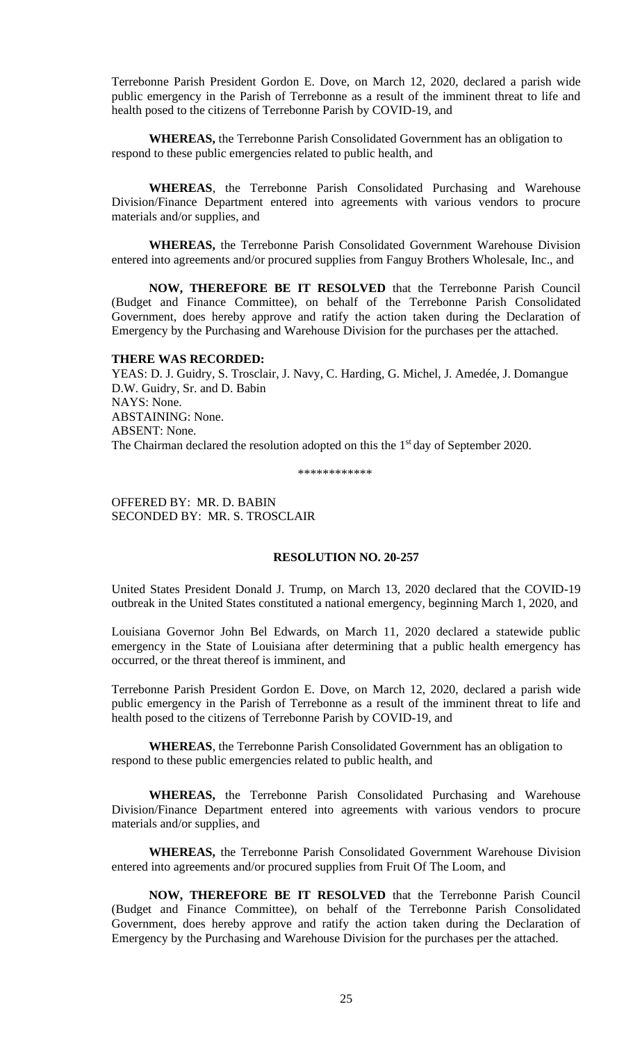Terrebonne Parish President Gordon E. Dove, on March 12, 2020, declared a parish wide public emergency in the Parish of Terrebonne as a result of the imminent threat to life and health posed to the citizens of Terrebonne Parish by COVID-19, and

**WHEREAS,** the Terrebonne Parish Consolidated Government has an obligation to respond to these public emergencies related to public health, and

**WHEREAS**, the Terrebonne Parish Consolidated Purchasing and Warehouse Division/Finance Department entered into agreements with various vendors to procure materials and/or supplies, and

**WHEREAS,** the Terrebonne Parish Consolidated Government Warehouse Division entered into agreements and/or procured supplies from Fanguy Brothers Wholesale, Inc., and

**NOW, THEREFORE BE IT RESOLVED** that the Terrebonne Parish Council (Budget and Finance Committee), on behalf of the Terrebonne Parish Consolidated Government, does hereby approve and ratify the action taken during the Declaration of Emergency by the Purchasing and Warehouse Division for the purchases per the attached.

**THERE WAS RECORDED:**
YEAS: D. J. Guidry, S. Trosclair, J. Navy, C. Harding, G. Michel, J. Amedée, J. Domangue D.W. Guidry, Sr. and D. Babin
NAYS: None.
ABSTAINING: None.
ABSENT: None.
The Chairman declared the resolution adopted on this the 1st day of September 2020.

\*\*\*\*\*\*\*\*\*\*\*\*

OFFERED BY: MR. D. BABIN
SECONDED BY: MR. S. TROSCLAIR

## RESOLUTION NO. 20-257

United States President Donald J. Trump, on March 13, 2020 declared that the COVID-19 outbreak in the United States constituted a national emergency, beginning March 1, 2020, and

Louisiana Governor John Bel Edwards, on March 11, 2020 declared a statewide public emergency in the State of Louisiana after determining that a public health emergency has occurred, or the threat thereof is imminent, and

Terrebonne Parish President Gordon E. Dove, on March 12, 2020, declared a parish wide public emergency in the Parish of Terrebonne as a result of the imminent threat to life and health posed to the citizens of Terrebonne Parish by COVID-19, and

**WHEREAS**, the Terrebonne Parish Consolidated Government has an obligation to respond to these public emergencies related to public health, and

**WHEREAS,** the Terrebonne Parish Consolidated Purchasing and Warehouse Division/Finance Department entered into agreements with various vendors to procure materials and/or supplies, and

**WHEREAS,** the Terrebonne Parish Consolidated Government Warehouse Division entered into agreements and/or procured supplies from Fruit Of The Loom, and

**NOW, THEREFORE BE IT RESOLVED** that the Terrebonne Parish Council (Budget and Finance Committee), on behalf of the Terrebonne Parish Consolidated Government, does hereby approve and ratify the action taken during the Declaration of Emergency by the Purchasing and Warehouse Division for the purchases per the attached.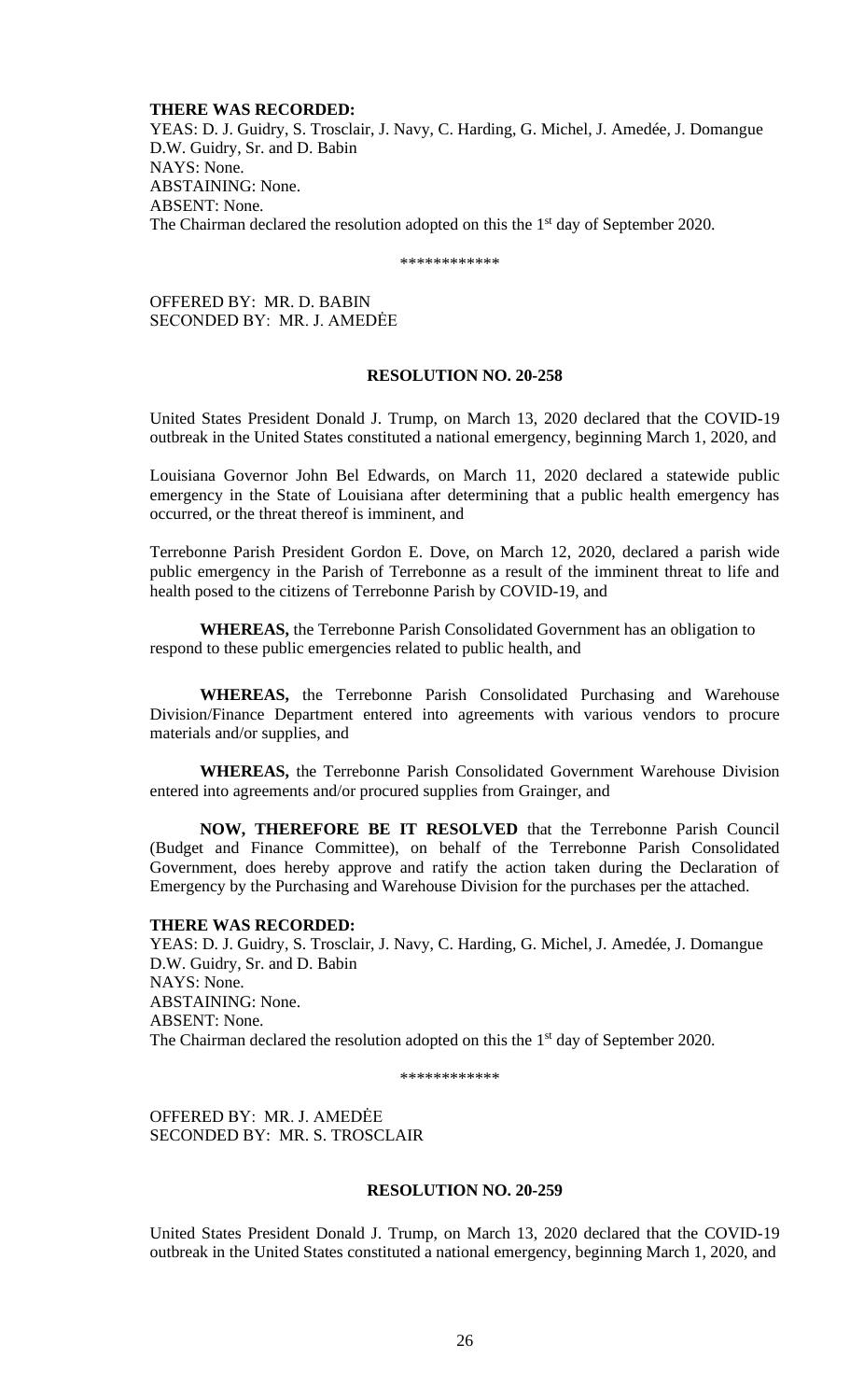**THERE WAS RECORDED:**
YEAS: D. J. Guidry, S. Trosclair, J. Navy, C. Harding, G. Michel, J. Amedée, J. Domangue D.W. Guidry, Sr. and D. Babin
NAYS: None.
ABSTAINING: None.
ABSENT: None.
The Chairman declared the resolution adopted on this the 1st day of September 2020.

\*\*\*\*\*\*\*\*\*\*\*\*

OFFERED BY: MR. D. BABIN
SECONDED BY: MR. J. AMEDĖE

**RESOLUTION NO. 20-258**

United States President Donald J. Trump, on March 13, 2020 declared that the COVID-19 outbreak in the United States constituted a national emergency, beginning March 1, 2020, and

Louisiana Governor John Bel Edwards, on March 11, 2020 declared a statewide public emergency in the State of Louisiana after determining that a public health emergency has occurred, or the threat thereof is imminent, and

Terrebonne Parish President Gordon E. Dove, on March 12, 2020, declared a parish wide public emergency in the Parish of Terrebonne as a result of the imminent threat to life and health posed to the citizens of Terrebonne Parish by COVID-19, and

**WHEREAS,** the Terrebonne Parish Consolidated Government has an obligation to respond to these public emergencies related to public health, and

**WHEREAS,** the Terrebonne Parish Consolidated Purchasing and Warehouse Division/Finance Department entered into agreements with various vendors to procure materials and/or supplies, and

**WHEREAS,** the Terrebonne Parish Consolidated Government Warehouse Division entered into agreements and/or procured supplies from Grainger, and

**NOW, THEREFORE BE IT RESOLVED** that the Terrebonne Parish Council (Budget and Finance Committee), on behalf of the Terrebonne Parish Consolidated Government, does hereby approve and ratify the action taken during the Declaration of Emergency by the Purchasing and Warehouse Division for the purchases per the attached.

**THERE WAS RECORDED:**
YEAS: D. J. Guidry, S. Trosclair, J. Navy, C. Harding, G. Michel, J. Amedée, J. Domangue D.W. Guidry, Sr. and D. Babin
NAYS: None.
ABSTAINING: None.
ABSENT: None.
The Chairman declared the resolution adopted on this the 1st day of September 2020.

\*\*\*\*\*\*\*\*\*\*\*\*

OFFERED BY: MR. J. AMEDĖE
SECONDED BY: MR. S. TROSCLAIR

**RESOLUTION NO. 20-259**

United States President Donald J. Trump, on March 13, 2020 declared that the COVID-19 outbreak in the United States constituted a national emergency, beginning March 1, 2020, and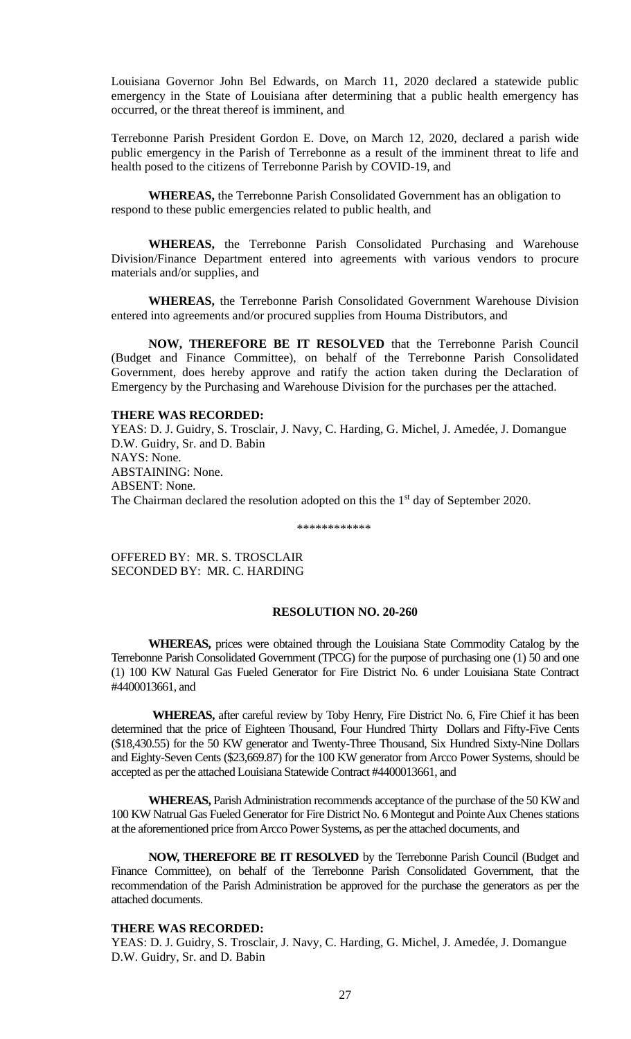Louisiana Governor John Bel Edwards, on March 11, 2020 declared a statewide public emergency in the State of Louisiana after determining that a public health emergency has occurred, or the threat thereof is imminent, and

Terrebonne Parish President Gordon E. Dove, on March 12, 2020, declared a parish wide public emergency in the Parish of Terrebonne as a result of the imminent threat to life and health posed to the citizens of Terrebonne Parish by COVID-19, and

**WHEREAS,** the Terrebonne Parish Consolidated Government has an obligation to respond to these public emergencies related to public health, and

**WHEREAS,** the Terrebonne Parish Consolidated Purchasing and Warehouse Division/Finance Department entered into agreements with various vendors to procure materials and/or supplies, and

**WHEREAS,** the Terrebonne Parish Consolidated Government Warehouse Division entered into agreements and/or procured supplies from Houma Distributors, and

**NOW, THEREFORE BE IT RESOLVED** that the Terrebonne Parish Council (Budget and Finance Committee), on behalf of the Terrebonne Parish Consolidated Government, does hereby approve and ratify the action taken during the Declaration of Emergency by the Purchasing and Warehouse Division for the purchases per the attached.

**THERE WAS RECORDED:**
YEAS: D. J. Guidry, S. Trosclair, J. Navy, C. Harding, G. Michel, J. Amedée, J. Domangue D.W. Guidry, Sr. and D. Babin
NAYS: None.
ABSTAINING: None.
ABSENT: None.
The Chairman declared the resolution adopted on this the 1st day of September 2020.

\*\*\*\*\*\*\*\*\*\*\*\*

OFFERED BY: MR. S. TROSCLAIR
SECONDED BY: MR. C. HARDING

**RESOLUTION NO. 20-260**

**WHEREAS,** prices were obtained through the Louisiana State Commodity Catalog by the Terrebonne Parish Consolidated Government (TPCG) for the purpose of purchasing one (1) 50 and one (1) 100 KW Natural Gas Fueled Generator for Fire District No. 6 under Louisiana State Contract #4400013661, and

**WHEREAS,** after careful review by Toby Henry, Fire District No. 6, Fire Chief it has been determined that the price of Eighteen Thousand, Four Hundred Thirty Dollars and Fifty-Five Cents ($18,430.55) for the 50 KW generator and Twenty-Three Thousand, Six Hundred Sixty-Nine Dollars and Eighty-Seven Cents ($23,669.87) for the 100 KW generator from Arcco Power Systems, should be accepted as per the attached Louisiana Statewide Contract #4400013661, and

**WHEREAS,** Parish Administration recommends acceptance of the purchase of the 50 KW and 100 KW Natrual Gas Fueled Generator for Fire District No. 6 Montegut and Pointe Aux Chenes stations at the aforementioned price from Arcco Power Systems, as per the attached documents, and

**NOW, THEREFORE BE IT RESOLVED** by the Terrebonne Parish Council (Budget and Finance Committee), on behalf of the Terrebonne Parish Consolidated Government, that the recommendation of the Parish Administration be approved for the purchase the generators as per the attached documents.

**THERE WAS RECORDED:**
YEAS: D. J. Guidry, S. Trosclair, J. Navy, C. Harding, G. Michel, J. Amedée, J. Domangue D.W. Guidry, Sr. and D. Babin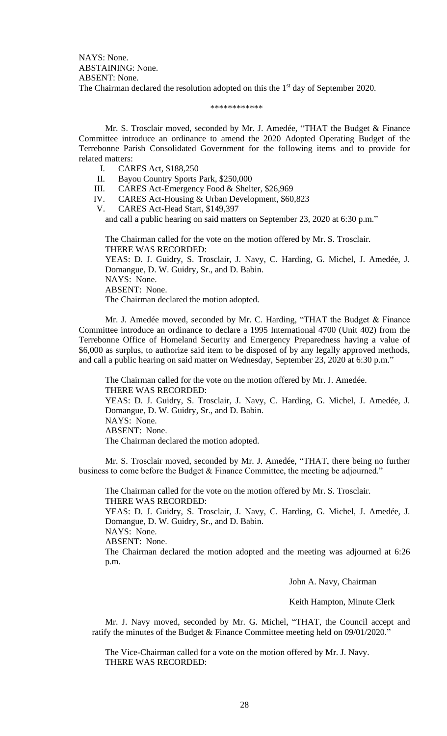NAYS: None.
ABSTAINING: None.
ABSENT: None.
The Chairman declared the resolution adopted on this the 1st day of September 2020.

\*\*\*\*\*\*\*\*\*\*\*\*

Mr. S. Trosclair moved, seconded by Mr. J. Amedée, "THAT the Budget & Finance Committee introduce an ordinance to amend the 2020 Adopted Operating Budget of the Terrebonne Parish Consolidated Government for the following items and to provide for related matters:

I. CARES Act, $188,250
II. Bayou Country Sports Park, $250,000
III. CARES Act-Emergency Food & Shelter, $26,969
IV. CARES Act-Housing & Urban Development, $60,823
V. CARES Act-Head Start, $149,397

and call a public hearing on said matters on September 23, 2020 at 6:30 p.m."

The Chairman called for the vote on the motion offered by Mr. S. Trosclair.
THERE WAS RECORDED:
YEAS: D. J. Guidry, S. Trosclair, J. Navy, C. Harding, G. Michel, J. Amedée, J. Domangue, D. W. Guidry, Sr., and D. Babin.
NAYS: None.
ABSENT: None.
The Chairman declared the motion adopted.

Mr. J. Amedée moved, seconded by Mr. C. Harding, "THAT the Budget & Finance Committee introduce an ordinance to declare a 1995 International 4700 (Unit 402) from the Terrebonne Office of Homeland Security and Emergency Preparedness having a value of $6,000 as surplus, to authorize said item to be disposed of by any legally approved methods, and call a public hearing on said matter on Wednesday, September 23, 2020 at 6:30 p.m."

The Chairman called for the vote on the motion offered by Mr. J. Amedée.
THERE WAS RECORDED:
YEAS: D. J. Guidry, S. Trosclair, J. Navy, C. Harding, G. Michel, J. Amedée, J. Domangue, D. W. Guidry, Sr., and D. Babin.
NAYS: None.
ABSENT: None.
The Chairman declared the motion adopted.

Mr. S. Trosclair moved, seconded by Mr. J. Amedée, "THAT, there being no further business to come before the Budget & Finance Committee, the meeting be adjourned."

The Chairman called for the vote on the motion offered by Mr. S. Trosclair.
THERE WAS RECORDED:
YEAS: D. J. Guidry, S. Trosclair, J. Navy, C. Harding, G. Michel, J. Amedée, J. Domangue, D. W. Guidry, Sr., and D. Babin.
NAYS: None.
ABSENT: None.
The Chairman declared the motion adopted and the meeting was adjourned at 6:26 p.m.

John A. Navy, Chairman

Keith Hampton, Minute Clerk

Mr. J. Navy moved, seconded by Mr. G. Michel, "THAT, the Council accept and ratify the minutes of the Budget & Finance Committee meeting held on 09/01/2020."

The Vice-Chairman called for a vote on the motion offered by Mr. J. Navy.
THERE WAS RECORDED: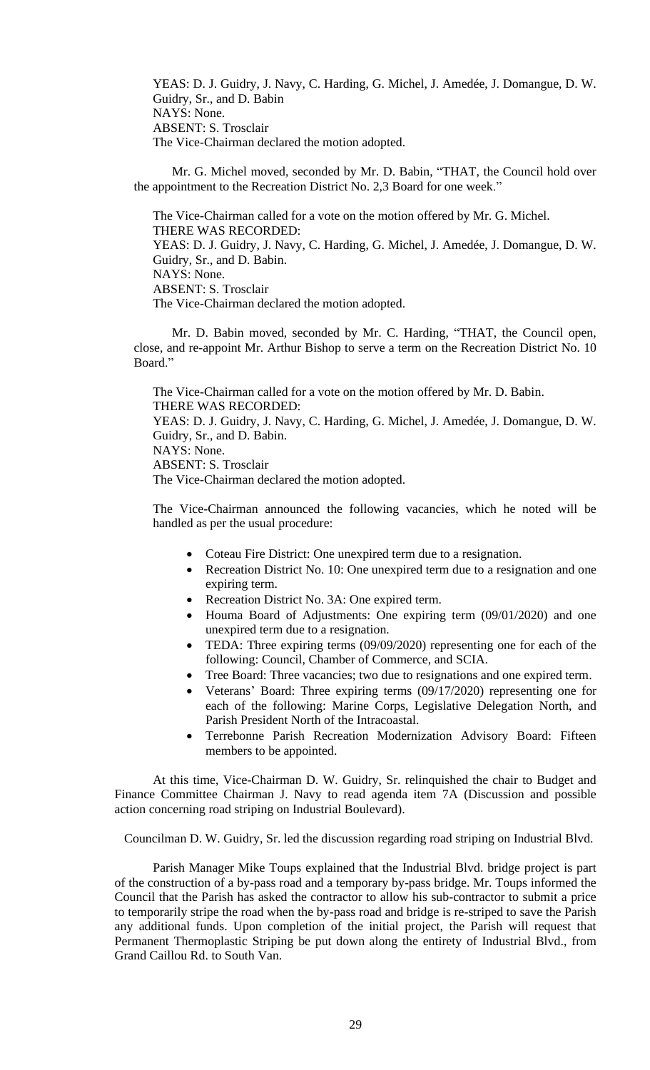YEAS: D. J. Guidry, J. Navy, C. Harding, G. Michel, J. Amedée, J. Domangue, D. W. Guidry, Sr., and D. Babin
NAYS: None.
ABSENT: S. Trosclair
The Vice-Chairman declared the motion adopted.

Mr. G. Michel moved, seconded by Mr. D. Babin, "THAT, the Council hold over the appointment to the Recreation District No. 2,3 Board for one week."

The Vice-Chairman called for a vote on the motion offered by Mr. G. Michel.
THERE WAS RECORDED:
YEAS: D. J. Guidry, J. Navy, C. Harding, G. Michel, J. Amedée, J. Domangue, D. W. Guidry, Sr., and D. Babin.
NAYS: None.
ABSENT: S. Trosclair
The Vice-Chairman declared the motion adopted.

Mr. D. Babin moved, seconded by Mr. C. Harding, "THAT, the Council open, close, and re-appoint Mr. Arthur Bishop to serve a term on the Recreation District No. 10 Board."

The Vice-Chairman called for a vote on the motion offered by Mr. D. Babin.
THERE WAS RECORDED:
YEAS: D. J. Guidry, J. Navy, C. Harding, G. Michel, J. Amedée, J. Domangue, D. W. Guidry, Sr., and D. Babin.
NAYS: None.
ABSENT: S. Trosclair
The Vice-Chairman declared the motion adopted.

The Vice-Chairman announced the following vacancies, which he noted will be handled as per the usual procedure:

- Coteau Fire District: One unexpired term due to a resignation.
- Recreation District No. 10: One unexpired term due to a resignation and one expiring term.
- Recreation District No. 3A: One expired term.
- Houma Board of Adjustments: One expiring term (09/01/2020) and one unexpired term due to a resignation.
- TEDA: Three expiring terms (09/09/2020) representing one for each of the following: Council, Chamber of Commerce, and SCIA.
- Tree Board: Three vacancies; two due to resignations and one expired term.
- Veterans' Board: Three expiring terms (09/17/2020) representing one for each of the following: Marine Corps, Legislative Delegation North, and Parish President North of the Intracoastal.
- Terrebonne Parish Recreation Modernization Advisory Board: Fifteen members to be appointed.

At this time, Vice-Chairman D. W. Guidry, Sr. relinquished the chair to Budget and Finance Committee Chairman J. Navy to read agenda item 7A (Discussion and possible action concerning road striping on Industrial Boulevard).

Councilman D. W. Guidry, Sr. led the discussion regarding road striping on Industrial Blvd.

Parish Manager Mike Toups explained that the Industrial Blvd. bridge project is part of the construction of a by-pass road and a temporary by-pass bridge. Mr. Toups informed the Council that the Parish has asked the contractor to allow his sub-contractor to submit a price to temporarily stripe the road when the by-pass road and bridge is re-striped to save the Parish any additional funds. Upon completion of the initial project, the Parish will request that Permanent Thermoplastic Striping be put down along the entirety of Industrial Blvd., from Grand Caillou Rd. to South Van.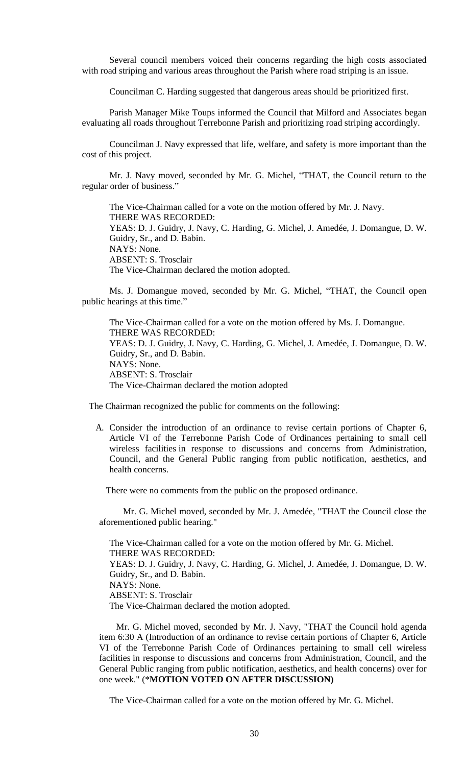Several council members voiced their concerns regarding the high costs associated with road striping and various areas throughout the Parish where road striping is an issue.

Councilman C. Harding suggested that dangerous areas should be prioritized first.

Parish Manager Mike Toups informed the Council that Milford and Associates began evaluating all roads throughout Terrebonne Parish and prioritizing road striping accordingly.

Councilman J. Navy expressed that life, welfare, and safety is more important than the cost of this project.

Mr. J. Navy moved, seconded by Mr. G. Michel, "THAT, the Council return to the regular order of business."

The Vice-Chairman called for a vote on the motion offered by Mr. J. Navy.
THERE WAS RECORDED:
YEAS: D. J. Guidry, J. Navy, C. Harding, G. Michel, J. Amedée, J. Domangue, D. W. Guidry, Sr., and D. Babin.
NAYS: None.
ABSENT: S. Trosclair
The Vice-Chairman declared the motion adopted.

Ms. J. Domangue moved, seconded by Mr. G. Michel, "THAT, the Council open public hearings at this time."

The Vice-Chairman called for a vote on the motion offered by Ms. J. Domangue.
THERE WAS RECORDED:
YEAS: D. J. Guidry, J. Navy, C. Harding, G. Michel, J. Amedée, J. Domangue, D. W. Guidry, Sr., and D. Babin.
NAYS: None.
ABSENT: S. Trosclair
The Vice-Chairman declared the motion adopted

The Chairman recognized the public for comments on the following:

A. Consider the introduction of an ordinance to revise certain portions of Chapter 6, Article VI of the Terrebonne Parish Code of Ordinances pertaining to small cell wireless facilities in response to discussions and concerns from Administration, Council, and the General Public ranging from public notification, aesthetics, and health concerns.

There were no comments from the public on the proposed ordinance.

Mr. G. Michel moved, seconded by Mr. J. Amedée, "THAT the Council close the aforementioned public hearing."

The Vice-Chairman called for a vote on the motion offered by Mr. G. Michel.
THERE WAS RECORDED:
YEAS: D. J. Guidry, J. Navy, C. Harding, G. Michel, J. Amedée, J. Domangue, D. W. Guidry, Sr., and D. Babin.
NAYS: None.
ABSENT: S. Trosclair
The Vice-Chairman declared the motion adopted.

Mr. G. Michel moved, seconded by Mr. J. Navy, "THAT the Council hold agenda item 6:30 A (Introduction of an ordinance to revise certain portions of Chapter 6, Article VI of the Terrebonne Parish Code of Ordinances pertaining to small cell wireless facilities in response to discussions and concerns from Administration, Council, and the General Public ranging from public notification, aesthetics, and health concerns) over for one week." (***MOTION VOTED ON AFTER DISCUSSION)**

The Vice-Chairman called for a vote on the motion offered by Mr. G. Michel.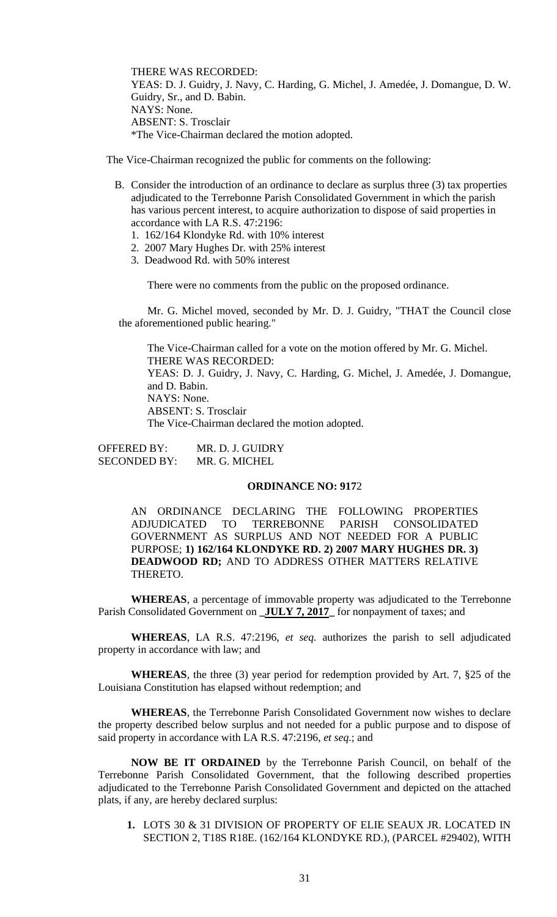THERE WAS RECORDED:
YEAS: D. J. Guidry, J. Navy, C. Harding, G. Michel, J. Amedée, J. Domangue, D. W. Guidry, Sr., and D. Babin.
NAYS: None.
ABSENT: S. Trosclair
*The Vice-Chairman declared the motion adopted.

The Vice-Chairman recognized the public for comments on the following:

B. Consider the introduction of an ordinance to declare as surplus three (3) tax properties adjudicated to the Terrebonne Parish Consolidated Government in which the parish has various percent interest, to acquire authorization to dispose of said properties in accordance with LA R.S. 47:2196:
   1. 162/164 Klondyke Rd. with 10% interest
   2. 2007 Mary Hughes Dr. with 25% interest
   3. Deadwood Rd. with 50% interest

There were no comments from the public on the proposed ordinance.

Mr. G. Michel moved, seconded by Mr. D. J. Guidry, "THAT the Council close the aforementioned public hearing."

The Vice-Chairman called for a vote on the motion offered by Mr. G. Michel.
THERE WAS RECORDED:
YEAS: D. J. Guidry, J. Navy, C. Harding, G. Michel, J. Amedée, J. Domangue, and D. Babin.
NAYS: None.
ABSENT: S. Trosclair
The Vice-Chairman declared the motion adopted.

OFFERED BY: MR. D. J. GUIDRY
SECONDED BY: MR. G. MICHEL

**ORDINANCE NO: 917**2

AN ORDINANCE DECLARING THE FOLLOWING PROPERTIES ADJUDICATED TO TERREBONNE PARISH CONSOLIDATED GOVERNMENT AS SURPLUS AND NOT NEEDED FOR A PUBLIC PURPOSE; **1) 162/164 KLONDYKE RD. 2) 2007 MARY HUGHES DR. 3) DEADWOOD RD;** AND TO ADDRESS OTHER MATTERS RELATIVE THERETO.

**WHEREAS**, a percentage of immovable property was adjudicated to the Terrebonne Parish Consolidated Government on **_JULY 7, 2017_** for nonpayment of taxes; and

**WHEREAS**, LA R.S. 47:2196, *et seq.* authorizes the parish to sell adjudicated property in accordance with law; and

**WHEREAS**, the three (3) year period for redemption provided by Art. 7, §25 of the Louisiana Constitution has elapsed without redemption; and

**WHEREAS**, the Terrebonne Parish Consolidated Government now wishes to declare the property described below surplus and not needed for a public purpose and to dispose of said property in accordance with LA R.S. 47:2196, *et seq*.; and

**NOW BE IT ORDAINED** by the Terrebonne Parish Council, on behalf of the Terrebonne Parish Consolidated Government, that the following described properties adjudicated to the Terrebonne Parish Consolidated Government and depicted on the attached plats, if any, are hereby declared surplus:

1. LOTS 30 & 31 DIVISION OF PROPERTY OF ELIE SEAUX JR. LOCATED IN SECTION 2, T18S R18E. (162/164 KLONDYKE RD.), (PARCEL #29402), WITH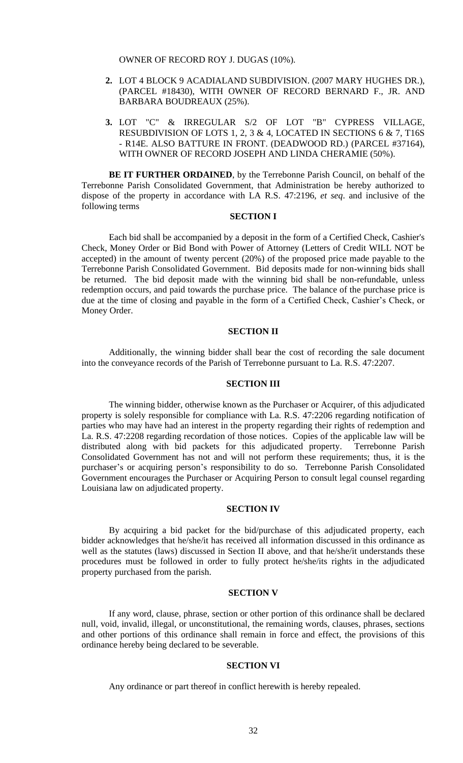OWNER OF RECORD ROY J. DUGAS (10%).

2. LOT 4 BLOCK 9 ACADIALAND SUBDIVISION. (2007 MARY HUGHES DR.), (PARCEL #18430), WITH OWNER OF RECORD BERNARD F., JR. AND BARBARA BOUDREAUX (25%).

3. LOT "C" & IRREGULAR S/2 OF LOT "B" CYPRESS VILLAGE, RESUBDIVISION OF LOTS 1, 2, 3 & 4, LOCATED IN SECTIONS 6 & 7, T16S - R14E. ALSO BATTURE IN FRONT. (DEADWOOD RD.) (PARCEL #37164), WITH OWNER OF RECORD JOSEPH AND LINDA CHERAMIE (50%).

**BE IT FURTHER ORDAINED**, by the Terrebonne Parish Council, on behalf of the Terrebonne Parish Consolidated Government, that Administration be hereby authorized to dispose of the property in accordance with LA R.S. 47:2196, *et seq*. and inclusive of the following terms

**SECTION I**

Each bid shall be accompanied by a deposit in the form of a Certified Check, Cashier's Check, Money Order or Bid Bond with Power of Attorney (Letters of Credit WILL NOT be accepted) in the amount of twenty percent (20%) of the proposed price made payable to the Terrebonne Parish Consolidated Government. Bid deposits made for non-winning bids shall be returned. The bid deposit made with the winning bid shall be non-refundable, unless redemption occurs, and paid towards the purchase price. The balance of the purchase price is due at the time of closing and payable in the form of a Certified Check, Cashier's Check, or Money Order.

**SECTION II**

Additionally, the winning bidder shall bear the cost of recording the sale document into the conveyance records of the Parish of Terrebonne pursuant to La. R.S. 47:2207.

**SECTION III**

The winning bidder, otherwise known as the Purchaser or Acquirer, of this adjudicated property is solely responsible for compliance with La. R.S. 47:2206 regarding notification of parties who may have had an interest in the property regarding their rights of redemption and La. R.S. 47:2208 regarding recordation of those notices. Copies of the applicable law will be distributed along with bid packets for this adjudicated property. Terrebonne Parish Consolidated Government has not and will not perform these requirements; thus, it is the purchaser's or acquiring person's responsibility to do so. Terrebonne Parish Consolidated Government encourages the Purchaser or Acquiring Person to consult legal counsel regarding Louisiana law on adjudicated property.

**SECTION IV**

By acquiring a bid packet for the bid/purchase of this adjudicated property, each bidder acknowledges that he/she/it has received all information discussed in this ordinance as well as the statutes (laws) discussed in Section II above, and that he/she/it understands these procedures must be followed in order to fully protect he/she/its rights in the adjudicated property purchased from the parish.

**SECTION V**

If any word, clause, phrase, section or other portion of this ordinance shall be declared null, void, invalid, illegal, or unconstitutional, the remaining words, clauses, phrases, sections and other portions of this ordinance shall remain in force and effect, the provisions of this ordinance hereby being declared to be severable.

**SECTION VI**

Any ordinance or part thereof in conflict herewith is hereby repealed.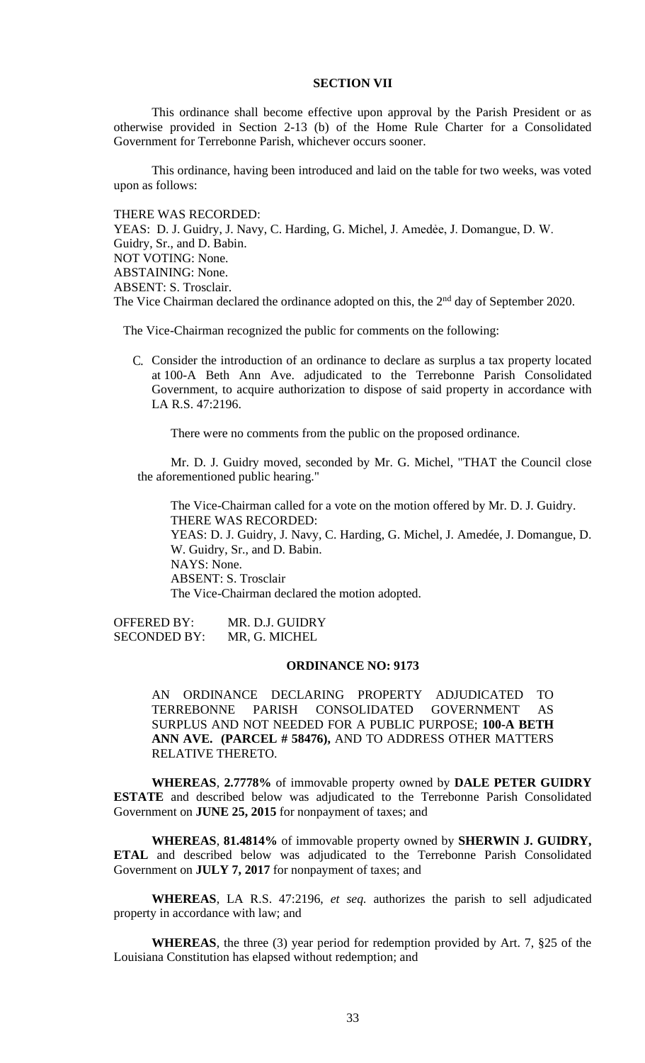**SECTION VII**

This ordinance shall become effective upon approval by the Parish President or as otherwise provided in Section 2-13 (b) of the Home Rule Charter for a Consolidated Government for Terrebonne Parish, whichever occurs sooner.

This ordinance, having been introduced and laid on the table for two weeks, was voted upon as follows:

THERE WAS RECORDED:
YEAS: D. J. Guidry, J. Navy, C. Harding, G. Michel, J. Amedée, J. Domangue, D. W. Guidry, Sr., and D. Babin.
NOT VOTING: None.
ABSTAINING: None.
ABSENT: S. Trosclair.
The Vice Chairman declared the ordinance adopted on this, the 2nd day of September 2020.

The Vice-Chairman recognized the public for comments on the following:

C. Consider the introduction of an ordinance to declare as surplus a tax property located at 100-A Beth Ann Ave. adjudicated to the Terrebonne Parish Consolidated Government, to acquire authorization to dispose of said property in accordance with LA R.S. 47:2196.

There were no comments from the public on the proposed ordinance.

Mr. D. J. Guidry moved, seconded by Mr. G. Michel, "THAT the Council close the aforementioned public hearing."

The Vice-Chairman called for a vote on the motion offered by Mr. D. J. Guidry.
THERE WAS RECORDED:
YEAS: D. J. Guidry, J. Navy, C. Harding, G. Michel, J. Amedée, J. Domangue, D. W. Guidry, Sr., and D. Babin.
NAYS: None.
ABSENT: S. Trosclair
The Vice-Chairman declared the motion adopted.

OFFERED BY: MR. D.J. GUIDRY
SECONDED BY: MR, G. MICHEL

**ORDINANCE NO: 9173**

AN ORDINANCE DECLARING PROPERTY ADJUDICATED TO TERREBONNE PARISH CONSOLIDATED GOVERNMENT AS SURPLUS AND NOT NEEDED FOR A PUBLIC PURPOSE; **100-A BETH ANN AVE. (PARCEL # 58476),** AND TO ADDRESS OTHER MATTERS RELATIVE THERETO.

**WHEREAS**, **2.7778%** of immovable property owned by **DALE PETER GUIDRY ESTATE** and described below was adjudicated to the Terrebonne Parish Consolidated Government on **JUNE 25, 2015** for nonpayment of taxes; and

**WHEREAS**, **81.4814%** of immovable property owned by **SHERWIN J. GUIDRY, ETAL** and described below was adjudicated to the Terrebonne Parish Consolidated Government on **JULY 7, 2017** for nonpayment of taxes; and

**WHEREAS**, LA R.S. 47:2196, *et seq.* authorizes the parish to sell adjudicated property in accordance with law; and

**WHEREAS**, the three (3) year period for redemption provided by Art. 7, §25 of the Louisiana Constitution has elapsed without redemption; and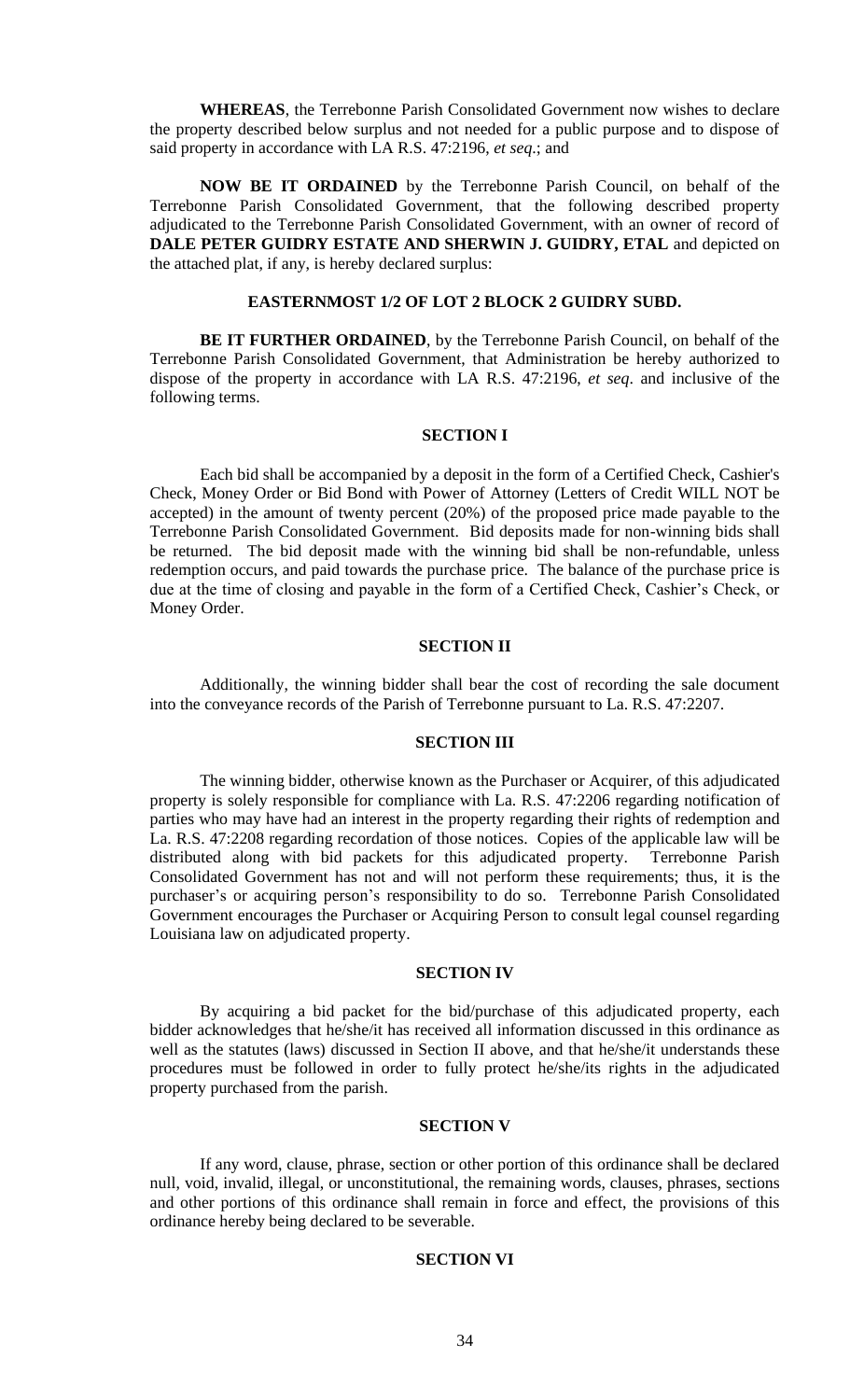**WHEREAS**, the Terrebonne Parish Consolidated Government now wishes to declare the property described below surplus and not needed for a public purpose and to dispose of said property in accordance with LA R.S. 47:2196, *et seq*.; and

**NOW BE IT ORDAINED** by the Terrebonne Parish Council, on behalf of the Terrebonne Parish Consolidated Government, that the following described property adjudicated to the Terrebonne Parish Consolidated Government, with an owner of record of **DALE PETER GUIDRY ESTATE AND SHERWIN J. GUIDRY, ETAL** and depicted on the attached plat, if any, is hereby declared surplus:

**EASTERNMOST 1/2 OF LOT 2 BLOCK 2 GUIDRY SUBD.**

**BE IT FURTHER ORDAINED**, by the Terrebonne Parish Council, on behalf of the Terrebonne Parish Consolidated Government, that Administration be hereby authorized to dispose of the property in accordance with LA R.S. 47:2196, *et seq*. and inclusive of the following terms.

**SECTION I**

Each bid shall be accompanied by a deposit in the form of a Certified Check, Cashier's Check, Money Order or Bid Bond with Power of Attorney (Letters of Credit WILL NOT be accepted) in the amount of twenty percent (20%) of the proposed price made payable to the Terrebonne Parish Consolidated Government. Bid deposits made for non-winning bids shall be returned. The bid deposit made with the winning bid shall be non-refundable, unless redemption occurs, and paid towards the purchase price. The balance of the purchase price is due at the time of closing and payable in the form of a Certified Check, Cashier's Check, or Money Order.

**SECTION II**

Additionally, the winning bidder shall bear the cost of recording the sale document into the conveyance records of the Parish of Terrebonne pursuant to La. R.S. 47:2207.

**SECTION III**

The winning bidder, otherwise known as the Purchaser or Acquirer, of this adjudicated property is solely responsible for compliance with La. R.S. 47:2206 regarding notification of parties who may have had an interest in the property regarding their rights of redemption and La. R.S. 47:2208 regarding recordation of those notices. Copies of the applicable law will be distributed along with bid packets for this adjudicated property. Terrebonne Parish Consolidated Government has not and will not perform these requirements; thus, it is the purchaser's or acquiring person's responsibility to do so. Terrebonne Parish Consolidated Government encourages the Purchaser or Acquiring Person to consult legal counsel regarding Louisiana law on adjudicated property.

**SECTION IV**

By acquiring a bid packet for the bid/purchase of this adjudicated property, each bidder acknowledges that he/she/it has received all information discussed in this ordinance as well as the statutes (laws) discussed in Section II above, and that he/she/it understands these procedures must be followed in order to fully protect he/she/its rights in the adjudicated property purchased from the parish.

**SECTION V**

If any word, clause, phrase, section or other portion of this ordinance shall be declared null, void, invalid, illegal, or unconstitutional, the remaining words, clauses, phrases, sections and other portions of this ordinance shall remain in force and effect, the provisions of this ordinance hereby being declared to be severable.

**SECTION VI**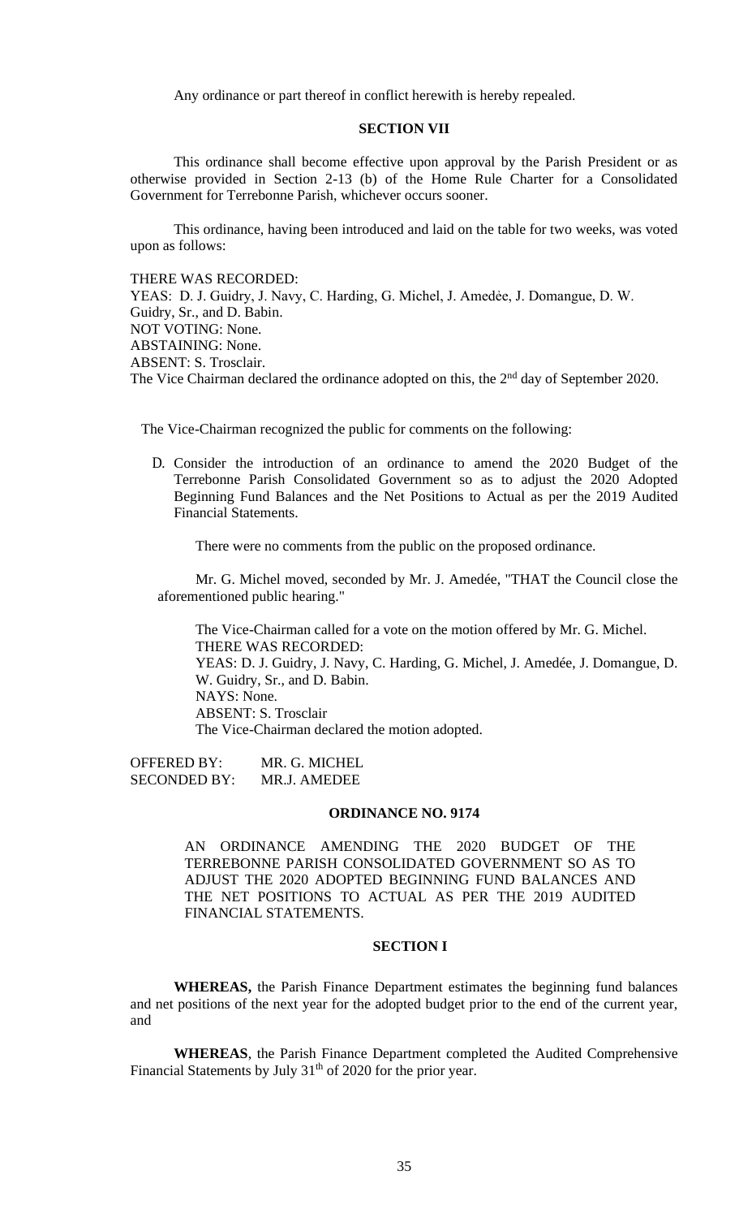Any ordinance or part thereof in conflict herewith is hereby repealed.

**SECTION VII**

This ordinance shall become effective upon approval by the Parish President or as otherwise provided in Section 2-13 (b) of the Home Rule Charter for a Consolidated Government for Terrebonne Parish, whichever occurs sooner.

This ordinance, having been introduced and laid on the table for two weeks, was voted upon as follows:

THERE WAS RECORDED:
YEAS: D. J. Guidry, J. Navy, C. Harding, G. Michel, J. Amedѐe, J. Domangue, D. W. Guidry, Sr., and D. Babin.
NOT VOTING: None.
ABSTAINING: None.
ABSENT: S. Trosclair.
The Vice Chairman declared the ordinance adopted on this, the 2nd day of September 2020.

The Vice-Chairman recognized the public for comments on the following:

D. Consider the introduction of an ordinance to amend the 2020 Budget of the Terrebonne Parish Consolidated Government so as to adjust the 2020 Adopted Beginning Fund Balances and the Net Positions to Actual as per the 2019 Audited Financial Statements.

There were no comments from the public on the proposed ordinance.

Mr. G. Michel moved, seconded by Mr. J. Amedée, "THAT the Council close the aforementioned public hearing."

The Vice-Chairman called for a vote on the motion offered by Mr. G. Michel.
THERE WAS RECORDED:
YEAS: D. J. Guidry, J. Navy, C. Harding, G. Michel, J. Amedée, J. Domangue, D. W. Guidry, Sr., and D. Babin.
NAYS: None.
ABSENT: S. Trosclair
The Vice-Chairman declared the motion adopted.

OFFERED BY: MR. G. MICHEL
SECONDED BY: MR.J. AMEDEE

**ORDINANCE NO. 9174**

AN ORDINANCE AMENDING THE 2020 BUDGET OF THE TERREBONNE PARISH CONSOLIDATED GOVERNMENT SO AS TO ADJUST THE 2020 ADOPTED BEGINNING FUND BALANCES AND THE NET POSITIONS TO ACTUAL AS PER THE 2019 AUDITED FINANCIAL STATEMENTS.

**SECTION I**

**WHEREAS,** the Parish Finance Department estimates the beginning fund balances and net positions of the next year for the adopted budget prior to the end of the current year, and

**WHEREAS**, the Parish Finance Department completed the Audited Comprehensive Financial Statements by July 31th of 2020 for the prior year.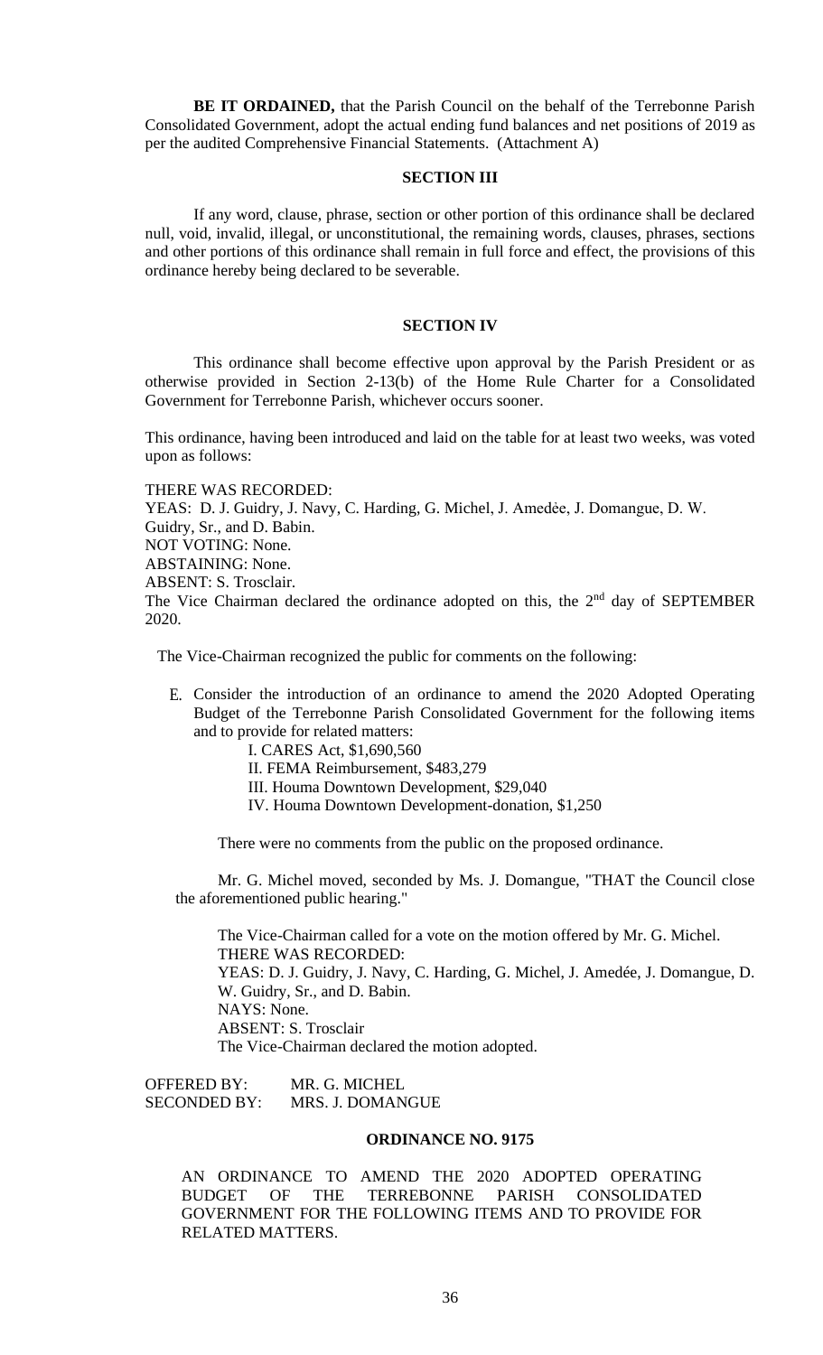**BE IT ORDAINED,** that the Parish Council on the behalf of the Terrebonne Parish Consolidated Government, adopt the actual ending fund balances and net positions of 2019 as per the audited Comprehensive Financial Statements. (Attachment A)

### SECTION III

If any word, clause, phrase, section or other portion of this ordinance shall be declared null, void, invalid, illegal, or unconstitutional, the remaining words, clauses, phrases, sections and other portions of this ordinance shall remain in full force and effect, the provisions of this ordinance hereby being declared to be severable.

### SECTION IV

This ordinance shall become effective upon approval by the Parish President or as otherwise provided in Section 2-13(b) of the Home Rule Charter for a Consolidated Government for Terrebonne Parish, whichever occurs sooner.

This ordinance, having been introduced and laid on the table for at least two weeks, was voted upon as follows:

THERE WAS RECORDED:
YEAS: D. J. Guidry, J. Navy, C. Harding, G. Michel, J. Amedẻe, J. Domangue, D. W. Guidry, Sr., and D. Babin.
NOT VOTING: None.
ABSTAINING: None.
ABSENT: S. Trosclair.
The Vice Chairman declared the ordinance adopted on this, the 2nd day of SEPTEMBER 2020.

The Vice-Chairman recognized the public for comments on the following:

E. Consider the introduction of an ordinance to amend the 2020 Adopted Operating Budget of the Terrebonne Parish Consolidated Government for the following items and to provide for related matters:
   - I. CARES Act, $1,690,560
   - II. FEMA Reimbursement, $483,279
   - III. Houma Downtown Development, $29,040
   - IV. Houma Downtown Development-donation, $1,250

   There were no comments from the public on the proposed ordinance.

   Mr. G. Michel moved, seconded by Ms. J. Domangue, "THAT the Council close the aforementioned public hearing."

   The Vice-Chairman called for a vote on the motion offered by Mr. G. Michel.
   THERE WAS RECORDED:
   YEAS: D. J. Guidry, J. Navy, C. Harding, G. Michel, J. Amedée, J. Domangue, D. W. Guidry, Sr., and D. Babin.
   NAYS: None.
   ABSENT: S. Trosclair
   The Vice-Chairman declared the motion adopted.

OFFERED BY: MR. G. MICHEL
SECONDED BY: MRS. J. DOMANGUE

### ORDINANCE NO. 9175

AN ORDINANCE TO AMEND THE 2020 ADOPTED OPERATING BUDGET OF THE TERREBONNE PARISH CONSOLIDATED GOVERNMENT FOR THE FOLLOWING ITEMS AND TO PROVIDE FOR RELATED MATTERS.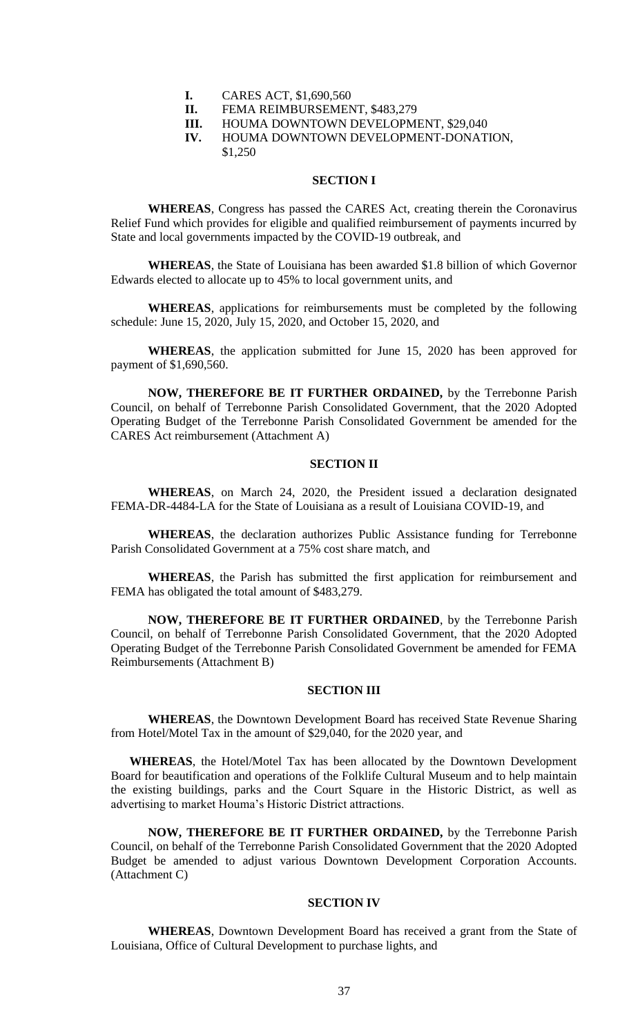**I.** CARES ACT, $1,690,560

**II.** FEMA REIMBURSEMENT, $483,279

**III.** HOUMA DOWNTOWN DEVELOPMENT, $29,040

**IV.** HOUMA DOWNTOWN DEVELOPMENT-DONATION, $1,250

## SECTION I

**WHEREAS**, Congress has passed the CARES Act, creating therein the Coronavirus Relief Fund which provides for eligible and qualified reimbursement of payments incurred by State and local governments impacted by the COVID-19 outbreak, and

**WHEREAS**, the State of Louisiana has been awarded $1.8 billion of which Governor Edwards elected to allocate up to 45% to local government units, and

**WHEREAS**, applications for reimbursements must be completed by the following schedule: June 15, 2020, July 15, 2020, and October 15, 2020, and

**WHEREAS**, the application submitted for June 15, 2020 has been approved for payment of $1,690,560.

**NOW, THEREFORE BE IT FURTHER ORDAINED,** by the Terrebonne Parish Council, on behalf of Terrebonne Parish Consolidated Government, that the 2020 Adopted Operating Budget of the Terrebonne Parish Consolidated Government be amended for the CARES Act reimbursement (Attachment A)

## SECTION II

**WHEREAS**, on March 24, 2020, the President issued a declaration designated FEMA-DR-4484-LA for the State of Louisiana as a result of Louisiana COVID-19, and

**WHEREAS**, the declaration authorizes Public Assistance funding for Terrebonne Parish Consolidated Government at a 75% cost share match, and

**WHEREAS**, the Parish has submitted the first application for reimbursement and FEMA has obligated the total amount of $483,279.

**NOW, THEREFORE BE IT FURTHER ORDAINED**, by the Terrebonne Parish Council, on behalf of Terrebonne Parish Consolidated Government, that the 2020 Adopted Operating Budget of the Terrebonne Parish Consolidated Government be amended for FEMA Reimbursements (Attachment B)

## SECTION III

**WHEREAS**, the Downtown Development Board has received State Revenue Sharing from Hotel/Motel Tax in the amount of $29,040, for the 2020 year, and

**WHEREAS**, the Hotel/Motel Tax has been allocated by the Downtown Development Board for beautification and operations of the Folklife Cultural Museum and to help maintain the existing buildings, parks and the Court Square in the Historic District, as well as advertising to market Houma's Historic District attractions.

**NOW, THEREFORE BE IT FURTHER ORDAINED,** by the Terrebonne Parish Council, on behalf of the Terrebonne Parish Consolidated Government that the 2020 Adopted Budget be amended to adjust various Downtown Development Corporation Accounts. (Attachment C)

## SECTION IV

**WHEREAS**, Downtown Development Board has received a grant from the State of Louisiana, Office of Cultural Development to purchase lights, and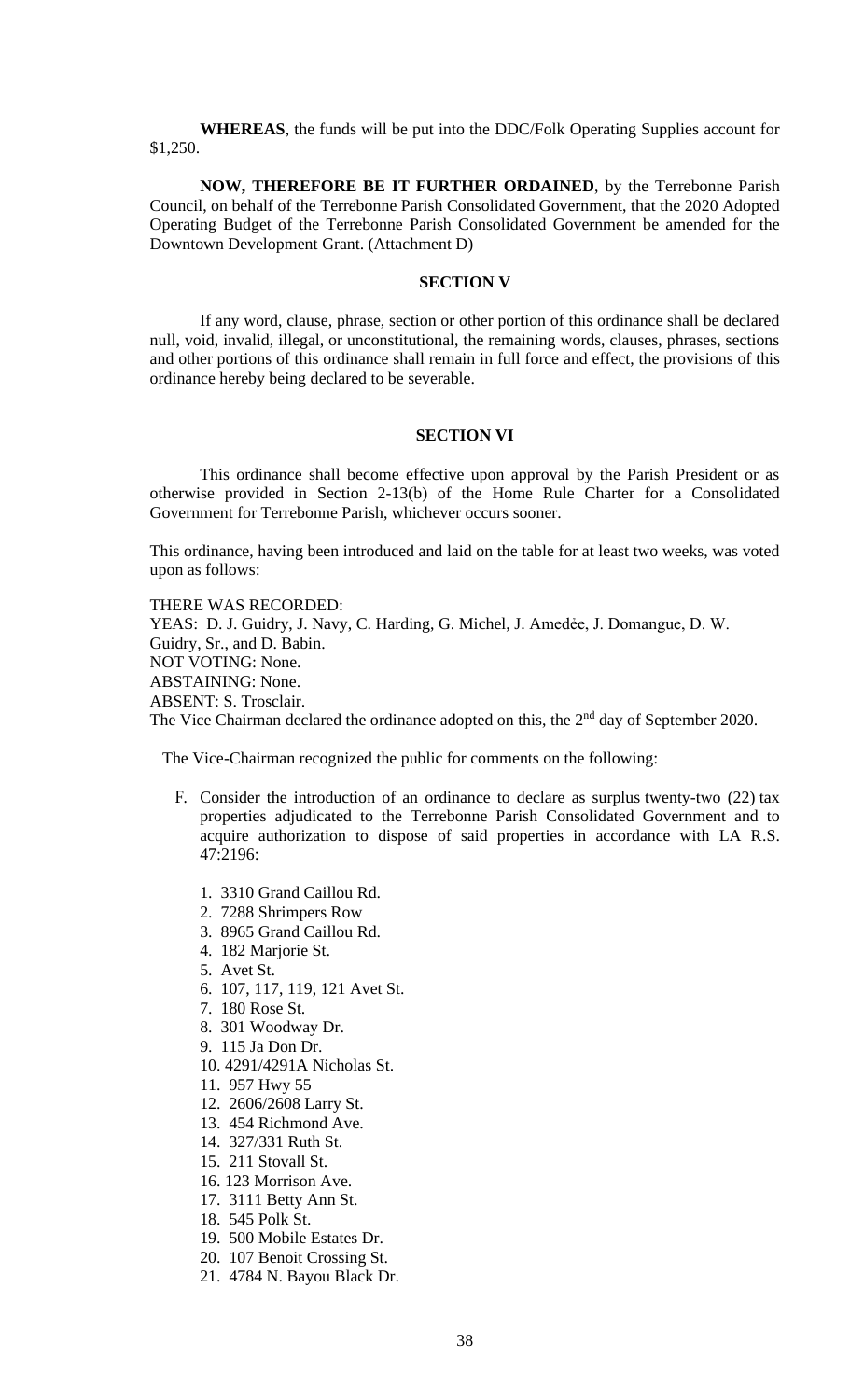**WHEREAS**, the funds will be put into the DDC/Folk Operating Supplies account for $1,250.

**NOW, THEREFORE BE IT FURTHER ORDAINED**, by the Terrebonne Parish Council, on behalf of the Terrebonne Parish Consolidated Government, that the 2020 Adopted Operating Budget of the Terrebonne Parish Consolidated Government be amended for the Downtown Development Grant. (Attachment D)

**SECTION V**

If any word, clause, phrase, section or other portion of this ordinance shall be declared null, void, invalid, illegal, or unconstitutional, the remaining words, clauses, phrases, sections and other portions of this ordinance shall remain in full force and effect, the provisions of this ordinance hereby being declared to be severable.

**SECTION VI**

This ordinance shall become effective upon approval by the Parish President or as otherwise provided in Section 2-13(b) of the Home Rule Charter for a Consolidated Government for Terrebonne Parish, whichever occurs sooner.

This ordinance, having been introduced and laid on the table for at least two weeks, was voted upon as follows:

THERE WAS RECORDED:
YEAS: D. J. Guidry, J. Navy, C. Harding, G. Michel, J. Amedèe, J. Domangue, D. W. Guidry, Sr., and D. Babin.
NOT VOTING: None.
ABSTAINING: None.
ABSENT: S. Trosclair.
The Vice Chairman declared the ordinance adopted on this, the 2nd day of September 2020.

The Vice-Chairman recognized the public for comments on the following:

F. Consider the introduction of an ordinance to declare as surplus twenty-two (22) tax properties adjudicated to the Terrebonne Parish Consolidated Government and to acquire authorization to dispose of said properties in accordance with LA R.S. 47:2196:

1. 3310 Grand Caillou Rd.
2. 7288 Shrimpers Row
3. 8965 Grand Caillou Rd.
4. 182 Marjorie St.
5. Avet St.
6. 107, 117, 119, 121 Avet St.
7. 180 Rose St.
8. 301 Woodway Dr.
9. 115 Ja Don Dr.
10. 4291/4291A Nicholas St.
11. 957 Hwy 55
12. 2606/2608 Larry St.
13. 454 Richmond Ave.
14. 327/331 Ruth St.
15. 211 Stovall St.
16. 123 Morrison Ave.
17. 3111 Betty Ann St.
18. 545 Polk St.
19. 500 Mobile Estates Dr.
20. 107 Benoit Crossing St.
21. 4784 N. Bayou Black Dr.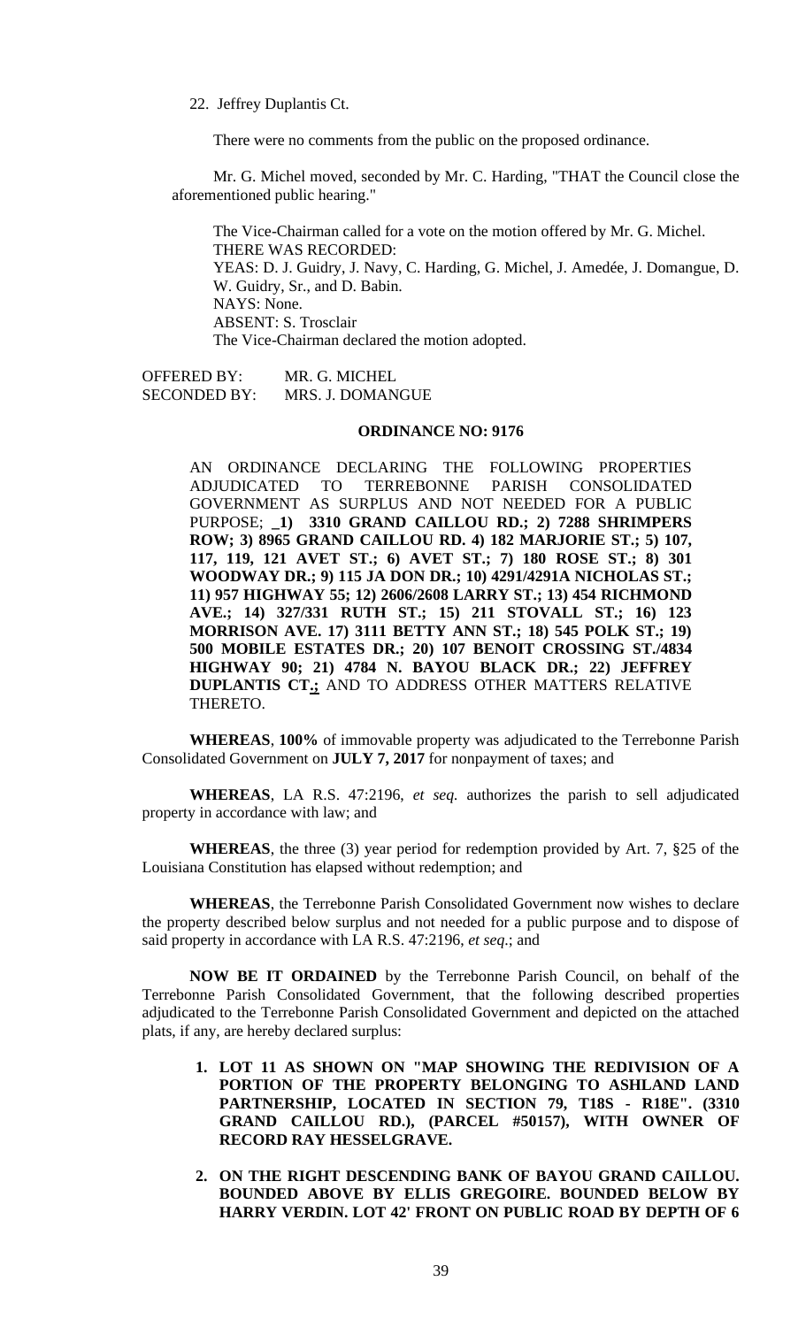22. Jeffrey Duplantis Ct.

There were no comments from the public on the proposed ordinance.

Mr. G. Michel moved, seconded by Mr. C. Harding, "THAT the Council close the aforementioned public hearing."

The Vice-Chairman called for a vote on the motion offered by Mr. G. Michel.
THERE WAS RECORDED:
YEAS: D. J. Guidry, J. Navy, C. Harding, G. Michel, J. Amedée, J. Domangue, D. W. Guidry, Sr., and D. Babin.
NAYS: None.
ABSENT: S. Trosclair
The Vice-Chairman declared the motion adopted.

OFFERED BY: MR. G. MICHEL
SECONDED BY: MRS. J. DOMANGUE

**ORDINANCE NO: 9176**

AN ORDINANCE DECLARING THE FOLLOWING PROPERTIES ADJUDICATED TO TERREBONNE PARISH CONSOLIDATED GOVERNMENT AS SURPLUS AND NOT NEEDED FOR A PUBLIC PURPOSE; **_1) 3310 GRAND CAILLOU RD.; 2) 7288 SHRIMPERS ROW; 3) 8965 GRAND CAILLOU RD. 4) 182 MARJORIE ST.; 5) 107, 117, 119, 121 AVET ST.; 6) AVET ST.; 7) 180 ROSE ST.; 8) 301 WOODWAY DR.; 9) 115 JA DON DR.; 10) 4291/4291A NICHOLAS ST.; 11) 957 HIGHWAY 55; 12) 2606/2608 LARRY ST.; 13) 454 RICHMOND AVE.; 14) 327/331 RUTH ST.; 15) 211 STOVALL ST.; 16) 123 MORRISON AVE. 17) 3111 BETTY ANN ST.; 18) 545 POLK ST.; 19) 500 MOBILE ESTATES DR.; 20) 107 BENOIT CROSSING ST./4834 HIGHWAY 90; 21) 4784 N. BAYOU BLACK DR.; 22) JEFFREY DUPLANTIS CT._;** AND TO ADDRESS OTHER MATTERS RELATIVE THERETO.

**WHEREAS**, **100%** of immovable property was adjudicated to the Terrebonne Parish Consolidated Government on **JULY 7, 2017** for nonpayment of taxes; and

**WHEREAS**, LA R.S. 47:2196, *et seq.* authorizes the parish to sell adjudicated property in accordance with law; and

**WHEREAS**, the three (3) year period for redemption provided by Art. 7, §25 of the Louisiana Constitution has elapsed without redemption; and

**WHEREAS**, the Terrebonne Parish Consolidated Government now wishes to declare the property described below surplus and not needed for a public purpose and to dispose of said property in accordance with LA R.S. 47:2196, *et seq*.; and

**NOW BE IT ORDAINED** by the Terrebonne Parish Council, on behalf of the Terrebonne Parish Consolidated Government, that the following described properties adjudicated to the Terrebonne Parish Consolidated Government and depicted on the attached plats, if any, are hereby declared surplus:

1. **LOT 11 AS SHOWN ON "MAP SHOWING THE REDIVISION OF A PORTION OF THE PROPERTY BELONGING TO ASHLAND LAND PARTNERSHIP, LOCATED IN SECTION 79, T18S - R18E". (3310 GRAND CAILLOU RD.), (PARCEL #50157), WITH OWNER OF RECORD RAY HESSELGRAVE.**

2. **ON THE RIGHT DESCENDING BANK OF BAYOU GRAND CAILLOU. BOUNDED ABOVE BY ELLIS GREGOIRE. BOUNDED BELOW BY HARRY VERDIN. LOT 42' FRONT ON PUBLIC ROAD BY DEPTH OF 6**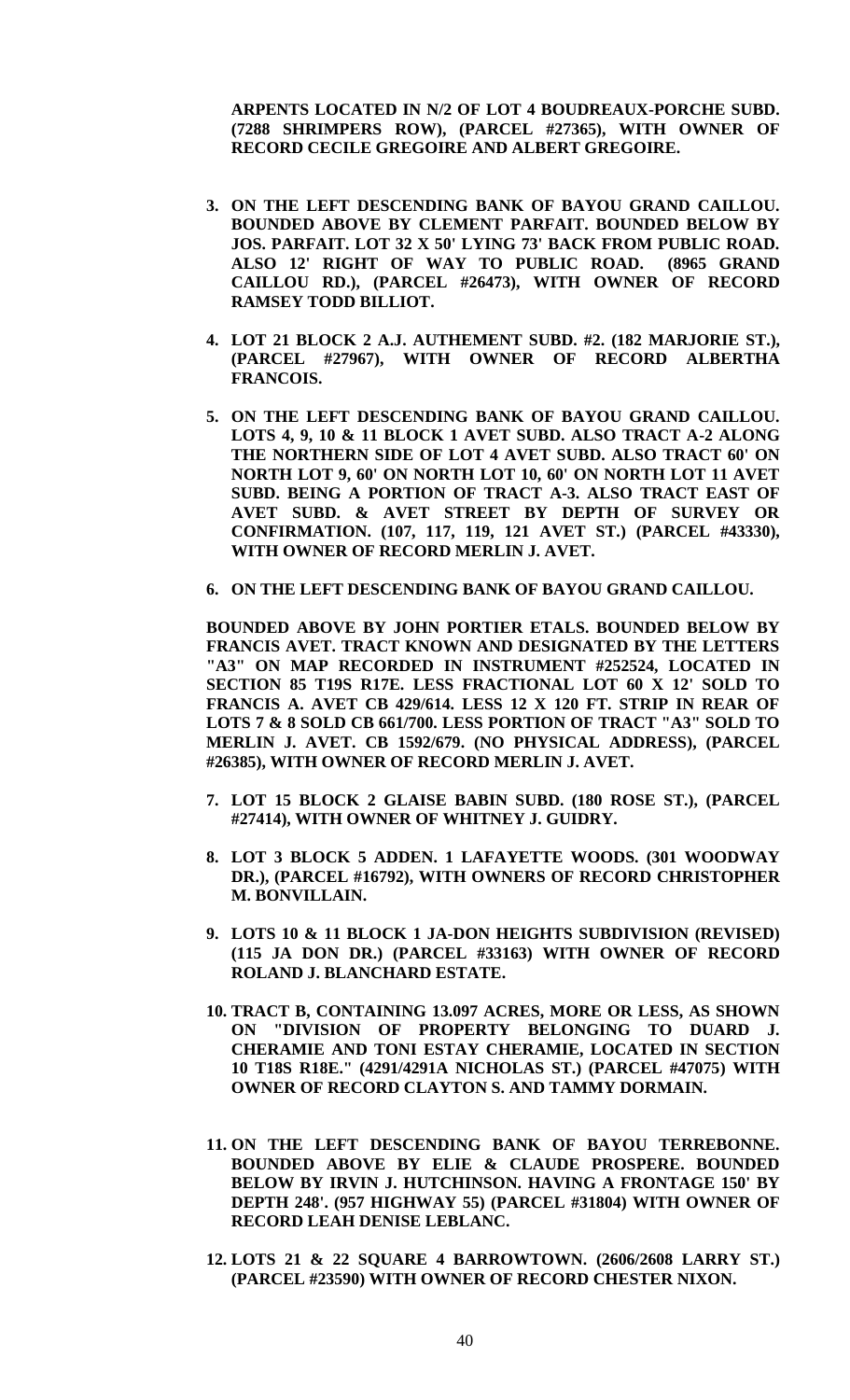**ARPENTS LOCATED IN N/2 OF LOT 4 BOUDREAUX-PORCHE SUBD. (7288 SHRIMPERS ROW), (PARCEL #27365), WITH OWNER OF RECORD CECILE GREGOIRE AND ALBERT GREGOIRE.**

3. **ON THE LEFT DESCENDING BANK OF BAYOU GRAND CAILLOU. BOUNDED ABOVE BY CLEMENT PARFAIT. BOUNDED BELOW BY JOS. PARFAIT. LOT 32 X 50' LYING 73' BACK FROM PUBLIC ROAD. ALSO 12' RIGHT OF WAY TO PUBLIC ROAD. (8965 GRAND CAILLOU RD.), (PARCEL #26473), WITH OWNER OF RECORD RAMSEY TODD BILLIOT.**

4. **LOT 21 BLOCK 2 A.J. AUTHEMENT SUBD. #2. (182 MARJORIE ST.), (PARCEL #27967), WITH OWNER OF RECORD ALBERTHA FRANCOIS.**

5. **ON THE LEFT DESCENDING BANK OF BAYOU GRAND CAILLOU. LOTS 4, 9, 10 & 11 BLOCK 1 AVET SUBD. ALSO TRACT A-2 ALONG THE NORTHERN SIDE OF LOT 4 AVET SUBD. ALSO TRACT 60' ON NORTH LOT 9, 60' ON NORTH LOT 10, 60' ON NORTH LOT 11 AVET SUBD. BEING A PORTION OF TRACT A-3. ALSO TRACT EAST OF AVET SUBD. & AVET STREET BY DEPTH OF SURVEY OR CONFIRMATION. (107, 117, 119, 121 AVET ST.) (PARCEL #43330), WITH OWNER OF RECORD MERLIN J. AVET.**

6. **ON THE LEFT DESCENDING BANK OF BAYOU GRAND CAILLOU.**

   **BOUNDED ABOVE BY JOHN PORTIER ETALS. BOUNDED BELOW BY FRANCIS AVET. TRACT KNOWN AND DESIGNATED BY THE LETTERS "A3" ON MAP RECORDED IN INSTRUMENT #252524, LOCATED IN SECTION 85 T19S R17E. LESS FRACTIONAL LOT 60 X 12' SOLD TO FRANCIS A. AVET CB 429/614. LESS 12 X 120 FT. STRIP IN REAR OF LOTS 7 & 8 SOLD CB 661/700. LESS PORTION OF TRACT "A3" SOLD TO MERLIN J. AVET. CB 1592/679. (NO PHYSICAL ADDRESS), (PARCEL #26385), WITH OWNER OF RECORD MERLIN J. AVET.**

7. **LOT 15 BLOCK 2 GLAISE BABIN SUBD. (180 ROSE ST.), (PARCEL #27414), WITH OWNER OF WHITNEY J. GUIDRY.**

8. **LOT 3 BLOCK 5 ADDEN. 1 LAFAYETTE WOODS. (301 WOODWAY DR.), (PARCEL #16792), WITH OWNERS OF RECORD CHRISTOPHER M. BONVILLAIN.**

9. **LOTS 10 & 11 BLOCK 1 JA-DON HEIGHTS SUBDIVISION (REVISED) (115 JA DON DR.) (PARCEL #33163) WITH OWNER OF RECORD ROLAND J. BLANCHARD ESTATE.**

10. **TRACT B, CONTAINING 13.097 ACRES, MORE OR LESS, AS SHOWN ON "DIVISION OF PROPERTY BELONGING TO DUARD J. CHERAMIE AND TONI ESTAY CHERAMIE, LOCATED IN SECTION 10 T18S R18E." (4291/4291A NICHOLAS ST.) (PARCEL #47075) WITH OWNER OF RECORD CLAYTON S. AND TAMMY DORMAIN.**

11. **ON THE LEFT DESCENDING BANK OF BAYOU TERREBONNE. BOUNDED ABOVE BY ELIE & CLAUDE PROSPERE. BOUNDED BELOW BY IRVIN J. HUTCHINSON. HAVING A FRONTAGE 150' BY DEPTH 248'. (957 HIGHWAY 55) (PARCEL #31804) WITH OWNER OF RECORD LEAH DENISE LEBLANC.**

12. **LOTS 21 & 22 SQUARE 4 BARROWTOWN. (2606/2608 LARRY ST.) (PARCEL #23590) WITH OWNER OF RECORD CHESTER NIXON.**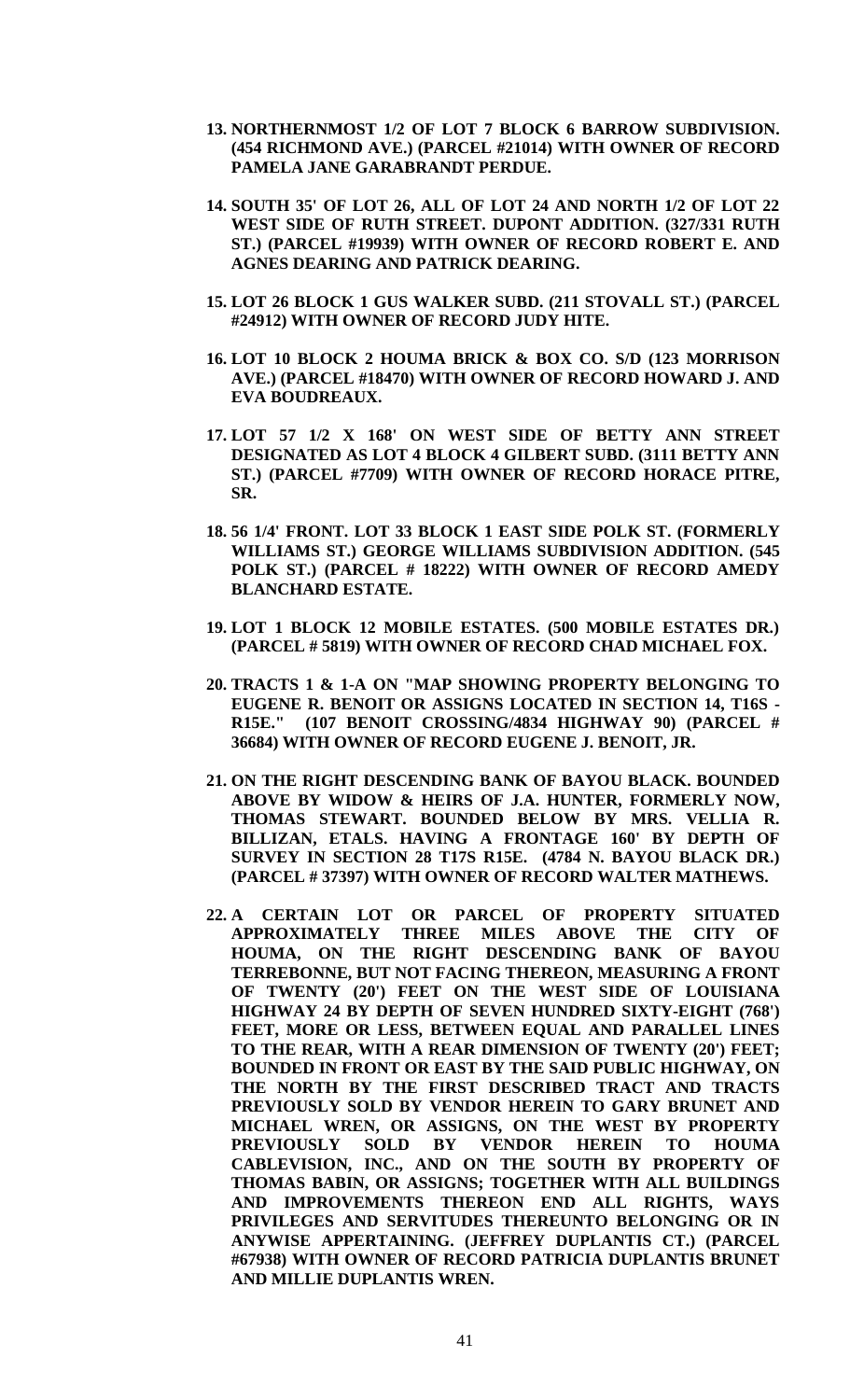13. **NORTHERNMOST 1/2 OF LOT 7 BLOCK 6 BARROW SUBDIVISION. (454 RICHMOND AVE.) (PARCEL #21014) WITH OWNER OF RECORD PAMELA JANE GARABRANDT PERDUE.**

14. **SOUTH 35' OF LOT 26, ALL OF LOT 24 AND NORTH 1/2 OF LOT 22 WEST SIDE OF RUTH STREET. DUPONT ADDITION. (327/331 RUTH ST.) (PARCEL #19939) WITH OWNER OF RECORD ROBERT E. AND AGNES DEARING AND PATRICK DEARING.**

15. **LOT 26 BLOCK 1 GUS WALKER SUBD. (211 STOVALL ST.) (PARCEL #24912) WITH OWNER OF RECORD JUDY HITE.**

16. **LOT 10 BLOCK 2 HOUMA BRICK & BOX CO. S/D (123 MORRISON AVE.) (PARCEL #18470) WITH OWNER OF RECORD HOWARD J. AND EVA BOUDREAUX.**

17. **LOT 57 1/2 X 168' ON WEST SIDE OF BETTY ANN STREET DESIGNATED AS LOT 4 BLOCK 4 GILBERT SUBD. (3111 BETTY ANN ST.) (PARCEL #7709) WITH OWNER OF RECORD HORACE PITRE, SR.**

18. **56 1/4' FRONT. LOT 33 BLOCK 1 EAST SIDE POLK ST. (FORMERLY WILLIAMS ST.) GEORGE WILLIAMS SUBDIVISION ADDITION. (545 POLK ST.) (PARCEL # 18222) WITH OWNER OF RECORD AMEDY BLANCHARD ESTATE.**

19. **LOT 1 BLOCK 12 MOBILE ESTATES. (500 MOBILE ESTATES DR.) (PARCEL # 5819) WITH OWNER OF RECORD CHAD MICHAEL FOX.**

20. **TRACTS 1 & 1-A ON "MAP SHOWING PROPERTY BELONGING TO EUGENE R. BENOIT OR ASSIGNS LOCATED IN SECTION 14, T16S - R15E." (107 BENOIT CROSSING/4834 HIGHWAY 90) (PARCEL # 36684) WITH OWNER OF RECORD EUGENE J. BENOIT, JR.**

21. **ON THE RIGHT DESCENDING BANK OF BAYOU BLACK. BOUNDED ABOVE BY WIDOW & HEIRS OF J.A. HUNTER, FORMERLY NOW, THOMAS STEWART. BOUNDED BELOW BY MRS. VELLIA R. BILLIZAN, ETALS. HAVING A FRONTAGE 160' BY DEPTH OF SURVEY IN SECTION 28 T17S R15E. (4784 N. BAYOU BLACK DR.) (PARCEL # 37397) WITH OWNER OF RECORD WALTER MATHEWS.**

22. **A CERTAIN LOT OR PARCEL OF PROPERTY SITUATED APPROXIMATELY THREE MILES ABOVE THE CITY OF HOUMA, ON THE RIGHT DESCENDING BANK OF BAYOU TERREBONNE, BUT NOT FACING THEREON, MEASURING A FRONT OF TWENTY (20') FEET ON THE WEST SIDE OF LOUISIANA HIGHWAY 24 BY DEPTH OF SEVEN HUNDRED SIXTY-EIGHT (768') FEET, MORE OR LESS, BETWEEN EQUAL AND PARALLEL LINES TO THE REAR, WITH A REAR DIMENSION OF TWENTY (20') FEET; BOUNDED IN FRONT OR EAST BY THE SAID PUBLIC HIGHWAY, ON THE NORTH BY THE FIRST DESCRIBED TRACT AND TRACTS PREVIOUSLY SOLD BY VENDOR HEREIN TO GARY BRUNET AND MICHAEL WREN, OR ASSIGNS, ON THE WEST BY PROPERTY PREVIOUSLY SOLD BY VENDOR HEREIN TO HOUMA CABLEVISION, INC., AND ON THE SOUTH BY PROPERTY OF THOMAS BABIN, OR ASSIGNS; TOGETHER WITH ALL BUILDINGS AND IMPROVEMENTS THEREON END ALL RIGHTS, WAYS PRIVILEGES AND SERVITUDES THEREUNTO BELONGING OR IN ANYWISE APPERTAINING. (JEFFREY DUPLANTIS CT.) (PARCEL #67938) WITH OWNER OF RECORD PATRICIA DUPLANTIS BRUNET AND MILLIE DUPLANTIS WREN.**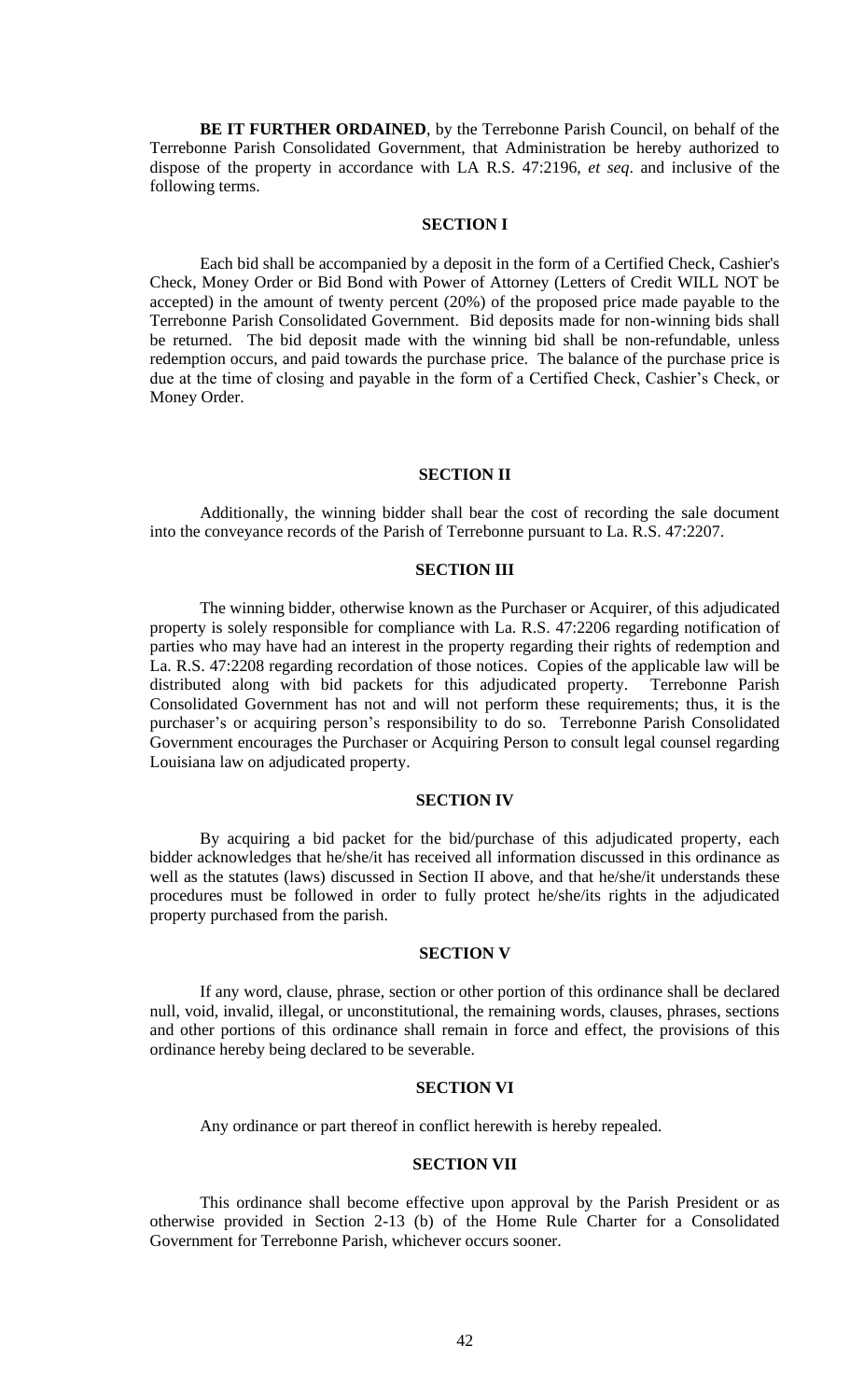**BE IT FURTHER ORDAINED**, by the Terrebonne Parish Council, on behalf of the Terrebonne Parish Consolidated Government, that Administration be hereby authorized to dispose of the property in accordance with LA R.S. 47:2196, *et seq*. and inclusive of the following terms.

**SECTION I**

Each bid shall be accompanied by a deposit in the form of a Certified Check, Cashier's Check, Money Order or Bid Bond with Power of Attorney (Letters of Credit WILL NOT be accepted) in the amount of twenty percent (20%) of the proposed price made payable to the Terrebonne Parish Consolidated Government. Bid deposits made for non-winning bids shall be returned. The bid deposit made with the winning bid shall be non-refundable, unless redemption occurs, and paid towards the purchase price. The balance of the purchase price is due at the time of closing and payable in the form of a Certified Check, Cashier's Check, or Money Order.

**SECTION II**

Additionally, the winning bidder shall bear the cost of recording the sale document into the conveyance records of the Parish of Terrebonne pursuant to La. R.S. 47:2207.

**SECTION III**

The winning bidder, otherwise known as the Purchaser or Acquirer, of this adjudicated property is solely responsible for compliance with La. R.S. 47:2206 regarding notification of parties who may have had an interest in the property regarding their rights of redemption and La. R.S. 47:2208 regarding recordation of those notices. Copies of the applicable law will be distributed along with bid packets for this adjudicated property. Terrebonne Parish Consolidated Government has not and will not perform these requirements; thus, it is the purchaser's or acquiring person's responsibility to do so. Terrebonne Parish Consolidated Government encourages the Purchaser or Acquiring Person to consult legal counsel regarding Louisiana law on adjudicated property.

**SECTION IV**

By acquiring a bid packet for the bid/purchase of this adjudicated property, each bidder acknowledges that he/she/it has received all information discussed in this ordinance as well as the statutes (laws) discussed in Section II above, and that he/she/it understands these procedures must be followed in order to fully protect he/she/its rights in the adjudicated property purchased from the parish.

**SECTION V**

If any word, clause, phrase, section or other portion of this ordinance shall be declared null, void, invalid, illegal, or unconstitutional, the remaining words, clauses, phrases, sections and other portions of this ordinance shall remain in force and effect, the provisions of this ordinance hereby being declared to be severable.

**SECTION VI**

Any ordinance or part thereof in conflict herewith is hereby repealed.

**SECTION VII**

This ordinance shall become effective upon approval by the Parish President or as otherwise provided in Section 2-13 (b) of the Home Rule Charter for a Consolidated Government for Terrebonne Parish, whichever occurs sooner.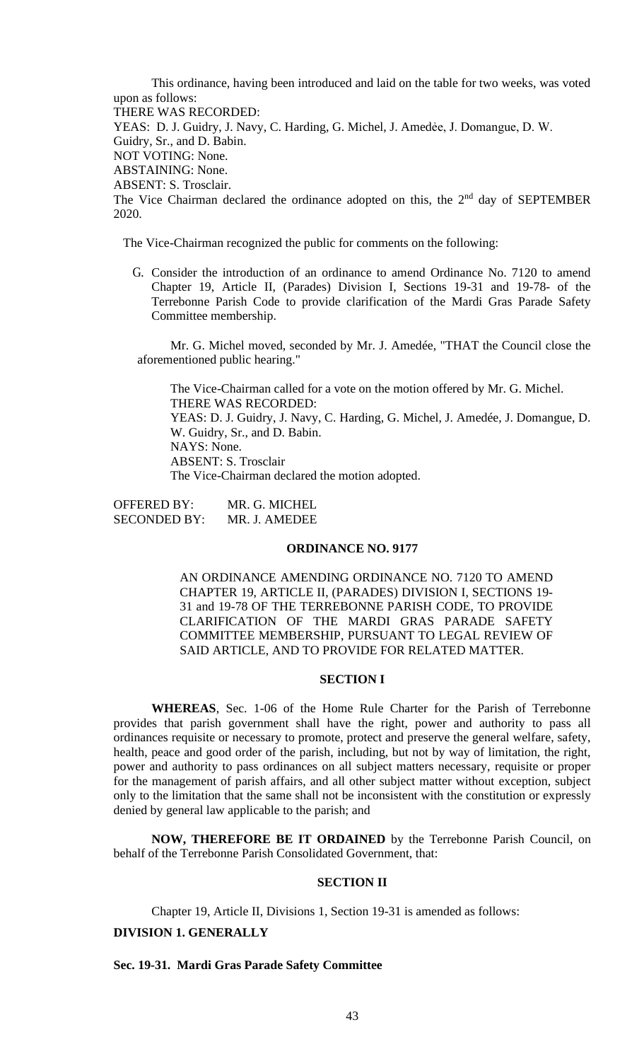This ordinance, having been introduced and laid on the table for two weeks, was voted upon as follows:

THERE WAS RECORDED:

YEAS: D. J. Guidry, J. Navy, C. Harding, G. Michel, J. Amedẻe, J. Domangue, D. W. Guidry, Sr., and D. Babin.

NOT VOTING: None.

ABSTAINING: None.

ABSENT: S. Trosclair.

The Vice Chairman declared the ordinance adopted on this, the 2nd day of SEPTEMBER 2020.

The Vice-Chairman recognized the public for comments on the following:

G. Consider the introduction of an ordinance to amend Ordinance No. 7120 to amend Chapter 19, Article II, (Parades) Division I, Sections 19-31 and 19-78- of the Terrebonne Parish Code to provide clarification of the Mardi Gras Parade Safety Committee membership.

Mr. G. Michel moved, seconded by Mr. J. Amedée, "THAT the Council close the aforementioned public hearing."

The Vice-Chairman called for a vote on the motion offered by Mr. G. Michel.

THERE WAS RECORDED:

YEAS: D. J. Guidry, J. Navy, C. Harding, G. Michel, J. Amedée, J. Domangue, D. W. Guidry, Sr., and D. Babin.

NAYS: None.

ABSENT: S. Trosclair

The Vice-Chairman declared the motion adopted.

OFFERED BY: MR. G. MICHEL
SECONDED BY: MR. J. AMEDEE

## ORDINANCE NO. 9177

AN ORDINANCE AMENDING ORDINANCE NO. 7120 TO AMEND CHAPTER 19, ARTICLE II, (PARADES) DIVISION I, SECTIONS 19-31 and 19-78 OF THE TERREBONNE PARISH CODE, TO PROVIDE CLARIFICATION OF THE MARDI GRAS PARADE SAFETY COMMITTEE MEMBERSHIP, PURSUANT TO LEGAL REVIEW OF SAID ARTICLE, AND TO PROVIDE FOR RELATED MATTER.

### SECTION I

**WHEREAS**, Sec. 1-06 of the Home Rule Charter for the Parish of Terrebonne provides that parish government shall have the right, power and authority to pass all ordinances requisite or necessary to promote, protect and preserve the general welfare, safety, health, peace and good order of the parish, including, but not by way of limitation, the right, power and authority to pass ordinances on all subject matters necessary, requisite or proper for the management of parish affairs, and all other subject matter without exception, subject only to the limitation that the same shall not be inconsistent with the constitution or expressly denied by general law applicable to the parish; and

**NOW, THEREFORE BE IT ORDAINED** by the Terrebonne Parish Council, on behalf of the Terrebonne Parish Consolidated Government, that:

### SECTION II

Chapter 19, Article II, Divisions 1, Section 19-31 is amended as follows:

**DIVISION 1. GENERALLY**

**Sec. 19-31. Mardi Gras Parade Safety Committee**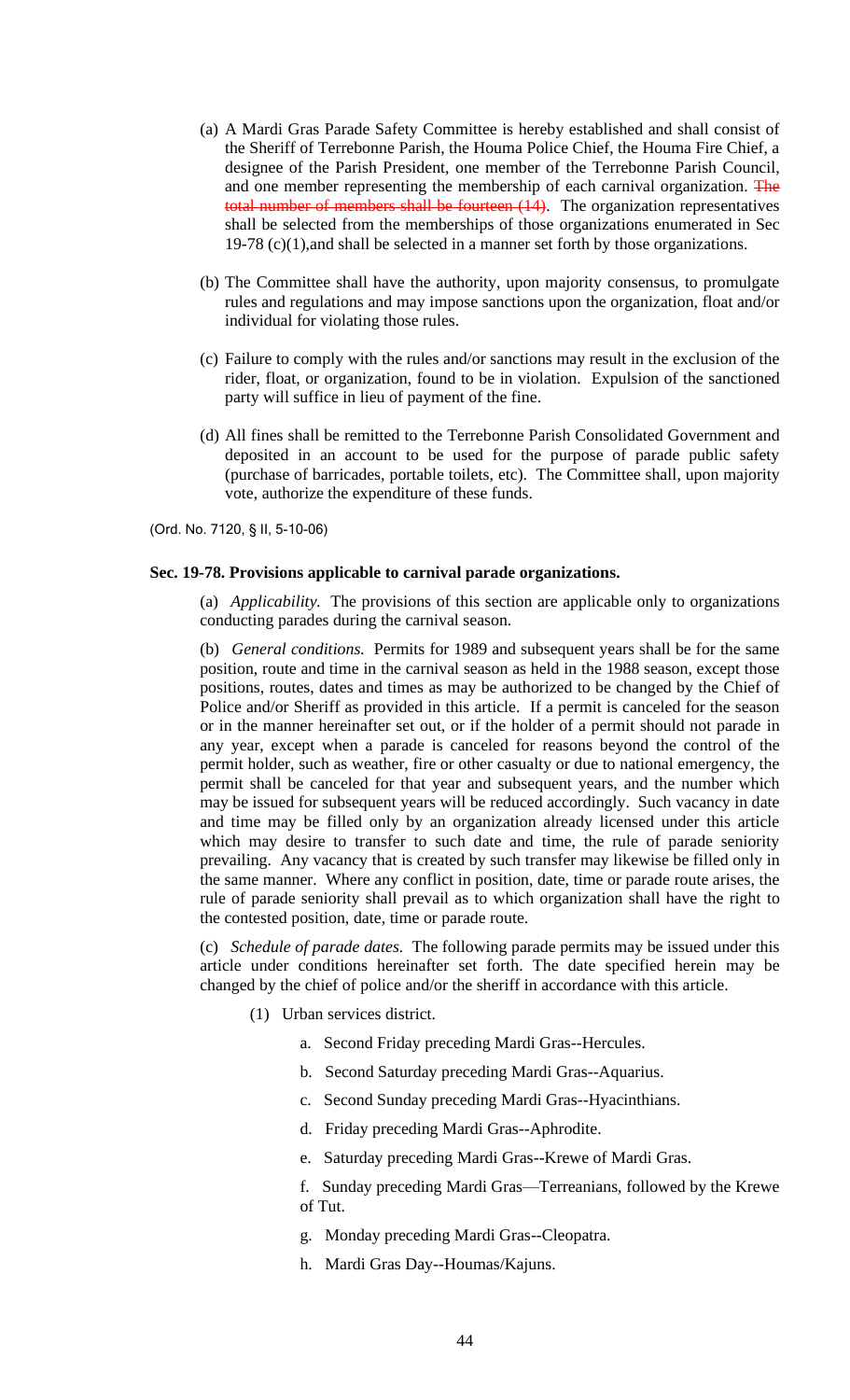(a) A Mardi Gras Parade Safety Committee is hereby established and shall consist of the Sheriff of Terrebonne Parish, the Houma Police Chief, the Houma Fire Chief, a designee of the Parish President, one member of the Terrebonne Parish Council, and one member representing the membership of each carnival organization. ~~The total number of members shall be fourteen (14).~~ The organization representatives shall be selected from the memberships of those organizations enumerated in Sec 19-78 (c)(1),and shall be selected in a manner set forth by those organizations.

(b) The Committee shall have the authority, upon majority consensus, to promulgate rules and regulations and may impose sanctions upon the organization, float and/or individual for violating those rules.

(c) Failure to comply with the rules and/or sanctions may result in the exclusion of the rider, float, or organization, found to be in violation. Expulsion of the sanctioned party will suffice in lieu of payment of the fine.

(d) All fines shall be remitted to the Terrebonne Parish Consolidated Government and deposited in an account to be used for the purpose of parade public safety (purchase of barricades, portable toilets, etc). The Committee shall, upon majority vote, authorize the expenditure of these funds.

(Ord. No. 7120, § II, 5-10-06)

**Sec. 19-78. Provisions applicable to carnival parade organizations.**

(a) *Applicability.* The provisions of this section are applicable only to organizations conducting parades during the carnival season.

(b) *General conditions.* Permits for 1989 and subsequent years shall be for the same position, route and time in the carnival season as held in the 1988 season, except those positions, routes, dates and times as may be authorized to be changed by the Chief of Police and/or Sheriff as provided in this article. If a permit is canceled for the season or in the manner hereinafter set out, or if the holder of a permit should not parade in any year, except when a parade is canceled for reasons beyond the control of the permit holder, such as weather, fire or other casualty or due to national emergency, the permit shall be canceled for that year and subsequent years, and the number which may be issued for subsequent years will be reduced accordingly. Such vacancy in date and time may be filled only by an organization already licensed under this article which may desire to transfer to such date and time, the rule of parade seniority prevailing. Any vacancy that is created by such transfer may likewise be filled only in the same manner. Where any conflict in position, date, time or parade route arises, the rule of parade seniority shall prevail as to which organization shall have the right to the contested position, date, time or parade route.

(c) *Schedule of parade dates.* The following parade permits may be issued under this article under conditions hereinafter set forth. The date specified herein may be changed by the chief of police and/or the sheriff in accordance with this article.

(1) Urban services district.

a. Second Friday preceding Mardi Gras--Hercules.

b. Second Saturday preceding Mardi Gras--Aquarius.

c. Second Sunday preceding Mardi Gras--Hyacinthians.

d. Friday preceding Mardi Gras--Aphrodite.

e. Saturday preceding Mardi Gras--Krewe of Mardi Gras.

f. Sunday preceding Mardi Gras—Terreanians, followed by the Krewe of Tut.

g. Monday preceding Mardi Gras--Cleopatra.

h. Mardi Gras Day--Houmas/Kajuns.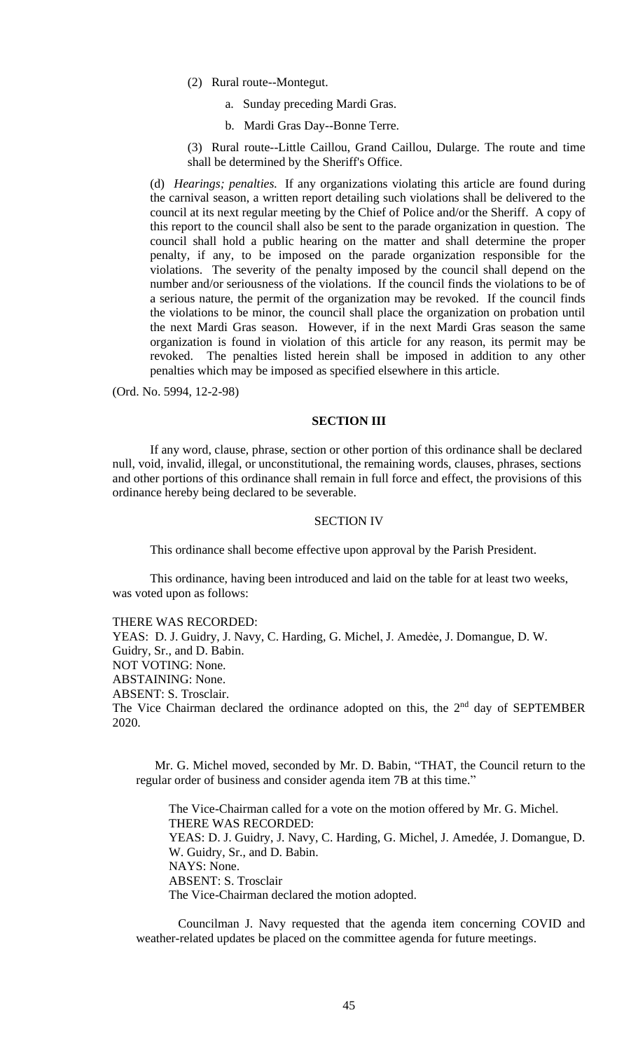(2) Rural route--Montegut.

a. Sunday preceding Mardi Gras.

b. Mardi Gras Day--Bonne Terre.

(3) Rural route--Little Caillou, Grand Caillou, Dularge. The route and time shall be determined by the Sheriff's Office.

(d) *Hearings; penalties.* If any organizations violating this article are found during the carnival season, a written report detailing such violations shall be delivered to the council at its next regular meeting by the Chief of Police and/or the Sheriff. A copy of this report to the council shall also be sent to the parade organization in question. The council shall hold a public hearing on the matter and shall determine the proper penalty, if any, to be imposed on the parade organization responsible for the violations. The severity of the penalty imposed by the council shall depend on the number and/or seriousness of the violations. If the council finds the violations to be of a serious nature, the permit of the organization may be revoked. If the council finds the violations to be minor, the council shall place the organization on probation until the next Mardi Gras season. However, if in the next Mardi Gras season the same organization is found in violation of this article for any reason, its permit may be revoked. The penalties listed herein shall be imposed in addition to any other penalties which may be imposed as specified elsewhere in this article.

(Ord. No. 5994, 12-2-98)

**SECTION III**

If any word, clause, phrase, section or other portion of this ordinance shall be declared null, void, invalid, illegal, or unconstitutional, the remaining words, clauses, phrases, sections and other portions of this ordinance shall remain in full force and effect, the provisions of this ordinance hereby being declared to be severable.

SECTION IV

This ordinance shall become effective upon approval by the Parish President.

This ordinance, having been introduced and laid on the table for at least two weeks, was voted upon as follows:

THERE WAS RECORDED:
YEAS: D. J. Guidry, J. Navy, C. Harding, G. Michel, J. Amedèe, J. Domangue, D. W. Guidry, Sr., and D. Babin.
NOT VOTING: None.
ABSTAINING: None.
ABSENT: S. Trosclair.
The Vice Chairman declared the ordinance adopted on this, the 2nd day of SEPTEMBER 2020.

Mr. G. Michel moved, seconded by Mr. D. Babin, "THAT, the Council return to the regular order of business and consider agenda item 7B at this time."

The Vice-Chairman called for a vote on the motion offered by Mr. G. Michel.
THERE WAS RECORDED:
YEAS: D. J. Guidry, J. Navy, C. Harding, G. Michel, J. Amedée, J. Domangue, D. W. Guidry, Sr., and D. Babin.
NAYS: None.
ABSENT: S. Trosclair
The Vice-Chairman declared the motion adopted.

Councilman J. Navy requested that the agenda item concerning COVID and weather-related updates be placed on the committee agenda for future meetings.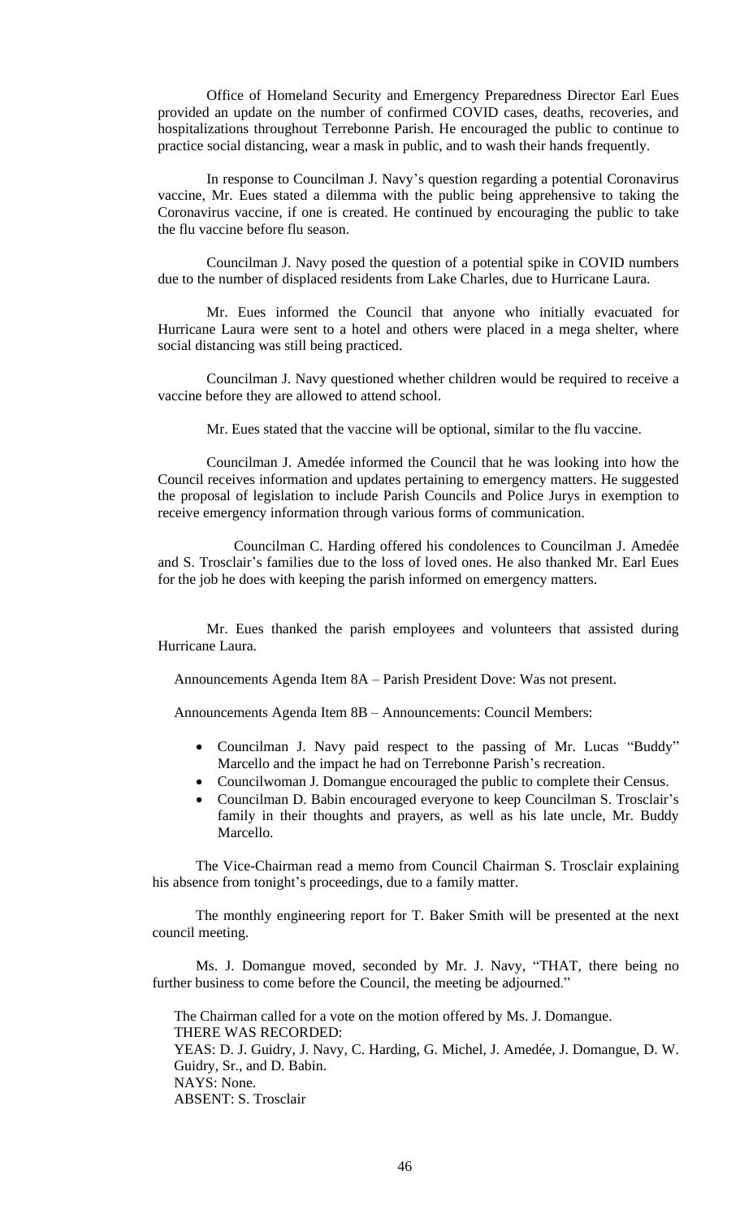Office of Homeland Security and Emergency Preparedness Director Earl Eues provided an update on the number of confirmed COVID cases, deaths, recoveries, and hospitalizations throughout Terrebonne Parish. He encouraged the public to continue to practice social distancing, wear a mask in public, and to wash their hands frequently.

In response to Councilman J. Navy's question regarding a potential Coronavirus vaccine, Mr. Eues stated a dilemma with the public being apprehensive to taking the Coronavirus vaccine, if one is created. He continued by encouraging the public to take the flu vaccine before flu season.

Councilman J. Navy posed the question of a potential spike in COVID numbers due to the number of displaced residents from Lake Charles, due to Hurricane Laura.

Mr. Eues informed the Council that anyone who initially evacuated for Hurricane Laura were sent to a hotel and others were placed in a mega shelter, where social distancing was still being practiced.

Councilman J. Navy questioned whether children would be required to receive a vaccine before they are allowed to attend school.

Mr. Eues stated that the vaccine will be optional, similar to the flu vaccine.

Councilman J. Amedée informed the Council that he was looking into how the Council receives information and updates pertaining to emergency matters. He suggested the proposal of legislation to include Parish Councils and Police Jurys in exemption to receive emergency information through various forms of communication.

Councilman C. Harding offered his condolences to Councilman J. Amedée and S. Trosclair's families due to the loss of loved ones. He also thanked Mr. Earl Eues for the job he does with keeping the parish informed on emergency matters.

Mr. Eues thanked the parish employees and volunteers that assisted during Hurricane Laura.

Announcements Agenda Item 8A – Parish President Dove: Was not present.

Announcements Agenda Item 8B – Announcements: Council Members:

- Councilman J. Navy paid respect to the passing of Mr. Lucas "Buddy" Marcello and the impact he had on Terrebonne Parish's recreation.
- Councilwoman J. Domangue encouraged the public to complete their Census.
- Councilman D. Babin encouraged everyone to keep Councilman S. Trosclair's family in their thoughts and prayers, as well as his late uncle, Mr. Buddy Marcello.

The Vice-Chairman read a memo from Council Chairman S. Trosclair explaining his absence from tonight's proceedings, due to a family matter.

The monthly engineering report for T. Baker Smith will be presented at the next council meeting.

Ms. J. Domangue moved, seconded by Mr. J. Navy, "THAT, there being no further business to come before the Council, the meeting be adjourned."

The Chairman called for a vote on the motion offered by Ms. J. Domangue.
THERE WAS RECORDED:
YEAS: D. J. Guidry, J. Navy, C. Harding, G. Michel, J. Amedée, J. Domangue, D. W. Guidry, Sr., and D. Babin.
NAYS: None.
ABSENT: S. Trosclair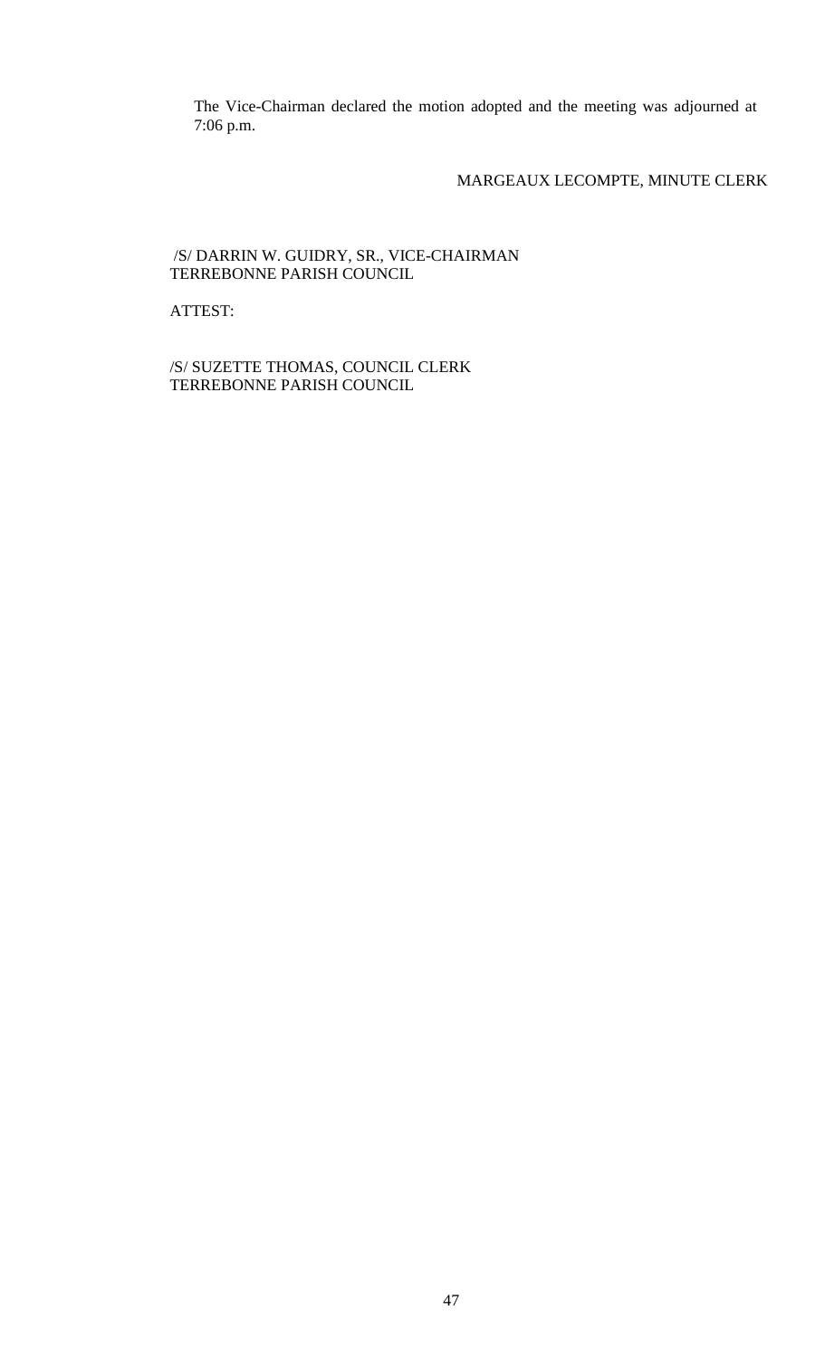The Vice-Chairman declared the motion adopted and the meeting was adjourned at 7:06 p.m.

MARGEAUX LECOMPTE, MINUTE CLERK

/S/ DARRIN W. GUIDRY, SR., VICE-CHAIRMAN
TERREBONNE PARISH COUNCIL

ATTEST:

/S/ SUZETTE THOMAS, COUNCIL CLERK
TERREBONNE PARISH COUNCIL